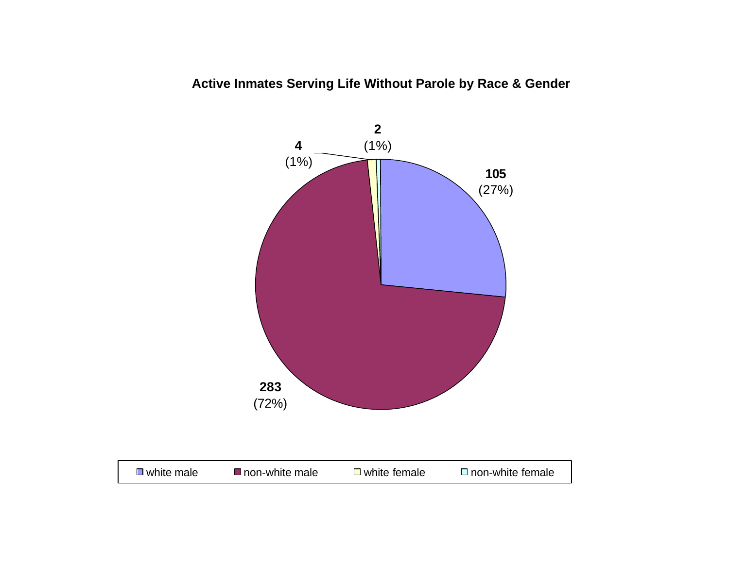**Active Inmates Serving Life Without Parole by Race & Gender**

2
(1%)

4
(1%)

105
(27%)

283
(72%)

white male
non-white male
white female
non-white female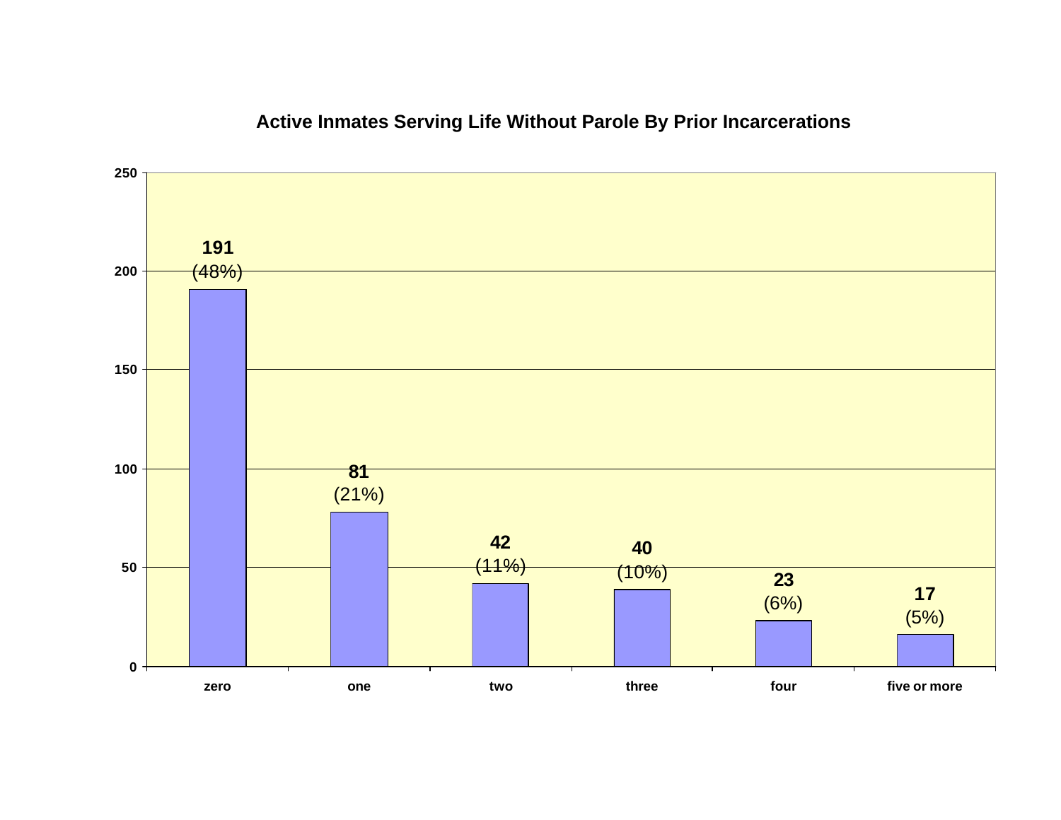**Active Inmates Serving Life Without Parole By Prior Incarcerations**

250
200
150
100
50
0

191
(48%)

81
(21%)

42
(11%)

40
(10%)

23
(6%)

17
(5%)

zero
one
two
three
four
five or more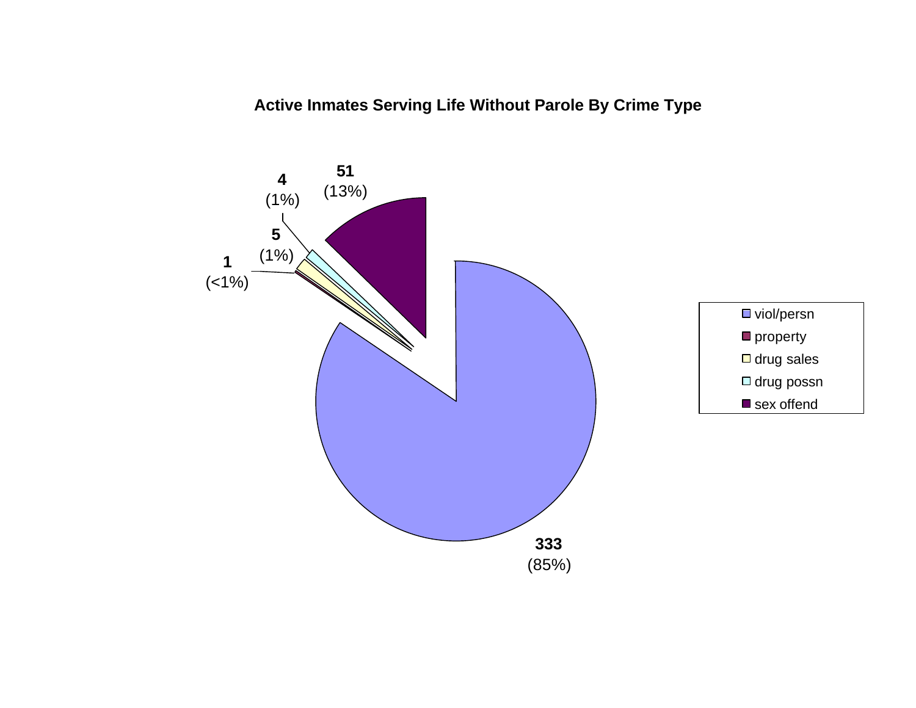**Active Inmates Serving Life Without Parole By Crime Type**

51
(13%)

4
(1%)

5
(1%)

1
(<1%)

333
(85%)

viol/persn
property
drug sales
drug possn
sex offend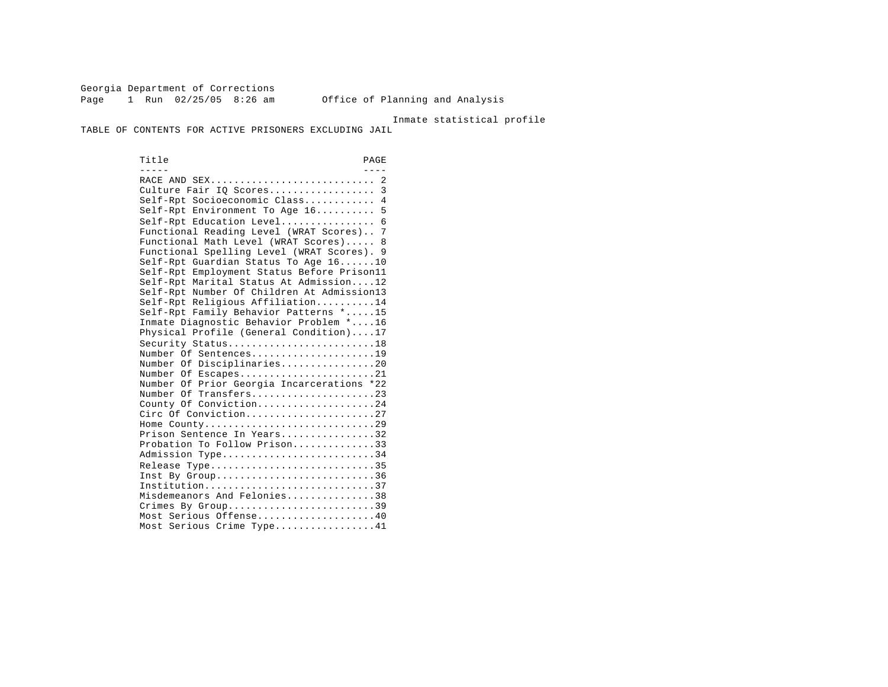Georgia Department of Corrections
Office of Planning and Analysis

Inmate statistical profile

TABLE OF CONTENTS FOR ACTIVE PRISONERS EXCLUDING JAIL

| Title | PAGE |
|---|---|
| RACE AND SEX | 2 |
| Culture Fair IQ Scores | 3 |
| Self-Rpt Socioeconomic Class | 4 |
| Self-Rpt Environment To Age 16 | 5 |
| Self-Rpt Education Level | 6 |
| Functional Reading Level (WRAT Scores) | 7 |
| Functional Math Level (WRAT Scores) | 8 |
| Functional Spelling Level (WRAT Scores) | 9 |
| Self-Rpt Guardian Status To Age 16 | 10 |
| Self-Rpt Employment Status Before Prison | 11 |
| Self-Rpt Marital Status At Admission | 12 |
| Self-Rpt Number Of Children At Admission | 13 |
| Self-Rpt Religious Affiliation | 14 |
| Self-Rpt Family Behavior Patterns * | 15 |
| Inmate Diagnostic Behavior Problem * | 16 |
| Physical Profile (General Condition) | 17 |
| Security Status | 18 |
| Number Of Sentences | 19 |
| Number Of Disciplinaries | 20 |
| Number Of Escapes | 21 |
| Number Of Prior Georgia Incarcerations * | 22 |
| Number Of Transfers | 23 |
| County Of Conviction | 24 |
| Circ Of Conviction | 27 |
| Home County | 29 |
| Prison Sentence In Years | 32 |
| Probation To Follow Prison | 33 |
| Admission Type | 34 |
| Release Type | 35 |
| Inst By Group | 36 |
| Institution | 37 |
| Misdemeanors And Felonies | 38 |
| Crimes By Group | 39 |
| Most Serious Offense | 40 |
| Most Serious Crime Type | 41 |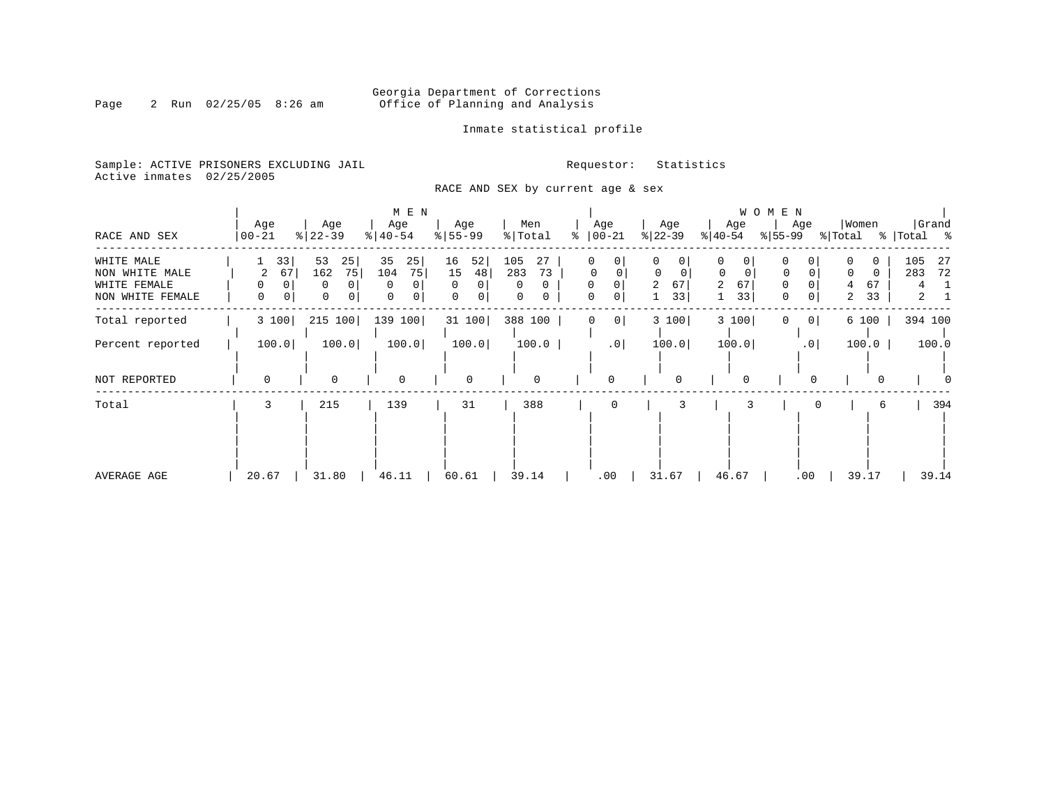Georgia Department of Corrections
Office of Planning and Analysis

Inmate statistical profile

Sample: ACTIVE PRISONERS EXCLUDING JAIL
Active inmates 02/25/2005

Requestor: Statistics

RACE AND SEX by current age & sex

| | MEN | | | | | | | | | | WOMEN | | | | | | | | | | | |
|---|---|---|---|---|---|---|---|---|---|---|---|---|---|---|---|---|---|---|---|---|---|---|
| RACE AND SEX | Age 00-21 | % | Age 22-39 | % | Age 40-54 | % | Age 55-99 | % | Men Total | % | Age 00-21 | % | Age 22-39 | % | Age 40-54 | % | Age 55-99 | % | Women Total | % | Grand Total | % |
| WHITE MALE | 1 | 33 | 53 | 25 | 35 | 25 | 16 | 52 | 105 | 27 | 0 | 0 | 0 | 0 | 0 | 0 | 0 | 0 | 0 | 0 | 105 | 27 |
| NON WHITE MALE | 2 | 67 | 162 | 75 | 104 | 75 | 15 | 48 | 283 | 73 | 0 | 0 | 0 | 0 | 0 | 0 | 0 | 0 | 0 | 0 | 283 | 72 |
| WHITE FEMALE | 0 | 0 | 0 | 0 | 0 | 0 | 0 | 0 | 0 | 0 | 0 | 0 | 2 | 67 | 2 | 67 | 0 | 0 | 4 | 67 | 4 | 1 |
| NON WHITE FEMALE | 0 | 0 | 0 | 0 | 0 | 0 | 0 | 0 | 0 | 0 | 0 | 0 | 1 | 33 | 1 | 33 | 0 | 0 | 2 | 33 | 2 | 1 |
| Total reported | 3 | 100 | 215 | 100 | 139 | 100 | 31 | 100 | 388 | 100 | 0 | 0 | 3 | 100 | 3 | 100 | 0 | 0 | 6 | 100 | 394 | 100 |
| Percent reported | 100.0 | | 100.0 | | 100.0 | | 100.0 | | 100.0 | | .0 | | 100.0 | | 100.0 | | .0 | | 100.0 | | 100.0 | |
| NOT REPORTED | 0 | | 0 | | 0 | | 0 | | 0 | | 0 | | 0 | | 0 | | 0 | | 0 | | 0 | |
| Total | 3 | | 215 | | 139 | | 31 | | 388 | | 0 | | 3 | | 3 | | 0 | | 6 | | 394 | |
| AVERAGE AGE | 20.67 | | 31.80 | | 46.11 | | 60.61 | | 39.14 | | .00 | | 31.67 | | 46.67 | | .00 | | 39.17 | | 39.14 | |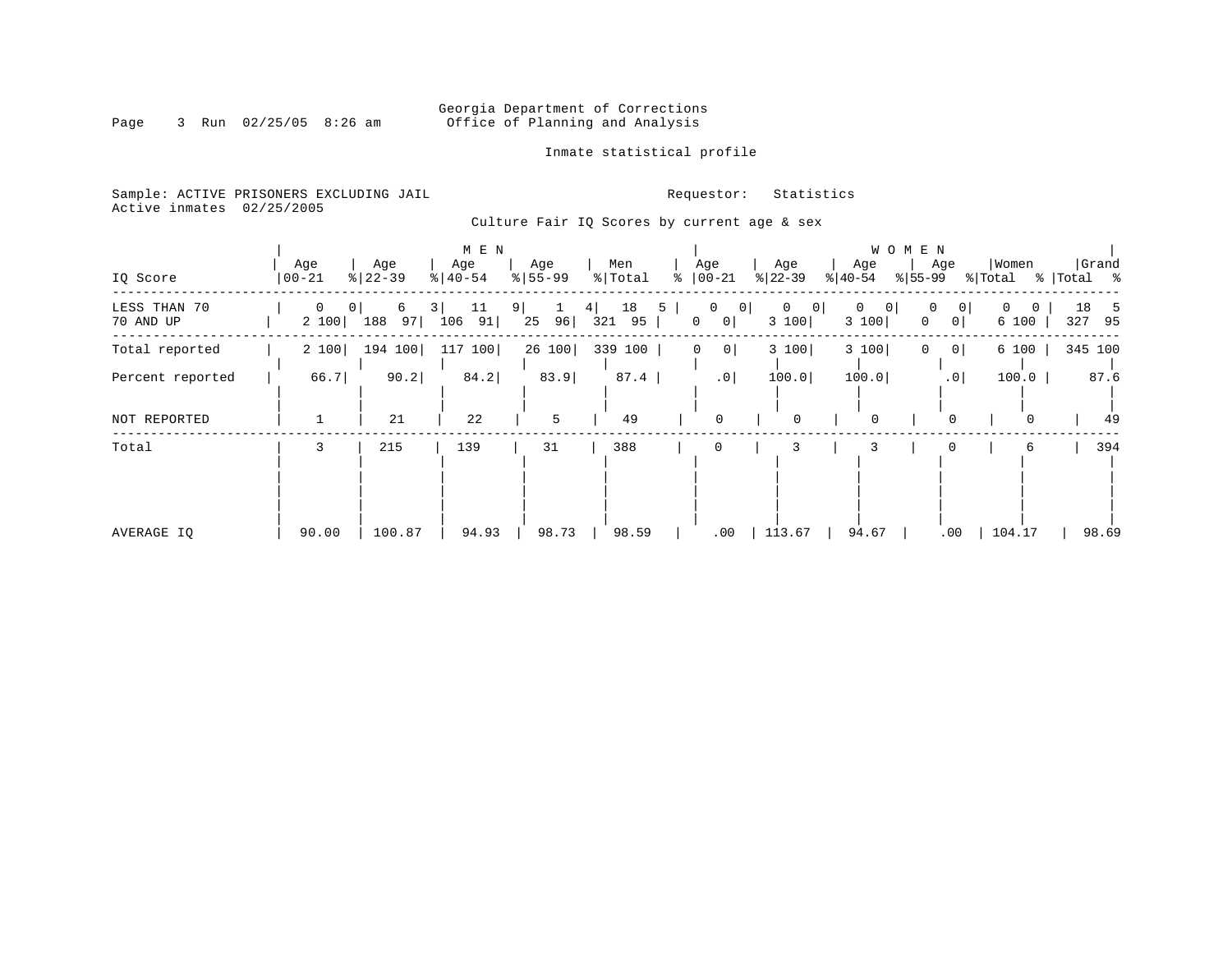Georgia Department of Corrections
Office of Planning and Analysis

Inmate statistical profile

Sample: ACTIVE PRISONERS EXCLUDING JAIL

Active inmates 02/25/2005

Requestor: Statistics

Culture Fair IQ Scores by current age & sex

| IQ Score | MEN Age 00-21 | % | Age 22-39 | % | Age 40-54 | % | Age 55-99 | % | Men Total | % | WOMEN Age 00-21 | % | Age 22-39 | % | Age 40-54 | % | Age 55-99 | % | Women Total | % | Grand Total | % |
|---|---|---|---|---|---|---|---|---|---|---|---|---|---|---|---|---|---|---|---|---|---|---|
| LESS THAN 70 | 0 | 0 | 6 | 3 | 11 | 9 | 1 | 4 | 18 | 5 | 0 | 0 | 0 | 0 | 0 | 0 | 0 | 0 | 0 | 0 | 18 | 5 |
| 70 AND UP | 2 | 100 | 188 | 97 | 106 | 91 | 25 | 96 | 321 | 95 | 0 | 0 | 3 | 100 | 3 | 100 | 0 | 0 | 6 | 100 | 327 | 95 |
| Total reported | 2 | 100 | 194 | 100 | 117 | 100 | 26 | 100 | 339 | 100 | 0 | 0 | 3 | 100 | 3 | 100 | 0 | 0 | 6 | 100 | 345 | 100 |
| Percent reported | 66.7 | | 90.2 | | 84.2 | | 83.9 | | 87.4 | | .0 | | 100.0 | | 100.0 | | .0 | | 100.0 | | 87.6 | |
| NOT REPORTED | 1 | | 21 | | 22 | | 5 | | 49 | | 0 | | 0 | | 0 | | 0 | | 0 | | 49 | |
| Total | 3 | | 215 | | 139 | | 31 | | 388 | | 0 | | 3 | | 3 | | 0 | | 6 | | 394 | |
| AVERAGE IQ | 90.00 | | 100.87 | | 94.93 | | 98.73 | | 98.59 | | .00 | | 113.67 | | 94.67 | | .00 | | 104.17 | | 98.69 | |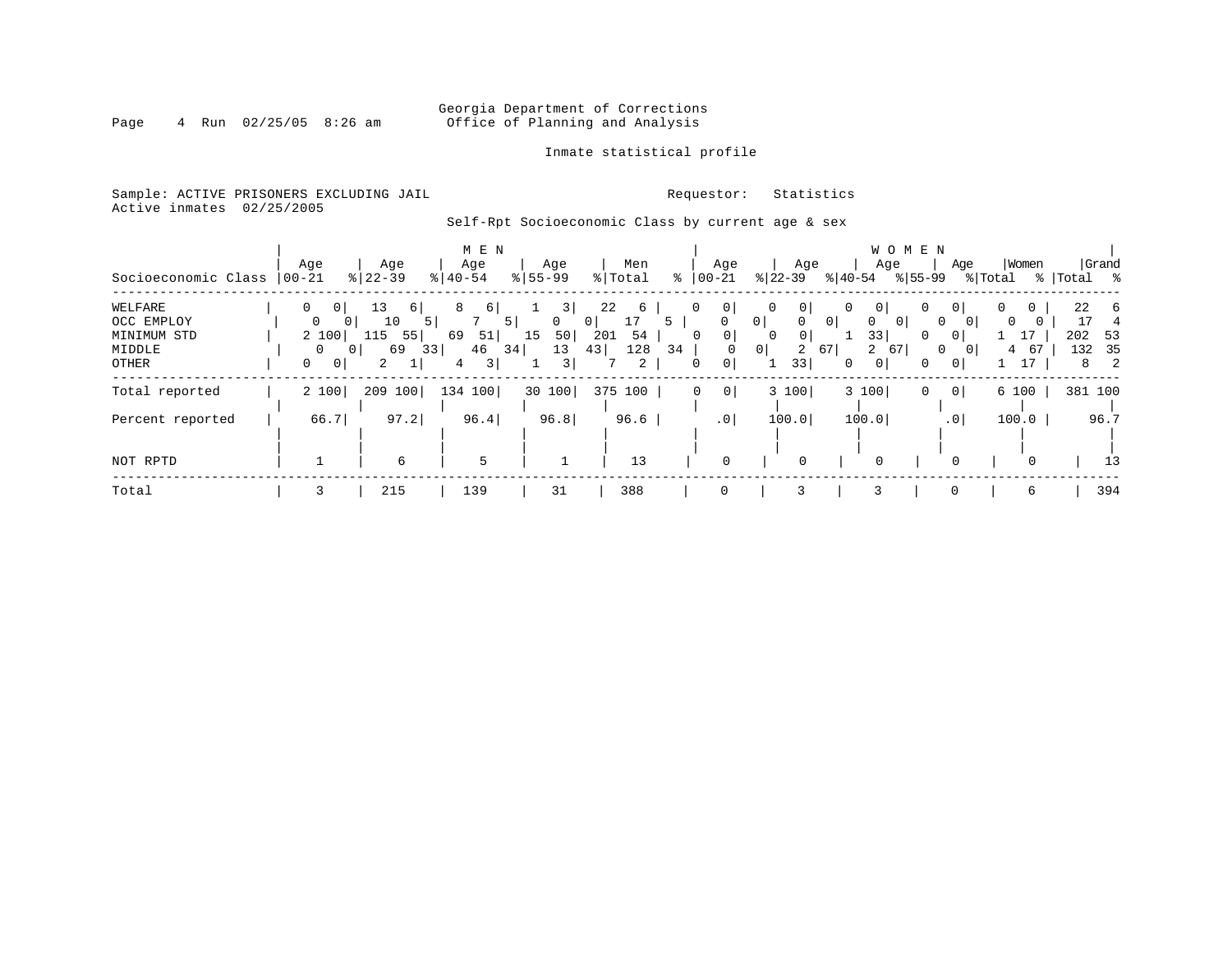Georgia Department of Corrections
Office of Planning and Analysis

Inmate statistical profile

Sample: ACTIVE PRISONERS EXCLUDING JAIL
Active inmates 02/25/2005

Requestor: Statistics

Self-Rpt Socioeconomic Class by current age & sex

| Socioeconomic Class | MEN Age 00-21 | % | Age 22-39 | % | Age 40-54 | % | Age 55-99 | % | Men Total | % | WOMEN Age 00-21 | % | Age 22-39 | % | Age 40-54 | % | Age 55-99 | % | Women Total | % | Grand Total | % |
|---|---|---|---|---|---|---|---|---|---|---|---|---|---|---|---|---|---|---|---|---|---|---|
| WELFARE | 0 | 0 | 13 | 6 | 8 | 6 | 1 | 3 | 22 | 6 | 0 | 0 | 0 | 0 | 0 | 0 | 0 | 0 | 0 | 0 | 22 | 6 |
| OCC EMPLOY | 0 | 0 | 10 | 5 | 7 | 5 | 0 | 0 | 17 | 5 | 0 | 0 | 0 | 0 | 0 | 0 | 0 | 0 | 0 | 0 | 17 | 4 |
| MINIMUM STD | 2 | 100 | 115 | 55 | 69 | 51 | 15 | 50 | 201 | 54 | 0 | 0 | 0 | 0 | 1 | 33 | 0 | 0 | 1 | 17 | 202 | 53 |
| MIDDLE | 0 | 0 | 69 | 33 | 46 | 34 | 13 | 43 | 128 | 34 | 0 | 0 | 2 | 67 | 2 | 67 | 0 | 0 | 4 | 67 | 132 | 35 |
| OTHER | 0 | 0 | 2 | 1 | 4 | 3 | 1 | 3 | 7 | 2 | 0 | 0 | 1 | 33 | 0 | 0 | 0 | 0 | 1 | 17 | 8 | 2 |
| Total reported | 2 | 100 | 209 | 100 | 134 | 100 | 30 | 100 | 375 | 100 | 0 | 0 | 3 | 100 | 3 | 100 | 0 | 0 | 6 | 100 | 381 | 100 |
| Percent reported | 66.7 | | 97.2 | | 96.4 | | 96.8 | | 96.6 | | .0 | | 100.0 | | 100.0 | | .0 | | 100.0 | | 96.7 | |
| NOT RPTD | 1 | | 6 | | 5 | | 1 | | 13 | | 0 | | 0 | | 0 | | 0 | | 0 | | 13 | |
| Total | 3 | | 215 | | 139 | | 31 | | 388 | | 0 | | 3 | | 3 | | 0 | | 6 | | 394 | |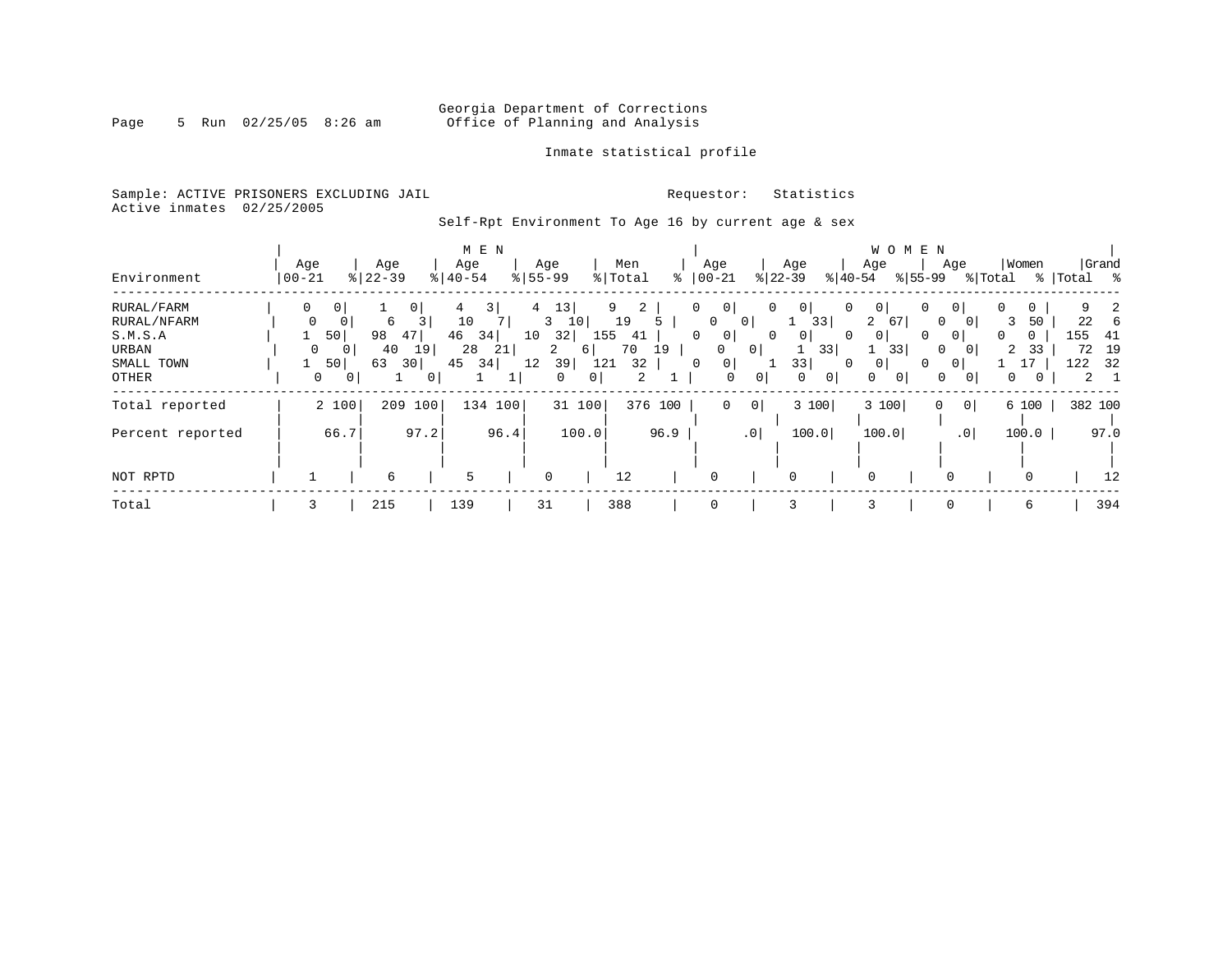Georgia Department of Corrections
Office of Planning and Analysis

Inmate statistical profile

Sample: ACTIVE PRISONERS EXCLUDING JAIL
Active inmates 02/25/2005

Requestor: Statistics

Self-Rpt Environment To Age 16 by current age & sex

| | MEN | | | | | | | | | | WOMEN | | | | | | | | | | | |
|---|---|---|---|---|---|---|---|---|---|---|---|---|---|---|---|---|---|---|---|---|---|---|
| Environment | Age 00-21 | % | Age 22-39 | % | Age 40-54 | % | Age 55-99 | % | Men Total | % | Age 00-21 | % | Age 22-39 | % | Age 40-54 | % | Age 55-99 | % | Women Total | % | Grand Total | % |
| RURAL/FARM | 0 | 0 | 1 | 0 | 4 | 3 | 4 | 13 | 9 | 2 | 0 | 0 | 0 | 0 | 0 | 0 | 0 | 0 | 0 | 0 | 9 | 2 |
| RURAL/NFARM | 0 | 0 | 6 | 3 | 10 | 7 | 3 | 10 | 19 | 5 | 0 | 0 | 1 | 33 | 2 | 67 | 0 | 0 | 3 | 50 | 22 | 6 |
| S.M.S.A | 1 | 50 | 98 | 47 | 46 | 34 | 10 | 32 | 155 | 41 | 0 | 0 | 0 | 0 | 0 | 0 | 0 | 0 | 0 | 0 | 155 | 41 |
| URBAN | 0 | 0 | 40 | 19 | 28 | 21 | 2 | 6 | 70 | 19 | 0 | 0 | 1 | 33 | 1 | 33 | 0 | 0 | 2 | 33 | 72 | 19 |
| SMALL TOWN | 1 | 50 | 63 | 30 | 45 | 34 | 12 | 39 | 121 | 32 | 0 | 0 | 1 | 33 | 0 | 0 | 0 | 0 | 1 | 17 | 122 | 32 |
| OTHER | 0 | 0 | 1 | 0 | 1 | 1 | 0 | 0 | 2 | 1 | 0 | 0 | 0 | 0 | 0 | 0 | 0 | 0 | 0 | 0 | 2 | 1 |
| Total reported | 2 | 100 | 209 | 100 | 134 | 100 | 31 | 100 | 376 | 100 | 0 | 0 | 3 | 100 | 3 | 100 | 0 | 0 | 6 | 100 | 382 | 100 |
| Percent reported | | 66.7 | | 97.2 | | 96.4 | | 100.0 | | 96.9 | | .0 | | 100.0 | | 100.0 | | .0 | | 100.0 | | 97.0 |
| NOT RPTD | 1 | | 6 | | 5 | | 0 | | 12 | | 0 | | 0 | | 0 | | 0 | | 0 | | 12 | |
| Total | 3 | | 215 | | 139 | | 31 | | 388 | | 0 | | 3 | | 3 | | 0 | | 6 | | 394 | |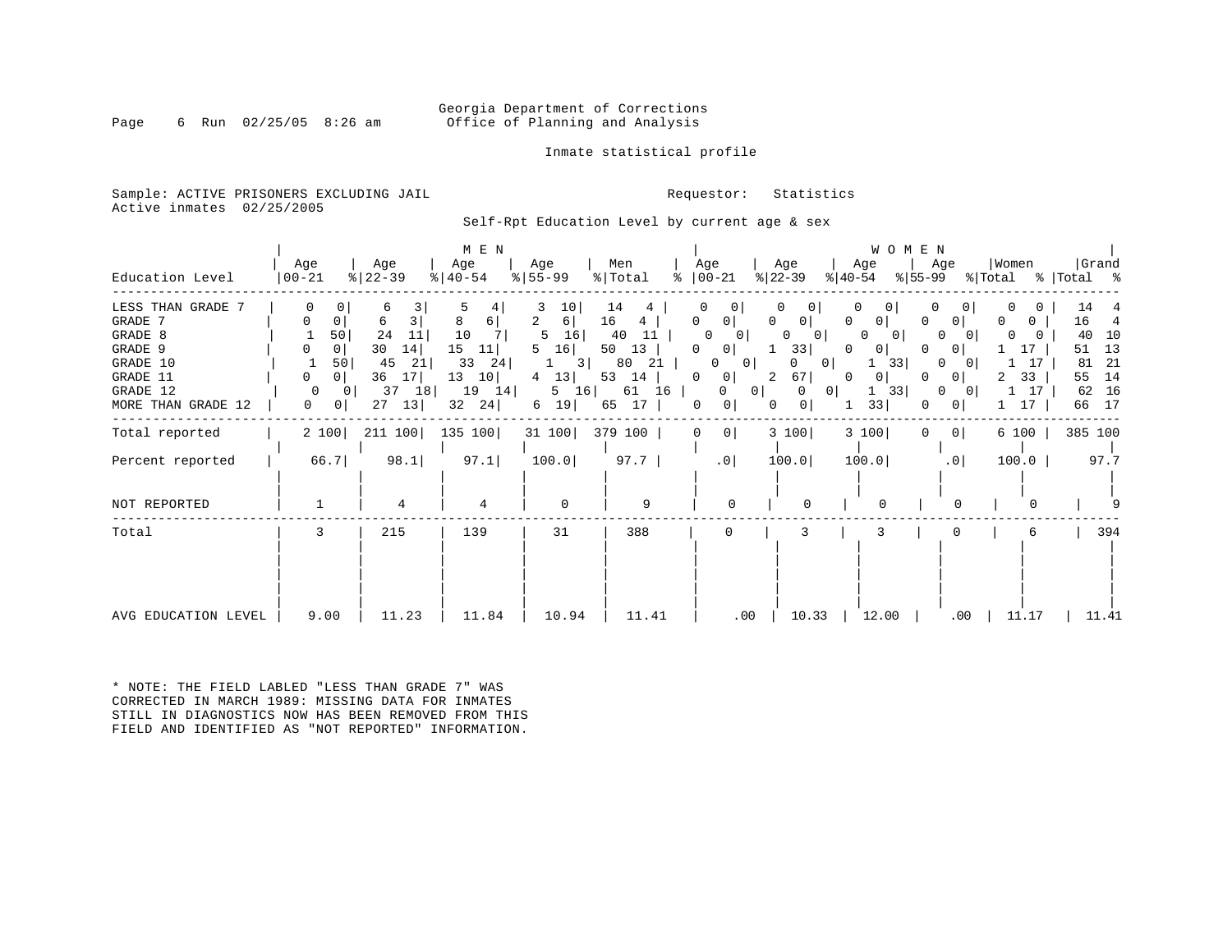Georgia Department of Corrections
Office of Planning and Analysis

Inmate statistical profile

Sample: ACTIVE PRISONERS EXCLUDING JAIL
Active inmates 02/25/2005

Requestor: Statistics

Self-Rpt Education Level by current age & sex

| Education Level | MEN Age 00-21 | % | Age 22-39 | % | Age 40-54 | % | Age 55-99 | % | Men Total | % | WOMEN Age 00-21 | % | Age 22-39 | % | Age 40-54 | % | Age 55-99 | % | Women Total | % | Grand Total | % |
|---|---|---|---|---|---|---|---|---|---|---|---|---|---|---|---|---|---|---|---|---|---|---|
| LESS THAN GRADE 7 | 0 | 0 | 6 | 3 | 5 | 4 | 3 | 10 | 14 | 4 | 0 | 0 | 0 | 0 | 0 | 0 | 0 | 0 | 0 | 0 | 14 | 4 |
| GRADE 7 | 0 | 0 | 6 | 3 | 8 | 6 | 2 | 6 | 16 | 4 | 0 | 0 | 0 | 0 | 0 | 0 | 0 | 0 | 0 | 0 | 16 | 4 |
| GRADE 8 | 1 | 50 | 24 | 11 | 10 | 7 | 5 | 16 | 40 | 11 | 0 | 0 | 0 | 0 | 0 | 0 | 0 | 0 | 0 | 0 | 40 | 10 |
| GRADE 9 | 0 | 0 | 30 | 14 | 15 | 11 | 5 | 16 | 50 | 13 | 0 | 0 | 1 | 33 | 0 | 0 | 0 | 0 | 1 | 17 | 51 | 13 |
| GRADE 10 | 1 | 50 | 45 | 21 | 33 | 24 | 1 | 3 | 80 | 21 | 0 | 0 | 0 | 0 | 1 | 33 | 0 | 0 | 1 | 17 | 81 | 21 |
| GRADE 11 | 0 | 0 | 36 | 17 | 13 | 10 | 4 | 13 | 53 | 14 | 0 | 0 | 2 | 67 | 0 | 0 | 0 | 0 | 2 | 33 | 55 | 14 |
| GRADE 12 | 0 | 0 | 37 | 18 | 19 | 14 | 5 | 16 | 61 | 16 | 0 | 0 | 0 | 0 | 1 | 33 | 0 | 0 | 1 | 17 | 62 | 16 |
| MORE THAN GRADE 12 | 0 | 0 | 27 | 13 | 32 | 24 | 6 | 19 | 65 | 17 | 0 | 0 | 0 | 0 | 1 | 33 | 0 | 0 | 1 | 17 | 66 | 17 |
| Total reported | 2 | 100 | 211 | 100 | 135 | 100 | 31 | 100 | 379 | 100 | 0 | 0 | 3 | 100 | 3 | 100 | 0 | 0 | 6 | 100 | 385 | 100 |
| Percent reported | 66.7 | | 98.1 | | 97.1 | | 100.0 | | 97.7 | | .0 | | 100.0 | | 100.0 | | .0 | | 100.0 | | 97.7 | |
| NOT REPORTED | 1 | | 4 | | 4 | | 0 | | 9 | | 0 | | 0 | | 0 | | 0 | | 0 | | 9 | |
| Total | 3 | | 215 | | 139 | | 31 | | 388 | | 0 | | 3 | | 3 | | 0 | | 6 | | 394 | |
| AVG EDUCATION LEVEL | 9.00 | | 11.23 | | 11.84 | | 10.94 | | 11.41 | | .00 | | 10.33 | | 12.00 | | .00 | | 11.17 | | 11.41 | |

* NOTE: THE FIELD LABLED "LESS THAN GRADE 7" WAS CORRECTED IN MARCH 1989: MISSING DATA FOR INMATES STILL IN DIAGNOSTICS NOW HAS BEEN REMOVED FROM THIS FIELD AND IDENTIFIED AS "NOT REPORTED" INFORMATION.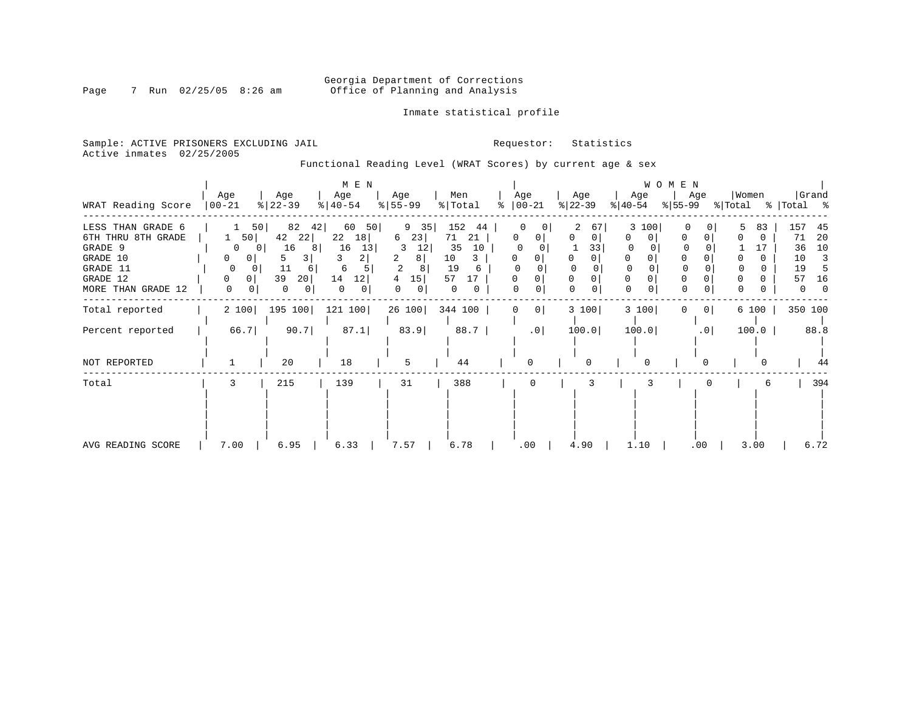Georgia Department of Corrections
Office of Planning and Analysis

Inmate statistical profile

Sample: ACTIVE PRISONERS EXCLUDING JAIL
Active inmates 02/25/2005

Requestor: Statistics

Functional Reading Level (WRAT Scores) by current age & sex

| | MEN | | | | | | | | | | WOMEN | | | | | | | | | | | |
|---|---|---|---|---|---|---|---|---|---|---|---|---|---|---|---|---|---|---|---|---|---|---|
| WRAT Reading Score | Age 00-21 | % | Age 22-39 | % | Age 40-54 | % | Age 55-99 | % | Men Total | % | Age 00-21 | % | Age 22-39 | % | Age 40-54 | % | Age 55-99 | % | Women Total | % | Grand Total | % |
| LESS THAN GRADE 6 | 1 | 50 | 82 | 42 | 60 | 50 | 9 | 35 | 152 | 44 | 0 | 0 | 2 | 67 | 3 | 100 | 0 | 0 | 5 | 83 | 157 | 45 |
| 6TH THRU 8TH GRADE | 1 | 50 | 42 | 22 | 22 | 18 | 6 | 23 | 71 | 21 | 0 | 0 | 0 | 0 | 0 | 0 | 0 | 0 | 0 | 0 | 71 | 20 |
| GRADE 9 | 0 | 0 | 16 | 8 | 16 | 13 | 3 | 12 | 35 | 10 | 0 | 0 | 1 | 33 | 0 | 0 | 0 | 0 | 1 | 17 | 36 | 10 |
| GRADE 10 | 0 | 0 | 5 | 3 | 3 | 2 | 2 | 8 | 10 | 3 | 0 | 0 | 0 | 0 | 0 | 0 | 0 | 0 | 0 | 0 | 10 | 3 |
| GRADE 11 | 0 | 0 | 11 | 6 | 6 | 5 | 2 | 8 | 19 | 6 | 0 | 0 | 0 | 0 | 0 | 0 | 0 | 0 | 0 | 0 | 19 | 5 |
| GRADE 12 | 0 | 0 | 39 | 20 | 14 | 12 | 4 | 15 | 57 | 17 | 0 | 0 | 0 | 0 | 0 | 0 | 0 | 0 | 0 | 0 | 57 | 16 |
| MORE THAN GRADE 12 | 0 | 0 | 0 | 0 | 0 | 0 | 0 | 0 | 0 | 0 | 0 | 0 | 0 | 0 | 0 | 0 | 0 | 0 | 0 | 0 | 0 | 0 |
| Total reported | 2 | 100 | 195 | 100 | 121 | 100 | 26 | 100 | 344 | 100 | 0 | 0 | 3 | 100 | 3 | 100 | 0 | 0 | 6 | 100 | 350 | 100 |
| Percent reported | 66.7 | | 90.7 | | 87.1 | | 83.9 | | 88.7 | | .0 | | 100.0 | | 100.0 | | .0 | | 100.0 | | 88.8 | |
| NOT REPORTED | 1 | | 20 | | 18 | | 5 | | 44 | | 0 | | 0 | | 0 | | 0 | | 0 | | 44 | |
| Total | 3 | | 215 | | 139 | | 31 | | 388 | | 0 | | 3 | | 3 | | 0 | | 6 | | 394 | |
| AVG READING SCORE | 7.00 | | 6.95 | | 6.33 | | 7.57 | | 6.78 | | .00 | | 4.90 | | 1.10 | | .00 | | 3.00 | | 6.72 | |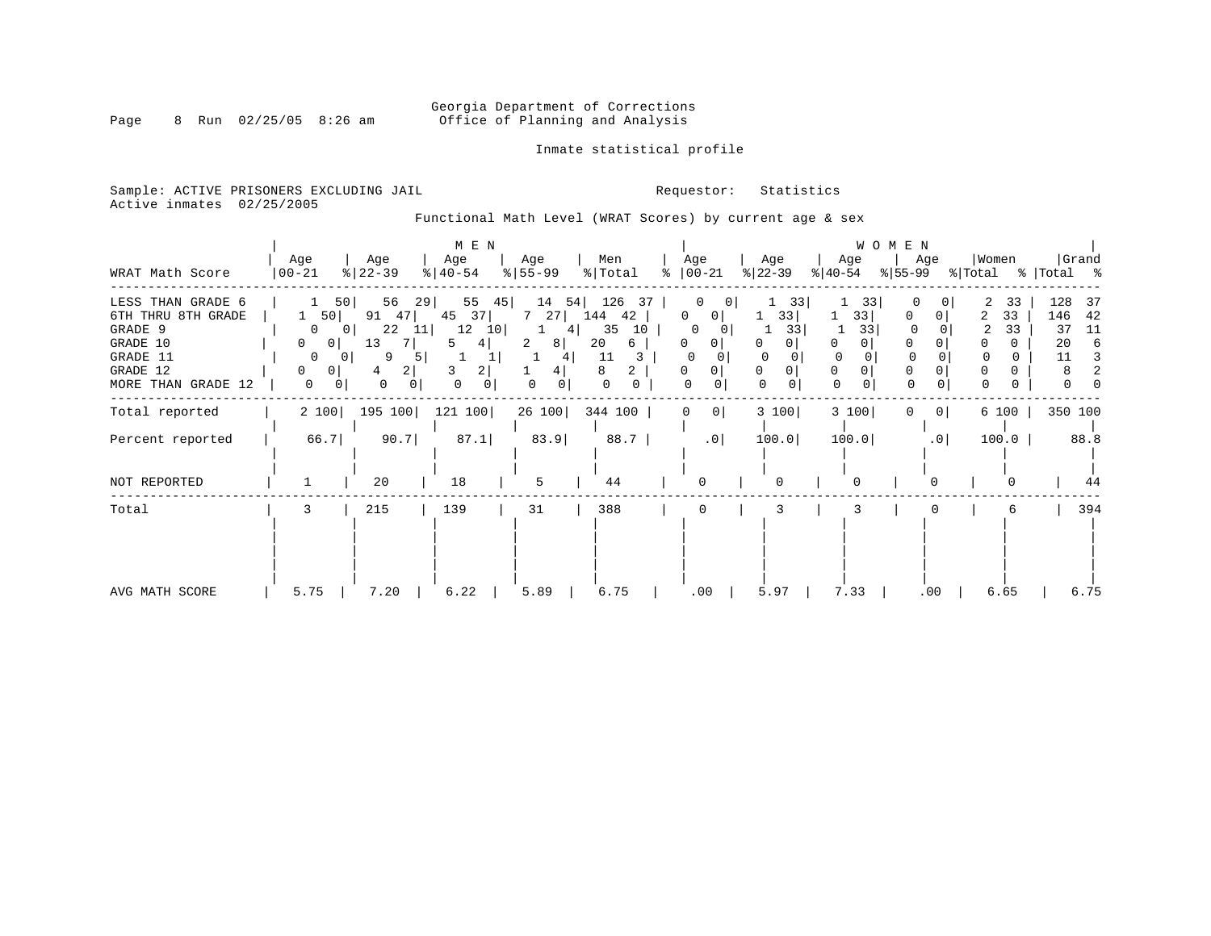Georgia Department of Corrections
Office of Planning and Analysis

Inmate statistical profile

Sample: ACTIVE PRISONERS EXCLUDING JAIL
Active inmates 02/25/2005

Requestor: Statistics

Functional Math Level (WRAT Scores) by current age & sex

| WRAT Math Score | MEN Age 00-21 | % | Age 22-39 | % | Age 40-54 | % | Age 55-99 | % | Men Total | % | WOMEN Age 00-21 | % | Age 22-39 | % | Age 40-54 | % | Age 55-99 | % | Women Total | % | Grand Total | % |
|---|---|---|---|---|---|---|---|---|---|---|---|---|---|---|---|---|---|---|---|---|---|---|
| LESS THAN GRADE 6 | 1 | 50 | 56 | 29 | 55 | 45 | 14 | 54 | 126 | 37 | 0 | 0 | 1 | 33 | 1 | 33 | 0 | 0 | 2 | 33 | 128 | 37 |
| 6TH THRU 8TH GRADE | 1 | 50 | 91 | 47 | 45 | 37 | 7 | 27 | 144 | 42 | 0 | 0 | 1 | 33 | 1 | 33 | 0 | 0 | 2 | 33 | 146 | 42 |
| GRADE 9 | 0 | 0 | 22 | 11 | 12 | 10 | 1 | 4 | 35 | 10 | 0 | 0 | 1 | 33 | 1 | 33 | 0 | 0 | 2 | 33 | 37 | 11 |
| GRADE 10 | 0 | 0 | 13 | 7 | 5 | 4 | 2 | 8 | 20 | 6 | 0 | 0 | 0 | 0 | 0 | 0 | 0 | 0 | 0 | 0 | 20 | 6 |
| GRADE 11 | 0 | 0 | 9 | 5 | 1 | 1 | 1 | 4 | 11 | 3 | 0 | 0 | 0 | 0 | 0 | 0 | 0 | 0 | 0 | 0 | 11 | 3 |
| GRADE 12 | 0 | 0 | 4 | 2 | 3 | 2 | 1 | 4 | 8 | 2 | 0 | 0 | 0 | 0 | 0 | 0 | 0 | 0 | 0 | 0 | 8 | 2 |
| MORE THAN GRADE 12 | 0 | 0 | 0 | 0 | 0 | 0 | 0 | 0 | 0 | 0 | 0 | 0 | 0 | 0 | 0 | 0 | 0 | 0 | 0 | 0 | 0 | 0 |
| Total reported | 2 | 100 | 195 | 100 | 121 | 100 | 26 | 100 | 344 | 100 | 0 | 0 | 3 | 100 | 3 | 100 | 0 | 0 | 6 | 100 | 350 | 100 |
| Percent reported | 66.7 | | 90.7 | | 87.1 | | 83.9 | | 88.7 | | .0 | | 100.0 | | 100.0 | | .0 | | 100.0 | | 88.8 | |
| NOT REPORTED | 1 | | 20 | | 18 | | 5 | | 44 | | 0 | | 0 | | 0 | | 0 | | 0 | | 44 | |
| Total | 3 | | 215 | | 139 | | 31 | | 388 | | 0 | | 3 | | 3 | | 0 | | 6 | | 394 | |
| AVG MATH SCORE | 5.75 | | 7.20 | | 6.22 | | 5.89 | | 6.75 | | .00 | | 5.97 | | 7.33 | | .00 | | 6.65 | | 6.75 | |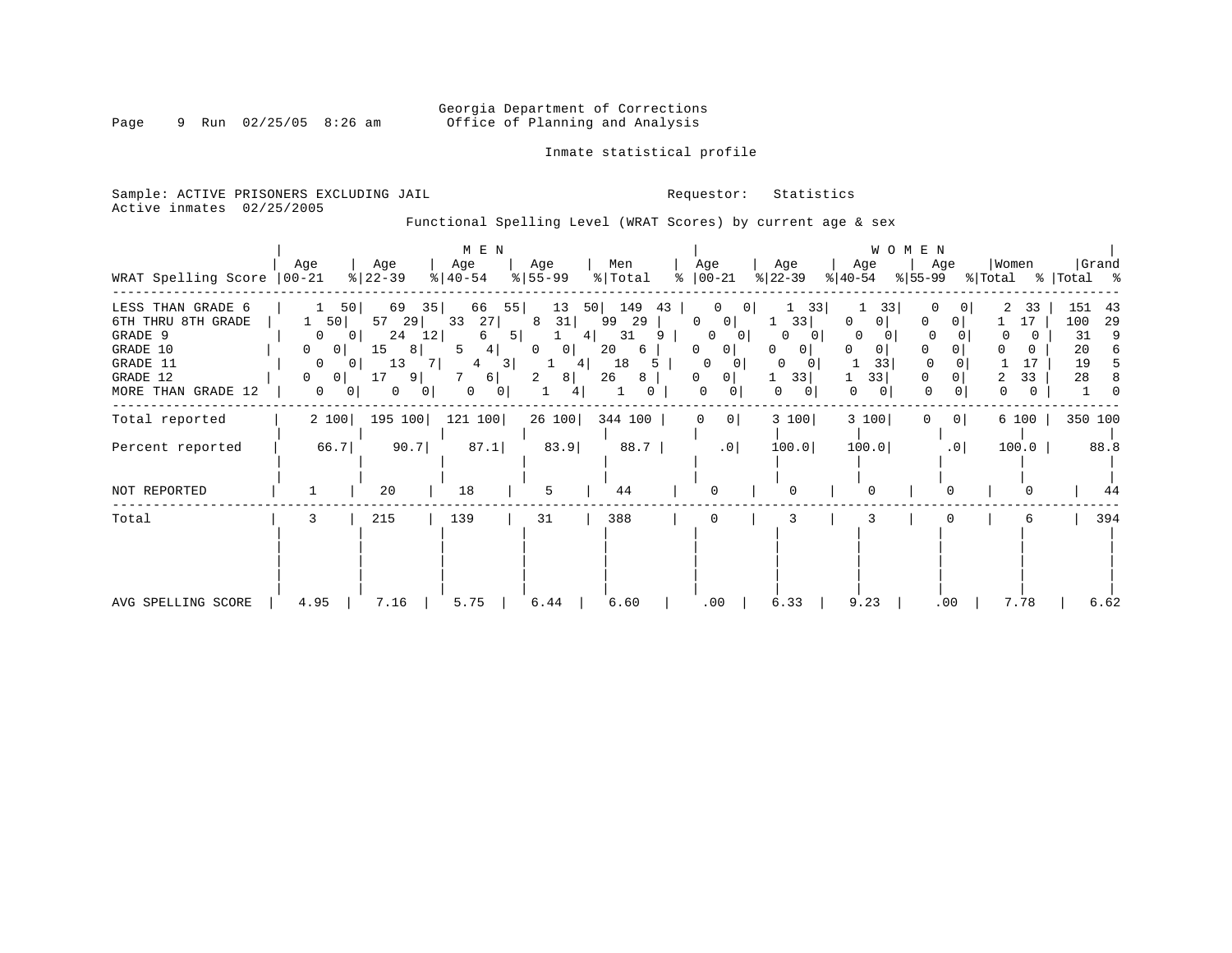Georgia Department of Corrections
Office of Planning and Analysis

Inmate statistical profile

Sample: ACTIVE PRISONERS EXCLUDING JAIL
Active inmates 02/25/2005

Requestor: Statistics

Functional Spelling Level (WRAT Scores) by current age & sex

| | MEN | | | | | | | | | | WOMEN | | | | | | | | | | | |
|---|---|---|---|---|---|---|---|---|---|---|---|---|---|---|---|---|---|---|---|---|---|---|
| WRAT Spelling Score | Age 00-21 | % | Age 22-39 | % | Age 40-54 | % | Age 55-99 | % | Men Total | % | Age 00-21 | % | Age 22-39 | % | Age 40-54 | % | Age 55-99 | % | Women Total | % | Grand Total | % |
| LESS THAN GRADE 6 | 1 | 50 | 69 | 35 | 66 | 55 | 13 | 50 | 149 | 43 | 0 | 0 | 1 | 33 | 1 | 33 | 0 | 0 | 2 | 33 | 151 | 43 |
| 6TH THRU 8TH GRADE | 1 | 50 | 57 | 29 | 33 | 27 | 8 | 31 | 99 | 29 | 0 | 0 | 1 | 33 | 0 | 0 | 0 | 0 | 1 | 17 | 100 | 29 |
| GRADE 9 | 0 | 0 | 24 | 12 | 6 | 5 | 1 | 4 | 31 | 9 | 0 | 0 | 0 | 0 | 0 | 0 | 0 | 0 | 0 | 0 | 31 | 9 |
| GRADE 10 | 0 | 0 | 15 | 8 | 5 | 4 | 0 | 0 | 20 | 6 | 0 | 0 | 0 | 0 | 0 | 0 | 0 | 0 | 0 | 0 | 20 | 6 |
| GRADE 11 | 0 | 0 | 13 | 7 | 4 | 3 | 1 | 4 | 18 | 5 | 0 | 0 | 0 | 0 | 1 | 33 | 0 | 0 | 1 | 17 | 19 | 5 |
| GRADE 12 | 0 | 0 | 17 | 9 | 7 | 6 | 2 | 8 | 26 | 8 | 0 | 0 | 1 | 33 | 1 | 33 | 0 | 0 | 2 | 33 | 28 | 8 |
| MORE THAN GRADE 12 | 0 | 0 | 0 | 0 | 0 | 0 | 1 | 4 | 1 | 0 | 0 | 0 | 0 | 0 | 0 | 0 | 0 | 0 | 0 | 0 | 1 | 0 |
| Total reported | 2 | 100 | 195 | 100 | 121 | 100 | 26 | 100 | 344 | 100 | 0 | 0 | 3 | 100 | 3 | 100 | 0 | 0 | 6 | 100 | 350 | 100 |
| Percent reported | 66.7 | | 90.7 | | 87.1 | | 83.9 | | 88.7 | | .0 | | 100.0 | | 100.0 | | .0 | | 100.0 | | 88.8 | |
| NOT REPORTED | 1 | | 20 | | 18 | | 5 | | 44 | | 0 | | 0 | | 0 | | 0 | | 0 | | 44 | |
| Total | 3 | | 215 | | 139 | | 31 | | 388 | | 0 | | 3 | | 3 | | 0 | | 6 | | 394 | |
| AVG SPELLING SCORE | 4.95 | | 7.16 | | 5.75 | | 6.44 | | 6.60 | | .00 | | 6.33 | | 9.23 | | .00 | | 7.78 | | 6.62 | |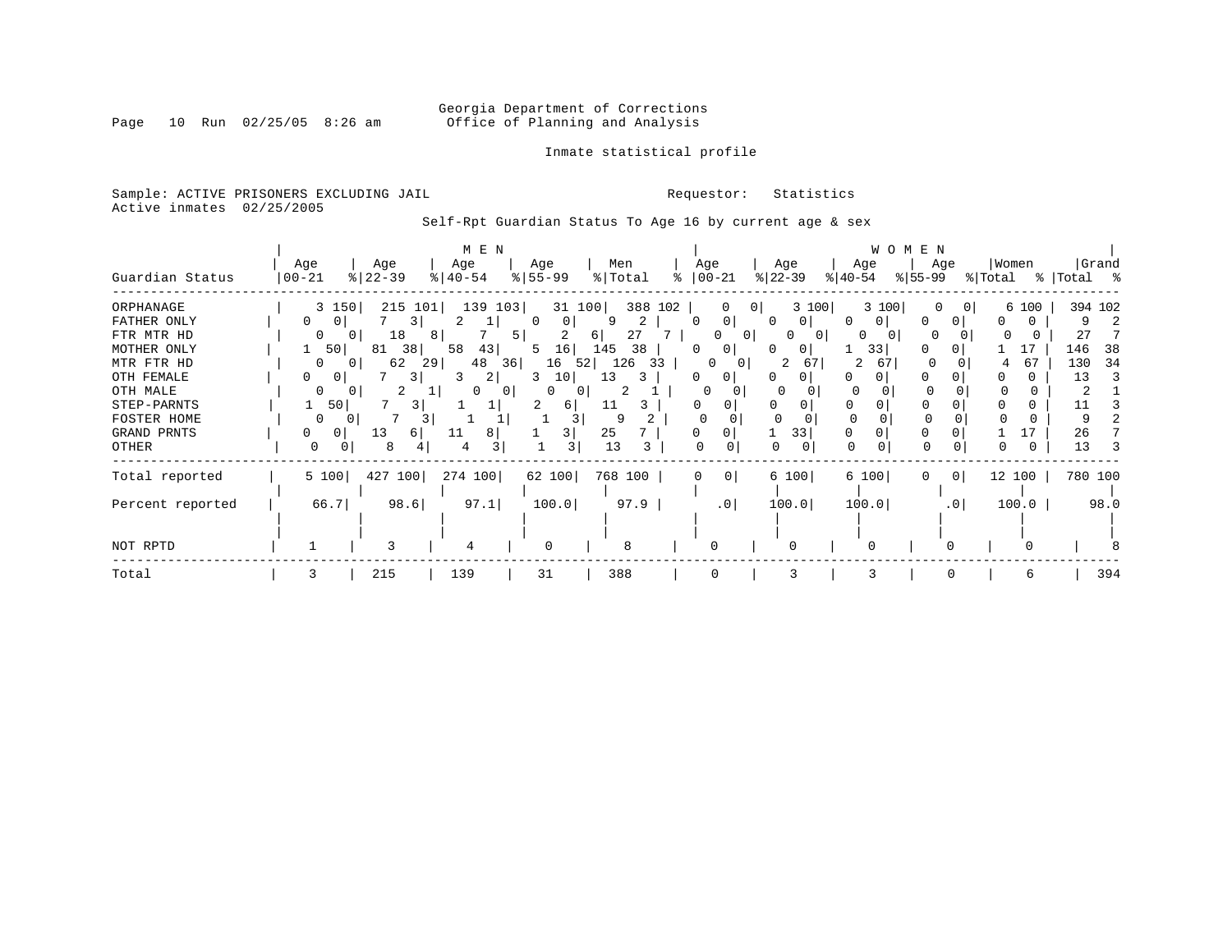Georgia Department of Corrections
Office of Planning and Analysis

Inmate statistical profile

Sample: ACTIVE PRISONERS EXCLUDING JAIL
Active inmates 02/25/2005

Requestor: Statistics

Self-Rpt Guardian Status To Age 16 by current age & sex

| | MEN | | | | | | | | | | WOMEN | | | | | | | | | | | |
|---|---|---|---|---|---|---|---|---|---|---|---|---|---|---|---|---|---|---|---|---|---|---|
| Guardian Status | Age 00-21 | % | Age 22-39 | % | Age 40-54 | % | Age 55-99 | % | Men Total | % | Age 00-21 | % | Age 22-39 | % | Age 40-54 | % | Age 55-99 | % | Women Total | % | Grand Total | % |
| ORPHANAGE | 3 | 150 | 215 | 101 | 139 | 103 | 31 | 100 | 388 | 102 | 0 | 0 | 3 | 100 | 3 | 100 | 0 | 0 | 6 | 100 | 394 | 102 |
| FATHER ONLY | 0 | 0 | 7 | 3 | 2 | 1 | 0 | 0 | 9 | 2 | 0 | 0 | 0 | 0 | 0 | 0 | 0 | 0 | 0 | 0 | 9 | 2 |
| FTR MTR HD | 0 | 0 | 18 | 8 | 7 | 5 | 2 | 6 | 27 | 7 | 0 | 0 | 0 | 0 | 0 | 0 | 0 | 0 | 0 | 0 | 27 | 7 |
| MOTHER ONLY | 1 | 50 | 81 | 38 | 58 | 43 | 5 | 16 | 145 | 38 | 0 | 0 | 0 | 0 | 1 | 33 | 0 | 0 | 1 | 17 | 146 | 38 |
| MTR FTR HD | 0 | 0 | 62 | 29 | 48 | 36 | 16 | 52 | 126 | 33 | 0 | 0 | 2 | 67 | 2 | 67 | 0 | 0 | 4 | 67 | 130 | 34 |
| OTH FEMALE | 0 | 0 | 7 | 3 | 3 | 2 | 3 | 10 | 13 | 3 | 0 | 0 | 0 | 0 | 0 | 0 | 0 | 0 | 0 | 0 | 13 | 3 |
| OTH MALE | 0 | 0 | 2 | 1 | 0 | 0 | 0 | 0 | 2 | 1 | 0 | 0 | 0 | 0 | 0 | 0 | 0 | 0 | 0 | 0 | 2 | 1 |
| STEP-PARNTS | 1 | 50 | 7 | 3 | 1 | 1 | 2 | 6 | 11 | 3 | 0 | 0 | 0 | 0 | 0 | 0 | 0 | 0 | 0 | 0 | 11 | 3 |
| FOSTER HOME | 0 | 0 | 7 | 3 | 1 | 1 | 1 | 3 | 9 | 2 | 0 | 0 | 0 | 0 | 0 | 0 | 0 | 0 | 0 | 0 | 9 | 2 |
| GRAND PRNTS | 0 | 0 | 13 | 6 | 11 | 8 | 1 | 3 | 25 | 7 | 0 | 0 | 1 | 33 | 0 | 0 | 0 | 0 | 1 | 17 | 26 | 7 |
| OTHER | 0 | 0 | 8 | 4 | 4 | 3 | 1 | 3 | 13 | 3 | 0 | 0 | 0 | 0 | 0 | 0 | 0 | 0 | 0 | 0 | 13 | 3 |
| Total reported | 5 | 100 | 427 | 100 | 274 | 100 | 62 | 100 | 768 | 100 | 0 | 0 | 6 | 100 | 6 | 100 | 0 | 0 | 12 | 100 | 780 | 100 |
| Percent reported | 66.7 | | 98.6 | | 97.1 | | 100.0 | | 97.9 | | .0 | | 100.0 | | 100.0 | | .0 | | 100.0 | | 98.0 | |
| NOT RPTD | 1 | | 3 | | 4 | | 0 | | 8 | | 0 | | 0 | | 0 | | 0 | | 0 | | 8 | |
| Total | 3 | | 215 | | 139 | | 31 | | 388 | | 0 | | 3 | | 3 | | 0 | | 6 | | 394 | |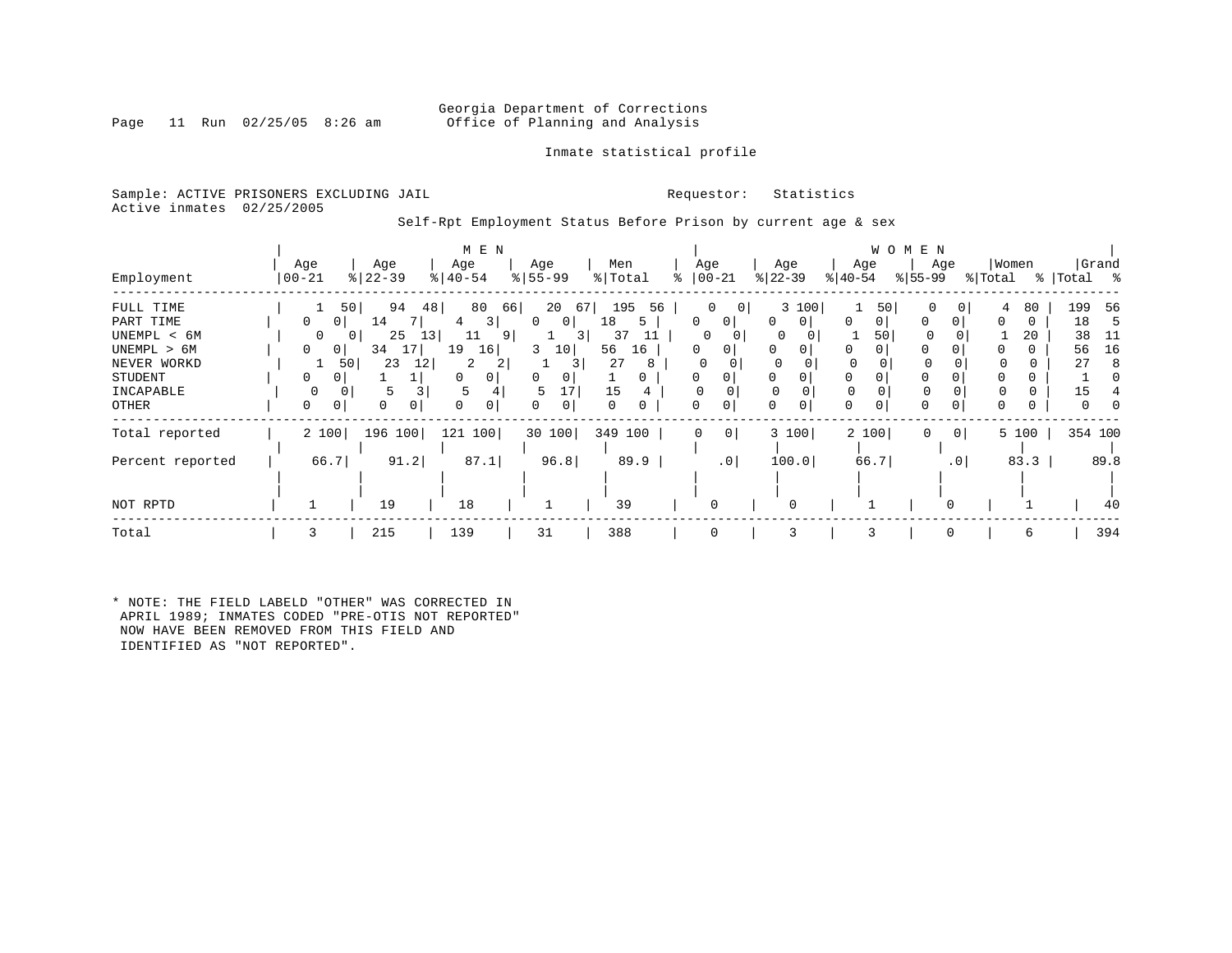Georgia Department of Corrections
Office of Planning and Analysis

Inmate statistical profile

Sample: ACTIVE PRISONERS EXCLUDING JAIL
Requestor: Statistics
Active inmates 02/25/2005

Self-Rpt Employment Status Before Prison by current age & sex

| | MEN | | | | | | | | | | WOMEN | | | | | | | | | | | |
|---|---|---|---|---|---|---|---|---|---|---|---|---|---|---|---|---|---|---|---|---|---|---|
| Employment | Age 00-21 | % | Age 22-39 | % | Age 40-54 | % | Age 55-99 | % | Men Total | % | Age 00-21 | % | Age 22-39 | % | Age 40-54 | % | Age 55-99 | % | Women Total | % | Grand Total | % |
| FULL TIME | 1 | 50 | 94 | 48 | 80 | 66 | 20 | 67 | 195 | 56 | 0 | 0 | 3 | 100 | 1 | 50 | 0 | 0 | 4 | 80 | 199 | 56 |
| PART TIME | 0 | 0 | 14 | 7 | 4 | 3 | 0 | 0 | 18 | 5 | 0 | 0 | 0 | 0 | 0 | 0 | 0 | 0 | 0 | 0 | 18 | 5 |
| UNEMPL < 6M | 0 | 0 | 25 | 13 | 11 | 9 | 1 | 3 | 37 | 11 | 0 | 0 | 0 | 0 | 1 | 50 | 0 | 0 | 1 | 20 | 38 | 11 |
| UNEMPL > 6M | 0 | 0 | 34 | 17 | 19 | 16 | 3 | 10 | 56 | 16 | 0 | 0 | 0 | 0 | 0 | 0 | 0 | 0 | 0 | 0 | 56 | 16 |
| NEVER WORKD | 1 | 50 | 23 | 12 | 2 | 2 | 1 | 3 | 27 | 8 | 0 | 0 | 0 | 0 | 0 | 0 | 0 | 0 | 0 | 0 | 27 | 8 |
| STUDENT | 0 | 0 | 1 | 1 | 0 | 0 | 0 | 0 | 1 | 0 | 0 | 0 | 0 | 0 | 0 | 0 | 0 | 0 | 0 | 0 | 1 | 0 |
| INCAPABLE | 0 | 0 | 5 | 3 | 5 | 4 | 5 | 17 | 15 | 4 | 0 | 0 | 0 | 0 | 0 | 0 | 0 | 0 | 0 | 0 | 15 | 4 |
| OTHER | 0 | 0 | 0 | 0 | 0 | 0 | 0 | 0 | 0 | 0 | 0 | 0 | 0 | 0 | 0 | 0 | 0 | 0 | 0 | 0 | 0 | 0 |
| Total reported | 2 | 100 | 196 | 100 | 121 | 100 | 30 | 100 | 349 | 100 | 0 | 0 | 3 | 100 | 2 | 100 | 0 | 0 | 5 | 100 | 354 | 100 |
| Percent reported | 66.7 | | 91.2 | | 87.1 | | 96.8 | | 89.9 | | .0 | | 100.0 | | 66.7 | | .0 | | 83.3 | | 89.8 | |
| NOT RPTD | 1 | | 19 | | 18 | | 1 | | 39 | | 0 | | 0 | | 1 | | 0 | | 1 | | 40 | |
| Total | 3 | | 215 | | 139 | | 31 | | 388 | | 0 | | 3 | | 3 | | 0 | | 6 | | 394 | |

* NOTE: THE FIELD LABELD "OTHER" WAS CORRECTED IN APRIL 1989; INMATES CODED "PRE-OTIS NOT REPORTED" NOW HAVE BEEN REMOVED FROM THIS FIELD AND IDENTIFIED AS "NOT REPORTED".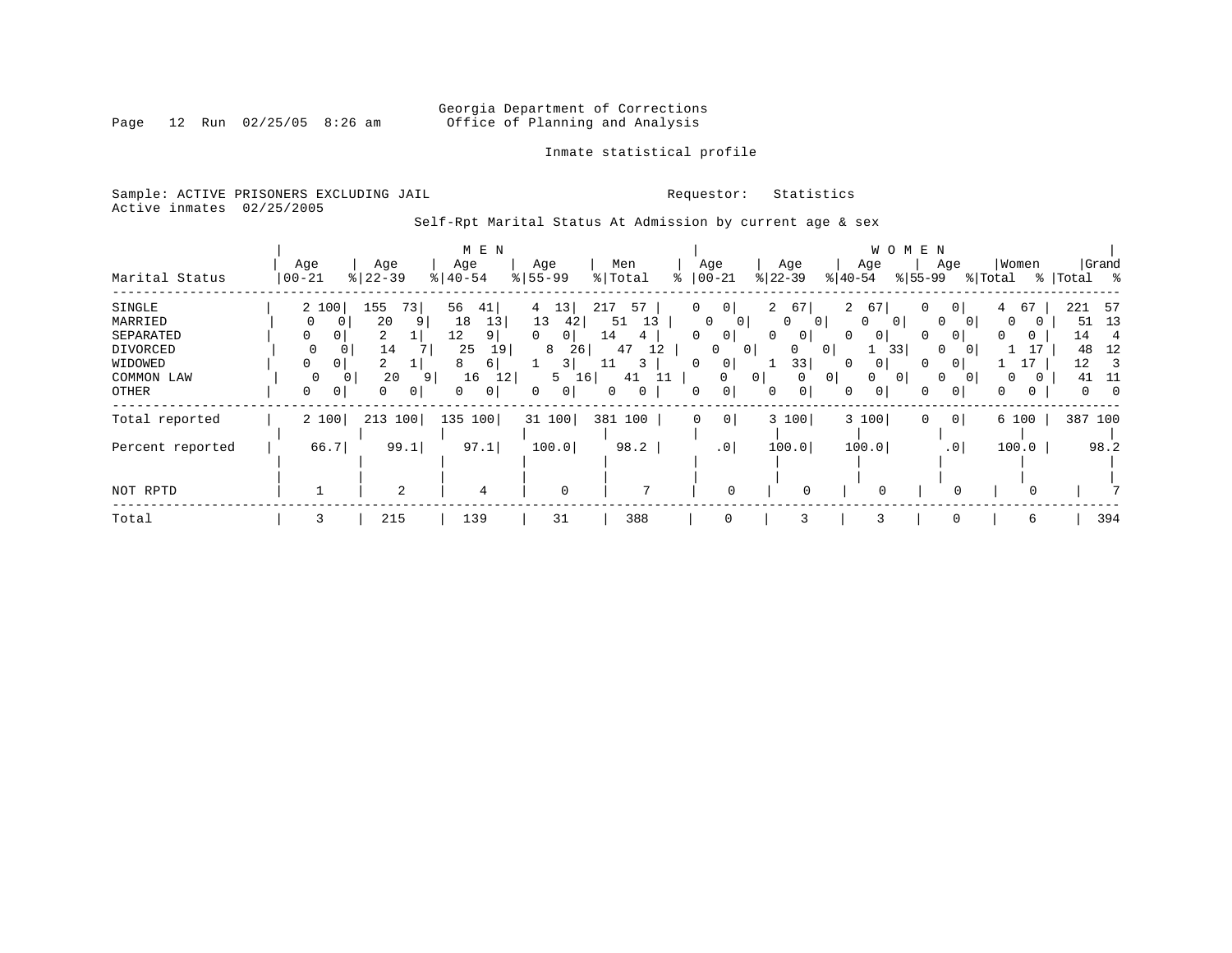Georgia Department of Corrections
Office of Planning and Analysis

Inmate statistical profile

Sample: ACTIVE PRISONERS EXCLUDING JAIL

Active inmates 02/25/2005

Requestor: Statistics

Self-Rpt Marital Status At Admission by current age & sex

| | MEN | | | | | | | | | | WOMEN | | | | | | | | | | | |
|---|---|---|---|---|---|---|---|---|---|---|---|---|---|---|---|---|---|---|---|---|---|---|
| Marital Status | Age 00-21 | % | Age 22-39 | % | Age 40-54 | % | Age 55-99 | % | Men Total | % | Age 00-21 | % | Age 22-39 | % | Age 40-54 | % | Age 55-99 | % | Women Total | % | Grand Total | % |
| SINGLE | 2 | 100 | 155 | 73 | 56 | 41 | 4 | 13 | 217 | 57 | 0 | 0 | 2 | 67 | 2 | 67 | 0 | 0 | 4 | 67 | 221 | 57 |
| MARRIED | 0 | 0 | 20 | 9 | 18 | 13 | 13 | 42 | 51 | 13 | 0 | 0 | 0 | 0 | 0 | 0 | 0 | 0 | 0 | 0 | 51 | 13 |
| SEPARATED | 0 | 0 | 2 | 1 | 12 | 9 | 0 | 0 | 14 | 4 | 0 | 0 | 0 | 0 | 0 | 0 | 0 | 0 | 0 | 0 | 14 | 4 |
| DIVORCED | 0 | 0 | 14 | 7 | 25 | 19 | 8 | 26 | 47 | 12 | 0 | 0 | 0 | 0 | 1 | 33 | 0 | 0 | 1 | 17 | 48 | 12 |
| WIDOWED | 0 | 0 | 2 | 1 | 8 | 6 | 1 | 3 | 11 | 3 | 0 | 0 | 1 | 33 | 0 | 0 | 0 | 0 | 1 | 17 | 12 | 3 |
| COMMON LAW | 0 | 0 | 20 | 9 | 16 | 12 | 5 | 16 | 41 | 11 | 0 | 0 | 0 | 0 | 0 | 0 | 0 | 0 | 0 | 0 | 41 | 11 |
| OTHER | 0 | 0 | 0 | 0 | 0 | 0 | 0 | 0 | 0 | 0 | 0 | 0 | 0 | 0 | 0 | 0 | 0 | 0 | 0 | 0 | 0 | 0 |
| Total reported | 2 | 100 | 213 | 100 | 135 | 100 | 31 | 100 | 381 | 100 | 0 | 0 | 3 | 100 | 3 | 100 | 0 | 0 | 6 | 100 | 387 | 100 |
| Percent reported | 66.7 | | 99.1 | | 97.1 | | 100.0 | | 98.2 | | .0 | | 100.0 | | 100.0 | | .0 | | 100.0 | | 98.2 | |
| NOT RPTD | 1 | | 2 | | 4 | | 0 | | 7 | | 0 | | 0 | | 0 | | 0 | | 0 | | 7 | |
| Total | 3 | | 215 | | 139 | | 31 | | 388 | | 0 | | 3 | | 3 | | 0 | | 6 | | 394 | |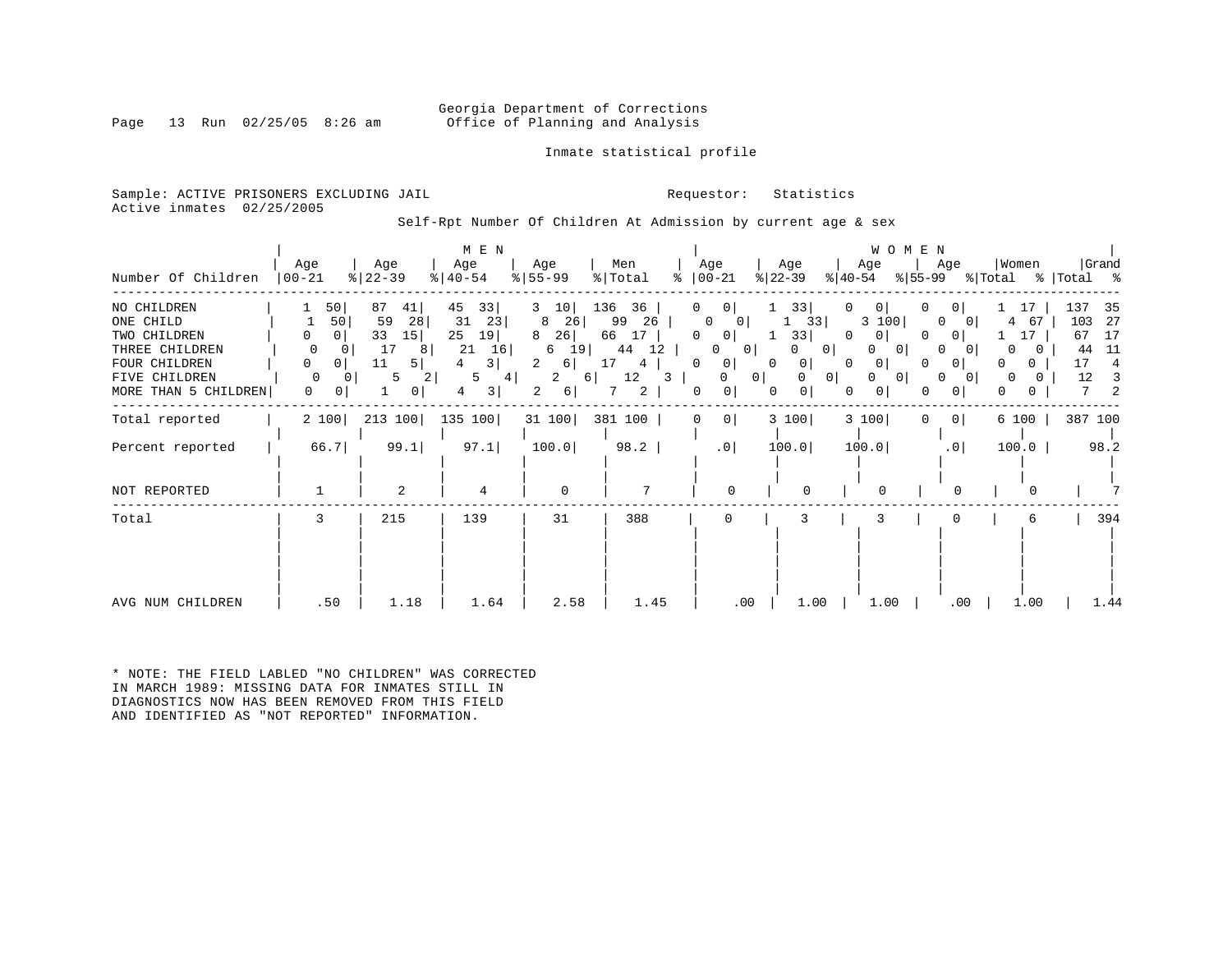Georgia Department of Corrections
Office of Planning and Analysis

Inmate statistical profile

Sample: ACTIVE PRISONERS EXCLUDING JAIL
Active inmates 02/25/2005

Requestor: Statistics

Self-Rpt Number Of Children At Admission by current age & sex

| | MEN | | | | | | | | | | WOMEN | | | | | | | | | | | |
|---|---|---|---|---|---|---|---|---|---|---|---|---|---|---|---|---|---|---|---|---|---|---|
| Number Of Children | Age 00-21 | % | Age 22-39 | % | Age 40-54 | % | Age 55-99 | % | Men Total | % | Age 00-21 | % | Age 22-39 | % | Age 40-54 | % | Age 55-99 | % | Women Total | % | Grand Total | % |
| NO CHILDREN | 1 | 50 | 87 | 41 | 45 | 33 | 3 | 10 | 136 | 36 | 0 | 0 | 1 | 33 | 0 | 0 | 0 | 0 | 1 | 17 | 137 | 35 |
| ONE CHILD | 1 | 50 | 59 | 28 | 31 | 23 | 8 | 26 | 99 | 26 | 0 | 0 | 1 | 33 | 3 | 100 | 0 | 0 | 4 | 67 | 103 | 27 |
| TWO CHILDREN | 0 | 0 | 33 | 15 | 25 | 19 | 8 | 26 | 66 | 17 | 0 | 0 | 1 | 33 | 0 | 0 | 0 | 0 | 1 | 17 | 67 | 17 |
| THREE CHILDREN | 0 | 0 | 17 | 8 | 21 | 16 | 6 | 19 | 44 | 12 | 0 | 0 | 0 | 0 | 0 | 0 | 0 | 0 | 0 | 0 | 44 | 11 |
| FOUR CHILDREN | 0 | 0 | 11 | 5 | 4 | 3 | 2 | 6 | 17 | 4 | 0 | 0 | 0 | 0 | 0 | 0 | 0 | 0 | 0 | 0 | 17 | 4 |
| FIVE CHILDREN | 0 | 0 | 5 | 2 | 5 | 4 | 2 | 6 | 12 | 3 | 0 | 0 | 0 | 0 | 0 | 0 | 0 | 0 | 0 | 0 | 12 | 3 |
| MORE THAN 5 CHILDREN | 0 | 0 | 1 | 0 | 4 | 3 | 2 | 6 | 7 | 2 | 0 | 0 | 0 | 0 | 0 | 0 | 0 | 0 | 0 | 0 | 7 | 2 |
| Total reported | 2 | 100 | 213 | 100 | 135 | 100 | 31 | 100 | 381 | 100 | 0 | 0 | 3 | 100 | 3 | 100 | 0 | 0 | 6 | 100 | 387 | 100 |
| Percent reported | 66.7 | | 99.1 | | 97.1 | | 100.0 | | 98.2 | | .0 | | 100.0 | | 100.0 | | .0 | | 100.0 | | 98.2 | |
| NOT REPORTED | 1 | | 2 | | 4 | | 0 | | 7 | | 0 | | 0 | | 0 | | 0 | | 0 | | 7 | |
| Total | 3 | | 215 | | 139 | | 31 | | 388 | | 0 | | 3 | | 3 | | 0 | | 6 | | 394 | |
| AVG NUM CHILDREN | .50 | | 1.18 | | 1.64 | | 2.58 | | 1.45 | | .00 | | 1.00 | | 1.00 | | .00 | | 1.00 | | 1.44 | |

* NOTE: THE FIELD LABLED "NO CHILDREN" WAS CORRECTED IN MARCH 1989: MISSING DATA FOR INMATES STILL IN DIAGNOSTICS NOW HAS BEEN REMOVED FROM THIS FIELD AND IDENTIFIED AS "NOT REPORTED" INFORMATION.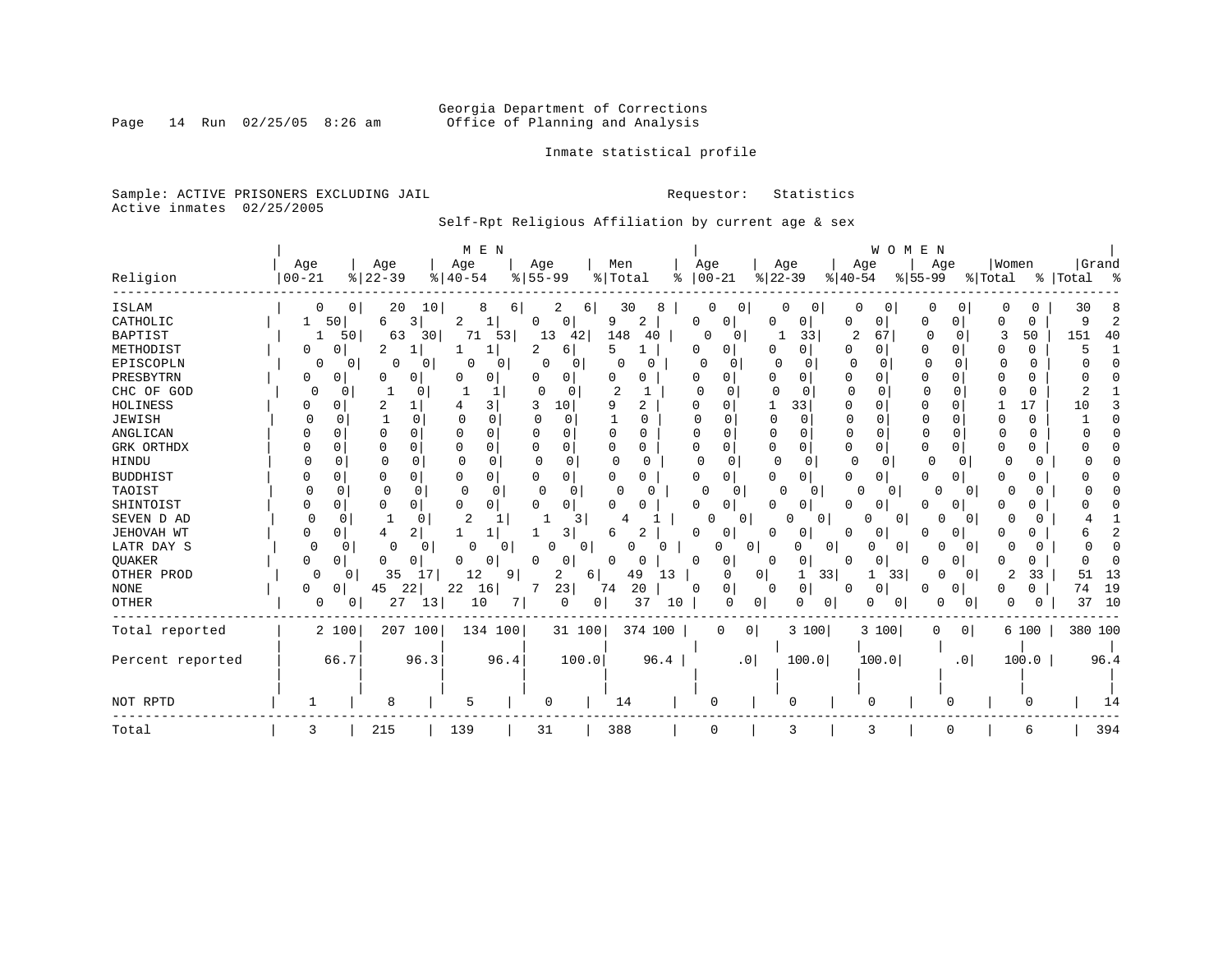Georgia Department of Corrections
Office of Planning and Analysis

Inmate statistical profile

Sample: ACTIVE PRISONERS EXCLUDING JAIL

Active inmates 02/25/2005

Requestor: Statistics

Self-Rpt Religious Affiliation by current age & sex

| | MEN | | | | | | | | | | WOMEN | | | | | | | | | | | |
|---|---|---|---|---|---|---|---|---|---|---|---|---|---|---|---|---|---|---|---|---|---|---|
| Religion | Age 00-21 | % | Age 22-39 | % | Age 40-54 | % | Age 55-99 | % | Men Total | % | Age 00-21 | % | Age 22-39 | % | Age 40-54 | % | Age 55-99 | % | Women Total | % | Grand Total | % |
| ISLAM | 0 | 0 | 20 | 10 | 8 | 6 | 2 | 6 | 30 | 8 | 0 | 0 | 0 | 0 | 0 | 0 | 0 | 0 | 0 | 0 | 30 | 8 |
| CATHOLIC | 1 | 50 | 6 | 3 | 2 | 1 | 0 | 0 | 9 | 2 | 0 | 0 | 0 | 0 | 0 | 0 | 0 | 0 | 0 | 0 | 9 | 2 |
| BAPTIST | 1 | 50 | 63 | 30 | 71 | 53 | 13 | 42 | 148 | 40 | 0 | 0 | 1 | 33 | 2 | 67 | 0 | 0 | 3 | 50 | 151 | 40 |
| METHODIST | 0 | 0 | 2 | 1 | 1 | 1 | 2 | 6 | 5 | 1 | 0 | 0 | 0 | 0 | 0 | 0 | 0 | 0 | 0 | 0 | 5 | 1 |
| EPISCOPLN | 0 | 0 | 0 | 0 | 0 | 0 | 0 | 0 | 0 | 0 | 0 | 0 | 0 | 0 | 0 | 0 | 0 | 0 | 0 | 0 | 0 | 0 |
| PRESBYTRN | 0 | 0 | 0 | 0 | 0 | 0 | 0 | 0 | 0 | 0 | 0 | 0 | 0 | 0 | 0 | 0 | 0 | 0 | 0 | 0 | 0 | 0 |
| CHC OF GOD | 0 | 0 | 1 | 0 | 1 | 1 | 0 | 0 | 2 | 1 | 0 | 0 | 0 | 0 | 0 | 0 | 0 | 0 | 0 | 0 | 2 | 1 |
| HOLINESS | 0 | 0 | 2 | 1 | 4 | 3 | 3 | 10 | 9 | 2 | 0 | 0 | 1 | 33 | 0 | 0 | 0 | 0 | 1 | 17 | 10 | 3 |
| JEWISH | 0 | 0 | 1 | 0 | 0 | 0 | 0 | 0 | 1 | 0 | 0 | 0 | 0 | 0 | 0 | 0 | 0 | 0 | 0 | 0 | 1 | 0 |
| ANGLICAN | 0 | 0 | 0 | 0 | 0 | 0 | 0 | 0 | 0 | 0 | 0 | 0 | 0 | 0 | 0 | 0 | 0 | 0 | 0 | 0 | 0 | 0 |
| GRK ORTHDX | 0 | 0 | 0 | 0 | 0 | 0 | 0 | 0 | 0 | 0 | 0 | 0 | 0 | 0 | 0 | 0 | 0 | 0 | 0 | 0 | 0 | 0 |
| HINDU | 0 | 0 | 0 | 0 | 0 | 0 | 0 | 0 | 0 | 0 | 0 | 0 | 0 | 0 | 0 | 0 | 0 | 0 | 0 | 0 | 0 | 0 |
| BUDDHIST | 0 | 0 | 0 | 0 | 0 | 0 | 0 | 0 | 0 | 0 | 0 | 0 | 0 | 0 | 0 | 0 | 0 | 0 | 0 | 0 | 0 | 0 |
| TAOIST | 0 | 0 | 0 | 0 | 0 | 0 | 0 | 0 | 0 | 0 | 0 | 0 | 0 | 0 | 0 | 0 | 0 | 0 | 0 | 0 | 0 | 0 |
| SHINTOIST | 0 | 0 | 0 | 0 | 0 | 0 | 0 | 0 | 0 | 0 | 0 | 0 | 0 | 0 | 0 | 0 | 0 | 0 | 0 | 0 | 0 | 0 |
| SEVEN D AD | 0 | 0 | 1 | 0 | 2 | 1 | 1 | 3 | 4 | 1 | 0 | 0 | 0 | 0 | 0 | 0 | 0 | 0 | 0 | 0 | 4 | 1 |
| JEHOVAH WT | 0 | 0 | 4 | 2 | 1 | 1 | 1 | 3 | 6 | 2 | 0 | 0 | 0 | 0 | 0 | 0 | 0 | 0 | 0 | 0 | 6 | 2 |
| LATR DAY S | 0 | 0 | 0 | 0 | 0 | 0 | 0 | 0 | 0 | 0 | 0 | 0 | 0 | 0 | 0 | 0 | 0 | 0 | 0 | 0 | 0 | 0 |
| QUAKER | 0 | 0 | 0 | 0 | 0 | 0 | 0 | 0 | 0 | 0 | 0 | 0 | 0 | 0 | 0 | 0 | 0 | 0 | 0 | 0 | 0 | 0 |
| OTHER PROD | 0 | 0 | 35 | 17 | 12 | 9 | 2 | 6 | 49 | 13 | 0 | 0 | 1 | 33 | 1 | 33 | 0 | 0 | 2 | 33 | 51 | 13 |
| NONE | 0 | 0 | 45 | 22 | 22 | 16 | 7 | 23 | 74 | 20 | 0 | 0 | 0 | 0 | 0 | 0 | 0 | 0 | 0 | 0 | 74 | 19 |
| OTHER | 0 | 0 | 27 | 13 | 10 | 7 | 0 | 0 | 37 | 10 | 0 | 0 | 0 | 0 | 0 | 0 | 0 | 0 | 0 | 0 | 37 | 10 |
| Total reported | 2 | 100 | 207 | 100 | 134 | 100 | 31 | 100 | 374 | 100 | 0 | 0 | 3 | 100 | 3 | 100 | 0 | 0 | 6 | 100 | 380 | 100 |
| Percent reported | | 66.7 | | 96.3 | | 96.4 | | 100.0 | | 96.4 | | .0 | | 100.0 | | 100.0 | | .0 | | 100.0 | | 96.4 |
| NOT RPTD | 1 | | 8 | | 5 | | 0 | | 14 | | 0 | | 0 | | 0 | | 0 | | 0 | | 14 | |
| Total | 3 | | 215 | | 139 | | 31 | | 388 | | 0 | | 3 | | 3 | | 0 | | 6 | | 394 | |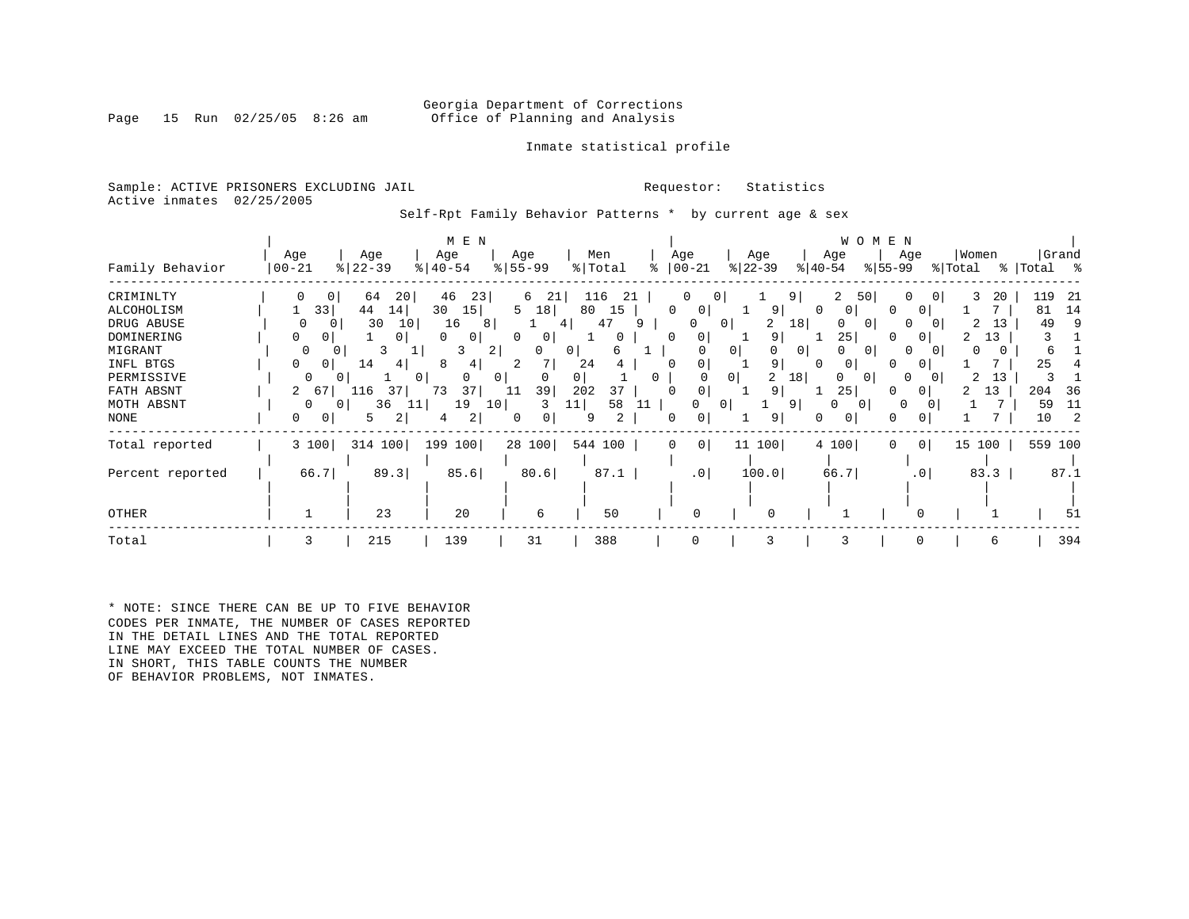Georgia Department of Corrections
Office of Planning and Analysis

Inmate statistical profile

Sample: ACTIVE PRISONERS EXCLUDING JAIL
Active inmates 02/25/2005

Requestor: Statistics

Self-Rpt Family Behavior Patterns * by current age & sex

| Family Behavior | MEN Age 00-21 | % | MEN Age 22-39 | % | MEN Age 40-54 | % | MEN Age 55-99 | % | Men Total | % | WOMEN Age 00-21 | % | WOMEN Age 22-39 | % | WOMEN Age 40-54 | % | WOMEN Age 55-99 | % | Women Total | % | Grand Total | % |
|---|---|---|---|---|---|---|---|---|---|---|---|---|---|---|---|---|---|---|---|---|---|---|
| CRIMINLTY | 0 | 0 | 64 | 20 | 46 | 23 | 6 | 21 | 116 | 21 | 0 | 0 | 1 | 9 | 2 | 50 | 0 | 0 | 3 | 20 | 119 | 21 |
| ALCOHOLISM | 1 | 33 | 44 | 14 | 30 | 15 | 5 | 18 | 80 | 15 | 0 | 0 | 1 | 9 | 0 | 0 | 0 | 0 | 1 | 7 | 81 | 14 |
| DRUG ABUSE | 0 | 0 | 30 | 10 | 16 | 8 | 1 | 4 | 47 | 9 | 0 | 0 | 2 | 18 | 0 | 0 | 0 | 0 | 2 | 13 | 49 | 9 |
| DOMINERING | 0 | 0 | 1 | 0 | 0 | 0 | 0 | 0 | 1 | 0 | 0 | 0 | 1 | 9 | 1 | 25 | 0 | 0 | 2 | 13 | 3 | 1 |
| MIGRANT | 0 | 0 | 3 | 1 | 3 | 2 | 0 | 0 | 6 | 1 | 0 | 0 | 0 | 0 | 0 | 0 | 0 | 0 | 0 | 0 | 6 | 1 |
| INFL BTGS | 0 | 0 | 14 | 4 | 8 | 4 | 2 | 7 | 24 | 4 | 0 | 0 | 1 | 9 | 0 | 0 | 0 | 0 | 1 | 7 | 25 | 4 |
| PERMISSIVE | 0 | 0 | 1 | 0 | 0 | 0 | 0 | 0 | 1 | 0 | 0 | 0 | 2 | 18 | 0 | 0 | 0 | 0 | 2 | 13 | 3 | 1 |
| FATH ABSNT | 2 | 67 | 116 | 37 | 73 | 37 | 11 | 39 | 202 | 37 | 0 | 0 | 1 | 9 | 1 | 25 | 0 | 0 | 2 | 13 | 204 | 36 |
| MOTH ABSNT | 0 | 0 | 36 | 11 | 19 | 10 | 3 | 11 | 58 | 11 | 0 | 0 | 1 | 9 | 0 | 0 | 0 | 0 | 1 | 7 | 59 | 11 |
| NONE | 0 | 0 | 5 | 2 | 4 | 2 | 0 | 0 | 9 | 2 | 0 | 0 | 1 | 9 | 0 | 0 | 0 | 0 | 1 | 7 | 10 | 2 |
| Total reported | 3 | 100 | 314 | 100 | 199 | 100 | 28 | 100 | 544 | 100 | 0 | 0 | 11 | 100 | 4 | 100 | 0 | 0 | 15 | 100 | 559 | 100 |
| Percent reported | 66.7 | | 89.3 | | 85.6 | | 80.6 | | 87.1 | | .0 | | 100.0 | | 66.7 | | .0 | | 83.3 | | 87.1 | |
| OTHER | 1 | | 23 | | 20 | | 6 | | 50 | | 0 | | 0 | | 1 | | 0 | | 1 | | 51 | |
| Total | 3 | | 215 | | 139 | | 31 | | 388 | | 0 | | 3 | | 3 | | 0 | | 6 | | 394 | |

* NOTE: SINCE THERE CAN BE UP TO FIVE BEHAVIOR CODES PER INMATE, THE NUMBER OF CASES REPORTED IN THE DETAIL LINES AND THE TOTAL REPORTED LINE MAY EXCEED THE TOTAL NUMBER OF CASES. IN SHORT, THIS TABLE COUNTS THE NUMBER OF BEHAVIOR PROBLEMS, NOT INMATES.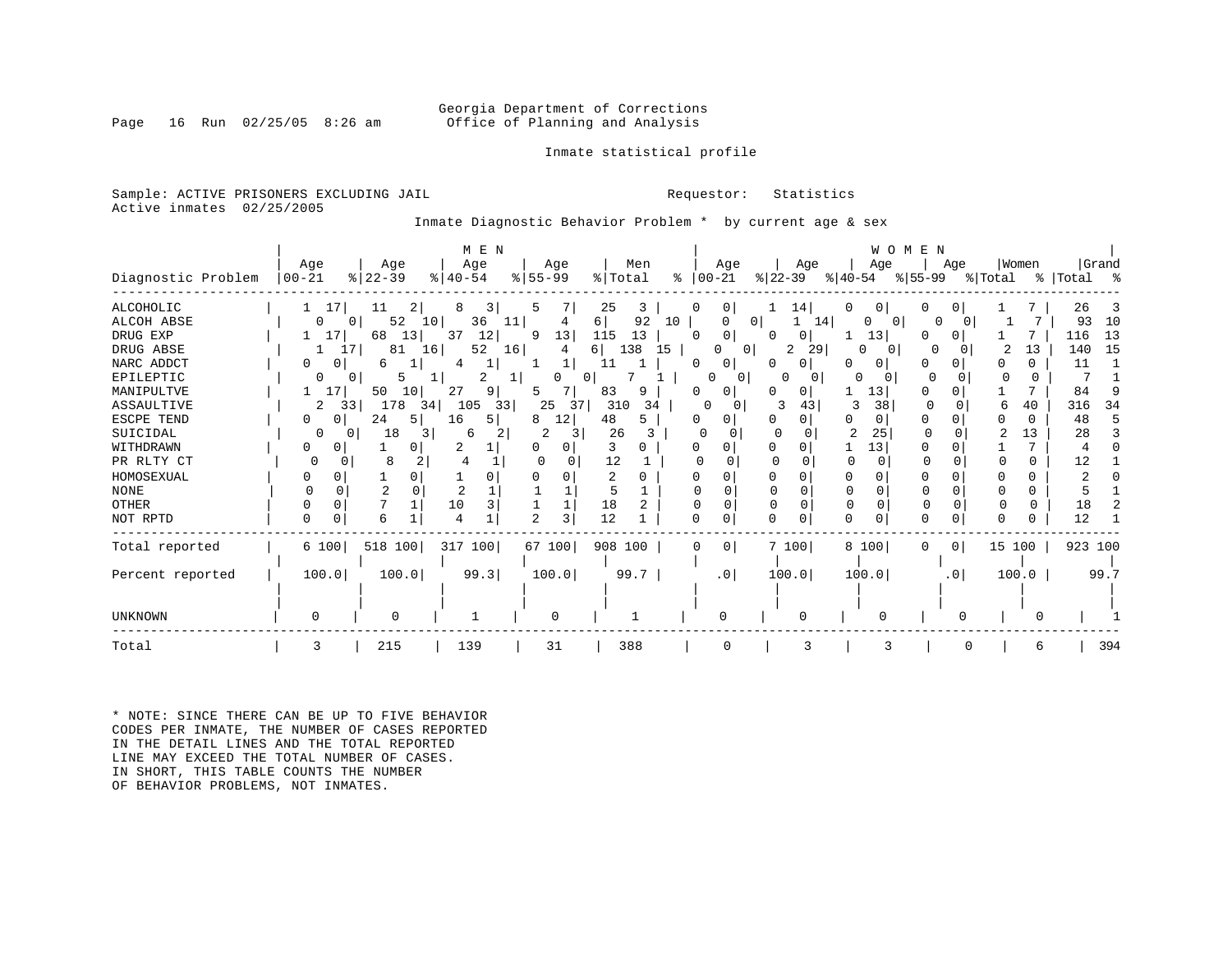Georgia Department of Corrections
Office of Planning and Analysis

Page 16 Run 02/25/05 8:26 am

Inmate statistical profile

Sample: ACTIVE PRISONERS EXCLUDING JAIL

Requestor: Statistics

Active inmates 02/25/2005

Inmate Diagnostic Behavior Problem * by current age & sex

| | MEN | | | | | | | | | | WOMEN | | | | | | | | | | | |
|---|---|---|---|---|---|---|---|---|---|---|---|---|---|---|---|---|---|---|---|---|---|---|
| Diagnostic Problem | Age 00-21 | % | Age 22-39 | % | Age 40-54 | % | Age 55-99 | % | Men Total | % | Age 00-21 | % | Age 22-39 | % | Age 40-54 | % | Age 55-99 | % | Women Total | % | Grand Total | % |
| ALCOHOLIC | 1 | 17 | 11 | 2 | 8 | 3 | 5 | 7 | 25 | 3 | 0 | 0 | 1 | 14 | 0 | 0 | 0 | 0 | 1 | 7 | 26 | 3 |
| ALCOH ABSE | 0 | 0 | 52 | 10 | 36 | 11 | 4 | 6 | 92 | 10 | 0 | 0 | 1 | 14 | 0 | 0 | 0 | 0 | 1 | 7 | 93 | 10 |
| DRUG EXP | 1 | 17 | 68 | 13 | 37 | 12 | 9 | 13 | 115 | 13 | 0 | 0 | 0 | 0 | 1 | 13 | 0 | 0 | 1 | 7 | 116 | 13 |
| DRUG ABSE | 1 | 17 | 81 | 16 | 52 | 16 | 4 | 6 | 138 | 15 | 0 | 0 | 2 | 29 | 0 | 0 | 0 | 0 | 2 | 13 | 140 | 15 |
| NARC ADDCT | 0 | 0 | 6 | 1 | 4 | 1 | 1 | 1 | 11 | 1 | 0 | 0 | 0 | 0 | 0 | 0 | 0 | 0 | 0 | 0 | 11 | 1 |
| EPILEPTIC | 0 | 0 | 5 | 1 | 2 | 1 | 0 | 0 | 7 | 1 | 0 | 0 | 0 | 0 | 0 | 0 | 0 | 0 | 0 | 0 | 7 | 1 |
| MANIPULTVE | 1 | 17 | 50 | 10 | 27 | 9 | 5 | 7 | 83 | 9 | 0 | 0 | 0 | 0 | 1 | 13 | 0 | 0 | 1 | 7 | 84 | 9 |
| ASSAULTIVE | 2 | 33 | 178 | 34 | 105 | 33 | 25 | 37 | 310 | 34 | 0 | 0 | 3 | 43 | 3 | 38 | 0 | 0 | 6 | 40 | 316 | 34 |
| ESCPE TEND | 0 | 0 | 24 | 5 | 16 | 5 | 8 | 12 | 48 | 5 | 0 | 0 | 0 | 0 | 0 | 0 | 0 | 0 | 0 | 0 | 48 | 5 |
| SUICIDAL | 0 | 0 | 18 | 3 | 6 | 2 | 2 | 3 | 26 | 3 | 0 | 0 | 0 | 0 | 2 | 25 | 0 | 0 | 2 | 13 | 28 | 3 |
| WITHDRAWN | 0 | 0 | 1 | 0 | 2 | 1 | 0 | 0 | 3 | 0 | 0 | 0 | 0 | 0 | 1 | 13 | 0 | 0 | 1 | 7 | 4 | 0 |
| PR RLTY CT | 0 | 0 | 8 | 2 | 4 | 1 | 0 | 0 | 12 | 1 | 0 | 0 | 0 | 0 | 0 | 0 | 0 | 0 | 0 | 0 | 12 | 1 |
| HOMOSEXUAL | 0 | 0 | 1 | 0 | 1 | 0 | 0 | 0 | 2 | 0 | 0 | 0 | 0 | 0 | 0 | 0 | 0 | 0 | 0 | 0 | 2 | 0 |
| NONE | 0 | 0 | 2 | 0 | 2 | 1 | 1 | 1 | 5 | 1 | 0 | 0 | 0 | 0 | 0 | 0 | 0 | 0 | 0 | 0 | 5 | 1 |
| OTHER | 0 | 0 | 7 | 1 | 10 | 3 | 1 | 1 | 18 | 2 | 0 | 0 | 0 | 0 | 0 | 0 | 0 | 0 | 0 | 0 | 18 | 2 |
| NOT RPTD | 0 | 0 | 6 | 1 | 4 | 1 | 2 | 3 | 12 | 1 | 0 | 0 | 0 | 0 | 0 | 0 | 0 | 0 | 0 | 0 | 12 | 1 |
| Total reported | 6 | 100 | 518 | 100 | 317 | 100 | 67 | 100 | 908 | 100 | 0 | 0 | 7 | 100 | 8 | 100 | 0 | 0 | 15 | 100 | 923 | 100 |
| Percent reported | 100.0 | | 100.0 | | 99.3 | | 100.0 | | 99.7 | | .0 | | 100.0 | | 100.0 | | .0 | | 100.0 | | 99.7 | |
| UNKNOWN | 0 | | 0 | | 1 | | 0 | | 1 | | 0 | | 0 | | 0 | | 0 | | 0 | | 1 | |
| Total | 3 | | 215 | | 139 | | 31 | | 388 | | 0 | | 3 | | 3 | | 0 | | 6 | | 394 | |

* NOTE: SINCE THERE CAN BE UP TO FIVE BEHAVIOR CODES PER INMATE, THE NUMBER OF CASES REPORTED IN THE DETAIL LINES AND THE TOTAL REPORTED LINE MAY EXCEED THE TOTAL NUMBER OF CASES. IN SHORT, THIS TABLE COUNTS THE NUMBER OF BEHAVIOR PROBLEMS, NOT INMATES.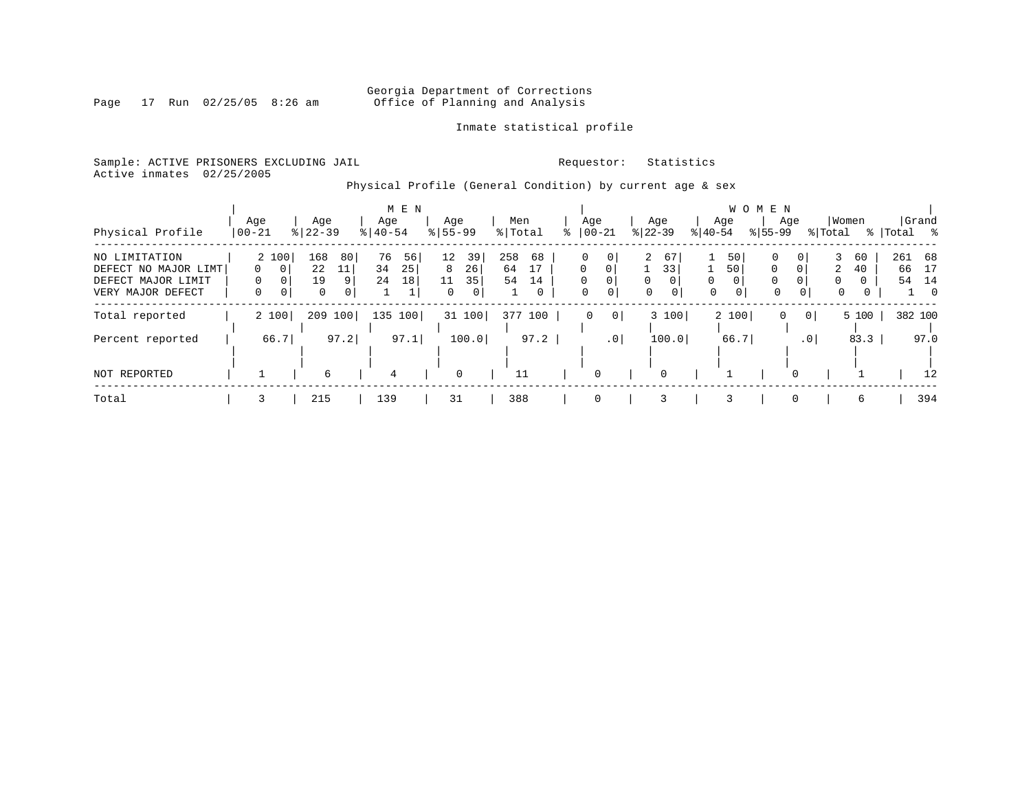Georgia Department of Corrections
Office of Planning and Analysis

Inmate statistical profile

Sample: ACTIVE PRISONERS EXCLUDING JAIL

Requestor: Statistics

Active inmates 02/25/2005

Physical Profile (General Condition) by current age & sex

| Physical Profile | MEN Age 00-21 | % | Age 22-39 | % | Age 40-54 | % | Age 55-99 | % | Men Total | % | WOMEN Age 00-21 | % | Age 22-39 | % | Age 40-54 | % | Age 55-99 | % | Women Total | % | Grand Total | % |
|---|---|---|---|---|---|---|---|---|---|---|---|---|---|---|---|---|---|---|---|---|---|---|
| NO LIMITATION | 2 | 100 | 168 | 80 | 76 | 56 | 12 | 39 | 258 | 68 | 0 | 0 | 2 | 67 | 1 | 50 | 0 | 0 | 3 | 60 | 261 | 68 |
| DEFECT NO MAJOR LIMT | 0 | 0 | 22 | 11 | 34 | 25 | 8 | 26 | 64 | 17 | 0 | 0 | 1 | 33 | 1 | 50 | 0 | 0 | 2 | 40 | 66 | 17 |
| DEFECT MAJOR LIMIT | 0 | 0 | 19 | 9 | 24 | 18 | 11 | 35 | 54 | 14 | 0 | 0 | 0 | 0 | 0 | 0 | 0 | 0 | 0 | 0 | 54 | 14 |
| VERY MAJOR DEFECT | 0 | 0 | 0 | 0 | 1 | 1 | 0 | 0 | 1 | 0 | 0 | 0 | 0 | 0 | 0 | 0 | 0 | 0 | 0 | 0 | 1 | 0 |
| Total reported | 2 | 100 | 209 | 100 | 135 | 100 | 31 | 100 | 377 | 100 | 0 | 0 | 3 | 100 | 2 | 100 | 0 | 0 | 5 | 100 | 382 | 100 |
| Percent reported | 66.7 | | 97.2 | | 97.1 | | 100.0 | | 97.2 | | .0 | | 100.0 | | 66.7 | | .0 | | 83.3 | | 97.0 | |
| NOT REPORTED | 1 | | 6 | | 4 | | 0 | | 11 | | 0 | | 0 | | 1 | | 0 | | 1 | | 12 | |
| Total | 3 | | 215 | | 139 | | 31 | | 388 | | 0 | | 3 | | 3 | | 0 | | 6 | | 394 | |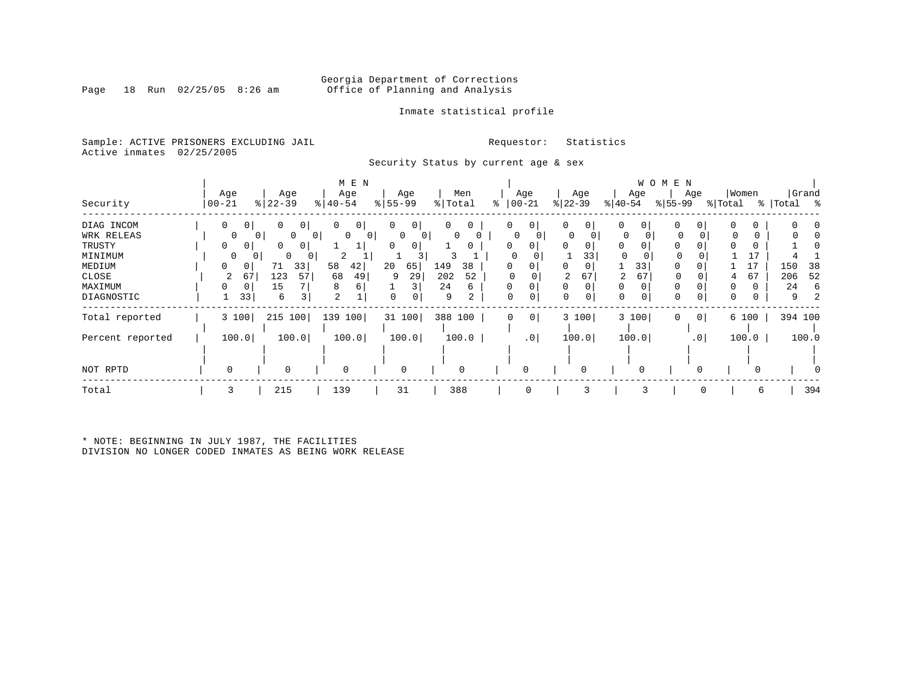Georgia Department of Corrections
Office of Planning and Analysis

Inmate statistical profile

Sample: ACTIVE PRISONERS EXCLUDING JAIL    Requestor: Statistics
Active inmates 02/25/2005

Security Status by current age & sex

| Security | MEN Age 00-21 | % | Age 22-39 | % | Age 40-54 | % | Age 55-99 | % | Men Total | % | WOMEN Age 00-21 | % | Age 22-39 | % | Age 40-54 | % | Age 55-99 | % | Women Total | % | Grand Total | % |
|---|---|---|---|---|---|---|---|---|---|---|---|---|---|---|---|---|---|---|---|---|---|---|
| DIAG INCOM | 0 | 0 | 0 | 0 | 0 | 0 | 0 | 0 | 0 | 0 | 0 | 0 | 0 | 0 | 0 | 0 | 0 | 0 | 0 | 0 | 0 | 0 |
| WRK RELEAS | 0 | 0 | 0 | 0 | 0 | 0 | 0 | 0 | 0 | 0 | 0 | 0 | 0 | 0 | 0 | 0 | 0 | 0 | 0 | 0 | 0 | 0 |
| TRUSTY | 0 | 0 | 0 | 0 | 1 | 1 | 0 | 0 | 1 | 0 | 0 | 0 | 0 | 0 | 0 | 0 | 0 | 0 | 0 | 0 | 1 | 0 |
| MINIMUM | 0 | 0 | 0 | 0 | 2 | 1 | 1 | 3 | 3 | 1 | 0 | 0 | 1 | 33 | 0 | 0 | 0 | 0 | 1 | 17 | 4 | 1 |
| MEDIUM | 0 | 0 | 71 | 33 | 58 | 42 | 20 | 65 | 149 | 38 | 0 | 0 | 0 | 0 | 1 | 33 | 0 | 0 | 1 | 17 | 150 | 38 |
| CLOSE | 2 | 67 | 123 | 57 | 68 | 49 | 9 | 29 | 202 | 52 | 0 | 0 | 2 | 67 | 2 | 67 | 0 | 0 | 4 | 67 | 206 | 52 |
| MAXIMUM | 0 | 0 | 15 | 7 | 8 | 6 | 1 | 3 | 24 | 6 | 0 | 0 | 0 | 0 | 0 | 0 | 0 | 0 | 0 | 0 | 24 | 6 |
| DIAGNOSTIC | 1 | 33 | 6 | 3 | 2 | 1 | 0 | 0 | 9 | 2 | 0 | 0 | 0 | 0 | 0 | 0 | 0 | 0 | 0 | 0 | 9 | 2 |
| Total reported | 3 | 100 | 215 | 100 | 139 | 100 | 31 | 100 | 388 | 100 | 0 | 0 | 3 | 100 | 3 | 100 | 0 | 0 | 6 | 100 | 394 | 100 |
| Percent reported | 100.0 | | 100.0 | | 100.0 | | 100.0 | | 100.0 | | .0 | | 100.0 | | 100.0 | | .0 | | 100.0 | | 100.0 | |
| NOT RPTD | 0 | | 0 | | 0 | | 0 | | 0 | | 0 | | 0 | | 0 | | 0 | | 0 | | 0 | |
| Total | 3 | | 215 | | 139 | | 31 | | 388 | | 0 | | 3 | | 3 | | 0 | | 6 | | 394 | |

* NOTE: BEGINNING IN JULY 1987, THE FACILITIES DIVISION NO LONGER CODED INMATES AS BEING WORK RELEASE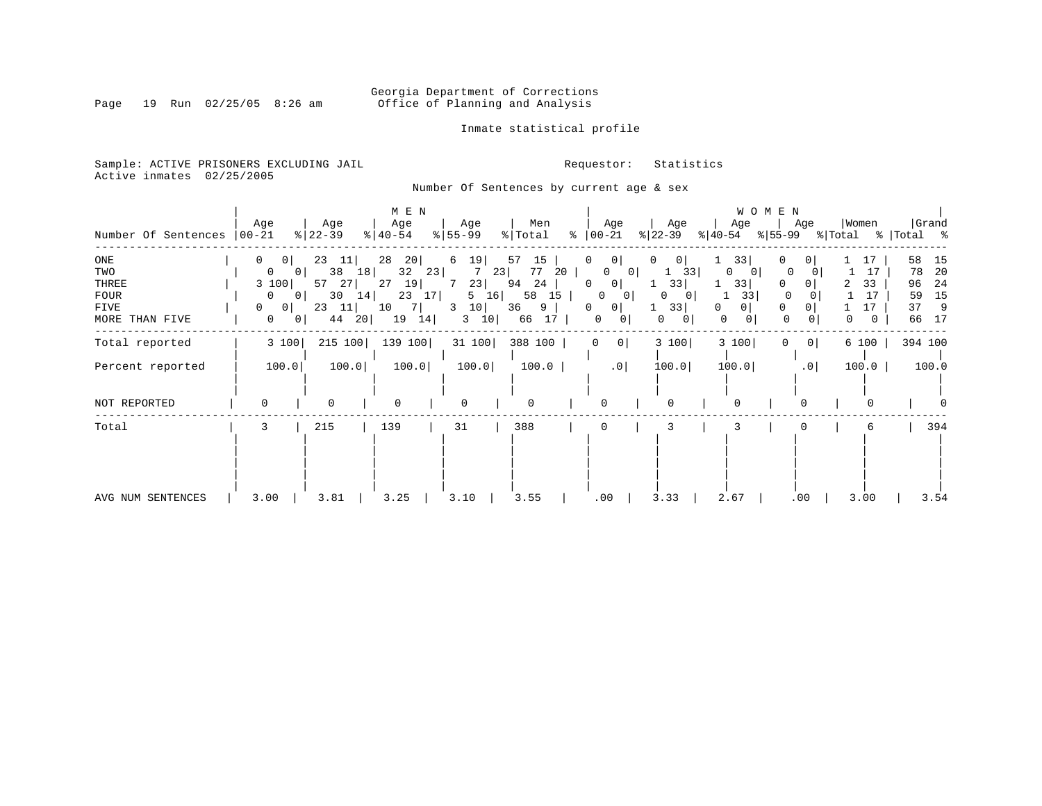Georgia Department of Corrections
Office of Planning and Analysis

Inmate statistical profile

Sample: ACTIVE PRISONERS EXCLUDING JAIL
Active inmates 02/25/2005

Requestor: Statistics

Number Of Sentences by current age & sex

| Number Of Sentences | MEN Age 00-21 | % | Age 22-39 | % | Age 40-54 | % | Age 55-99 | % | Men Total | % | WOMEN Age 00-21 | % | Age 22-39 | % | Age 40-54 | % | Age 55-99 | % | Women Total | % | Grand Total | % |
|---|---|---|---|---|---|---|---|---|---|---|---|---|---|---|---|---|---|---|---|---|---|---|
| ONE | 0 | 0 | 23 | 11 | 28 | 20 | 6 | 19 | 57 | 15 | 0 | 0 | 0 | 0 | 1 | 33 | 0 | 0 | 1 | 17 | 58 | 15 |
| TWO | 0 | 0 | 38 | 18 | 32 | 23 | 7 | 23 | 77 | 20 | 0 | 0 | 1 | 33 | 0 | 0 | 0 | 0 | 1 | 17 | 78 | 20 |
| THREE | 3 | 100 | 57 | 27 | 27 | 19 | 7 | 23 | 94 | 24 | 0 | 0 | 1 | 33 | 1 | 33 | 0 | 0 | 2 | 33 | 96 | 24 |
| FOUR | 0 | 0 | 30 | 14 | 23 | 17 | 5 | 16 | 58 | 15 | 0 | 0 | 0 | 0 | 1 | 33 | 0 | 0 | 1 | 17 | 59 | 15 |
| FIVE | 0 | 0 | 23 | 11 | 10 | 7 | 3 | 10 | 36 | 9 | 0 | 0 | 1 | 33 | 0 | 0 | 0 | 0 | 1 | 17 | 37 | 9 |
| MORE THAN FIVE | 0 | 0 | 44 | 20 | 19 | 14 | 3 | 10 | 66 | 17 | 0 | 0 | 0 | 0 | 0 | 0 | 0 | 0 | 0 | 0 | 66 | 17 |
| Total reported | 3 | 100 | 215 | 100 | 139 | 100 | 31 | 100 | 388 | 100 | 0 | 0 | 3 | 100 | 3 | 100 | 0 | 0 | 6 | 100 | 394 | 100 |
| Percent reported | 100.0 | | 100.0 | | 100.0 | | 100.0 | | 100.0 | | .0 | | 100.0 | | 100.0 | | .0 | | 100.0 | | 100.0 | |
| NOT REPORTED | 0 | | 0 | | 0 | | 0 | | 0 | | 0 | | 0 | | 0 | | 0 | | 0 | | 0 | |
| Total | 3 | | 215 | | 139 | | 31 | | 388 | | 0 | | 3 | | 3 | | 0 | | 6 | | 394 | |
| AVG NUM SENTENCES | 3.00 | | 3.81 | | 3.25 | | 3.10 | | 3.55 | | .00 | | 3.33 | | 2.67 | | .00 | | 3.00 | | 3.54 | |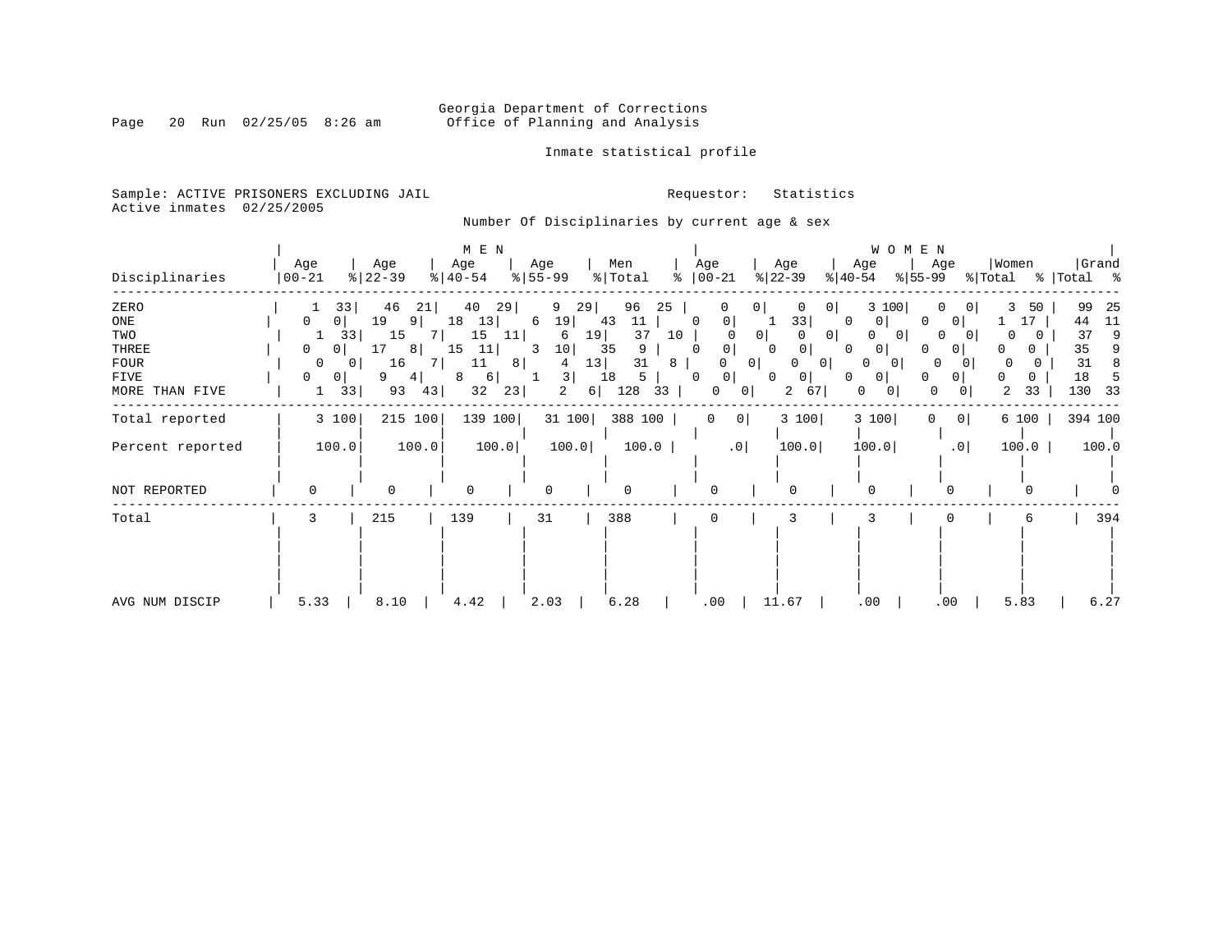Georgia Department of Corrections
Office of Planning and Analysis

Inmate statistical profile

Sample: ACTIVE PRISONERS EXCLUDING JAIL
Active inmates 02/25/2005

Requestor: Statistics

Number Of Disciplinaries by current age & sex

| | MEN | | | | | | | | | | WOMEN | | | | | | | | | | | |
|---|---|---|---|---|---|---|---|---|---|---|---|---|---|---|---|---|---|---|---|---|---|---|
| Disciplinaries | Age 00-21 | % | Age 22-39 | % | Age 40-54 | % | Age 55-99 | % | Men Total | % | Age 00-21 | % | Age 22-39 | % | Age 40-54 | % | Age 55-99 | % | Women Total | % | Grand Total | % |
| ZERO | 1 | 33 | 46 | 21 | 40 | 29 | 9 | 29 | 96 | 25 | 0 | 0 | 0 | 0 | 3 | 100 | 0 | 0 | 3 | 50 | 99 | 25 |
| ONE | 0 | 0 | 19 | 9 | 18 | 13 | 6 | 19 | 43 | 11 | 0 | 0 | 1 | 33 | 0 | 0 | 0 | 0 | 1 | 17 | 44 | 11 |
| TWO | 1 | 33 | 15 | 7 | 15 | 11 | 6 | 19 | 37 | 10 | 0 | 0 | 0 | 0 | 0 | 0 | 0 | 0 | 0 | 0 | 37 | 9 |
| THREE | 0 | 0 | 17 | 8 | 15 | 11 | 3 | 10 | 35 | 9 | 0 | 0 | 0 | 0 | 0 | 0 | 0 | 0 | 0 | 0 | 35 | 9 |
| FOUR | 0 | 0 | 16 | 7 | 11 | 8 | 4 | 13 | 31 | 8 | 0 | 0 | 0 | 0 | 0 | 0 | 0 | 0 | 0 | 0 | 31 | 8 |
| FIVE | 0 | 0 | 9 | 4 | 8 | 6 | 1 | 3 | 18 | 5 | 0 | 0 | 0 | 0 | 0 | 0 | 0 | 0 | 0 | 0 | 18 | 5 |
| MORE THAN FIVE | 1 | 33 | 93 | 43 | 32 | 23 | 2 | 6 | 128 | 33 | 0 | 0 | 2 | 67 | 0 | 0 | 0 | 0 | 2 | 33 | 130 | 33 |
| Total reported | 3 | 100 | 215 | 100 | 139 | 100 | 31 | 100 | 388 | 100 | 0 | 0 | 3 | 100 | 3 | 100 | 0 | 0 | 6 | 100 | 394 | 100 |
| Percent reported | 100.0 | | 100.0 | | 100.0 | | 100.0 | | 100.0 | | .0 | | 100.0 | | 100.0 | | .0 | | 100.0 | | 100.0 | |
| NOT REPORTED | 0 | | 0 | | 0 | | 0 | | 0 | | 0 | | 0 | | 0 | | 0 | | 0 | | 0 | |
| Total | 3 | | 215 | | 139 | | 31 | | 388 | | 0 | | 3 | | 3 | | 0 | | 6 | | 394 | |
| AVG NUM DISCIP | 5.33 | | 8.10 | | 4.42 | | 2.03 | | 6.28 | | .00 | | 11.67 | | .00 | | .00 | | 5.83 | | 6.27 | |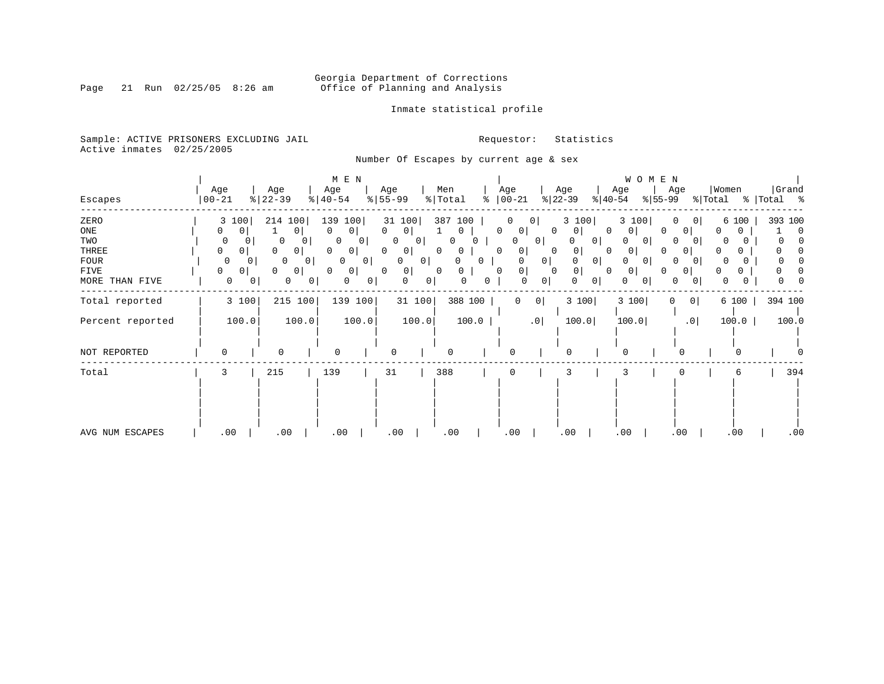Georgia Department of Corrections
Office of Planning and Analysis

Inmate statistical profile

Sample: ACTIVE PRISONERS EXCLUDING JAIL    Requestor: Statistics
Active inmates 02/25/2005

Number Of Escapes by current age & sex

| Escapes | MEN Age 00-21 | % | Age 22-39 | % | Age 40-54 | % | Age 55-99 | % | Men Total | % | WOMEN Age 00-21 | % | Age 22-39 | % | Age 40-54 | % | Age 55-99 | % | Women Total | % | Grand Total | % |
|---|---|---|---|---|---|---|---|---|---|---|---|---|---|---|---|---|---|---|---|---|---|---|
| ZERO | 3 | 100 | 214 | 100 | 139 | 100 | 31 | 100 | 387 | 100 | 0 | 0 | 3 | 100 | 3 | 100 | 0 | 0 | 6 | 100 | 393 | 100 |
| ONE | 0 | 0 | 1 | 0 | 0 | 0 | 0 | 0 | 1 | 0 | 0 | 0 | 0 | 0 | 0 | 0 | 0 | 0 | 0 | 0 | 1 | 0 |
| TWO | 0 | 0 | 0 | 0 | 0 | 0 | 0 | 0 | 0 | 0 | 0 | 0 | 0 | 0 | 0 | 0 | 0 | 0 | 0 | 0 | 0 | 0 |
| THREE | 0 | 0 | 0 | 0 | 0 | 0 | 0 | 0 | 0 | 0 | 0 | 0 | 0 | 0 | 0 | 0 | 0 | 0 | 0 | 0 | 0 | 0 |
| FOUR | 0 | 0 | 0 | 0 | 0 | 0 | 0 | 0 | 0 | 0 | 0 | 0 | 0 | 0 | 0 | 0 | 0 | 0 | 0 | 0 | 0 | 0 |
| FIVE | 0 | 0 | 0 | 0 | 0 | 0 | 0 | 0 | 0 | 0 | 0 | 0 | 0 | 0 | 0 | 0 | 0 | 0 | 0 | 0 | 0 | 0 |
| MORE THAN FIVE | 0 | 0 | 0 | 0 | 0 | 0 | 0 | 0 | 0 | 0 | 0 | 0 | 0 | 0 | 0 | 0 | 0 | 0 | 0 | 0 | 0 | 0 |
| Total reported | 3 | 100 | 215 | 100 | 139 | 100 | 31 | 100 | 388 | 100 | 0 | 0 | 3 | 100 | 3 | 100 | 0 | 0 | 6 | 100 | 394 | 100 |
| Percent reported | 100.0 | | 100.0 | | 100.0 | | 100.0 | | 100.0 | | .0 | | 100.0 | | 100.0 | | .0 | | 100.0 | | 100.0 | |
| NOT REPORTED | 0 | | 0 | | 0 | | 0 | | 0 | | 0 | | 0 | | 0 | | 0 | | 0 | | 0 | |
| Total | 3 | | 215 | | 139 | | 31 | | 388 | | 0 | | 3 | | 3 | | 0 | | 6 | | 394 | |
| AVG NUM ESCAPES | .00 | | .00 | | .00 | | .00 | | .00 | | .00 | | .00 | | .00 | | .00 | | .00 | | .00 | |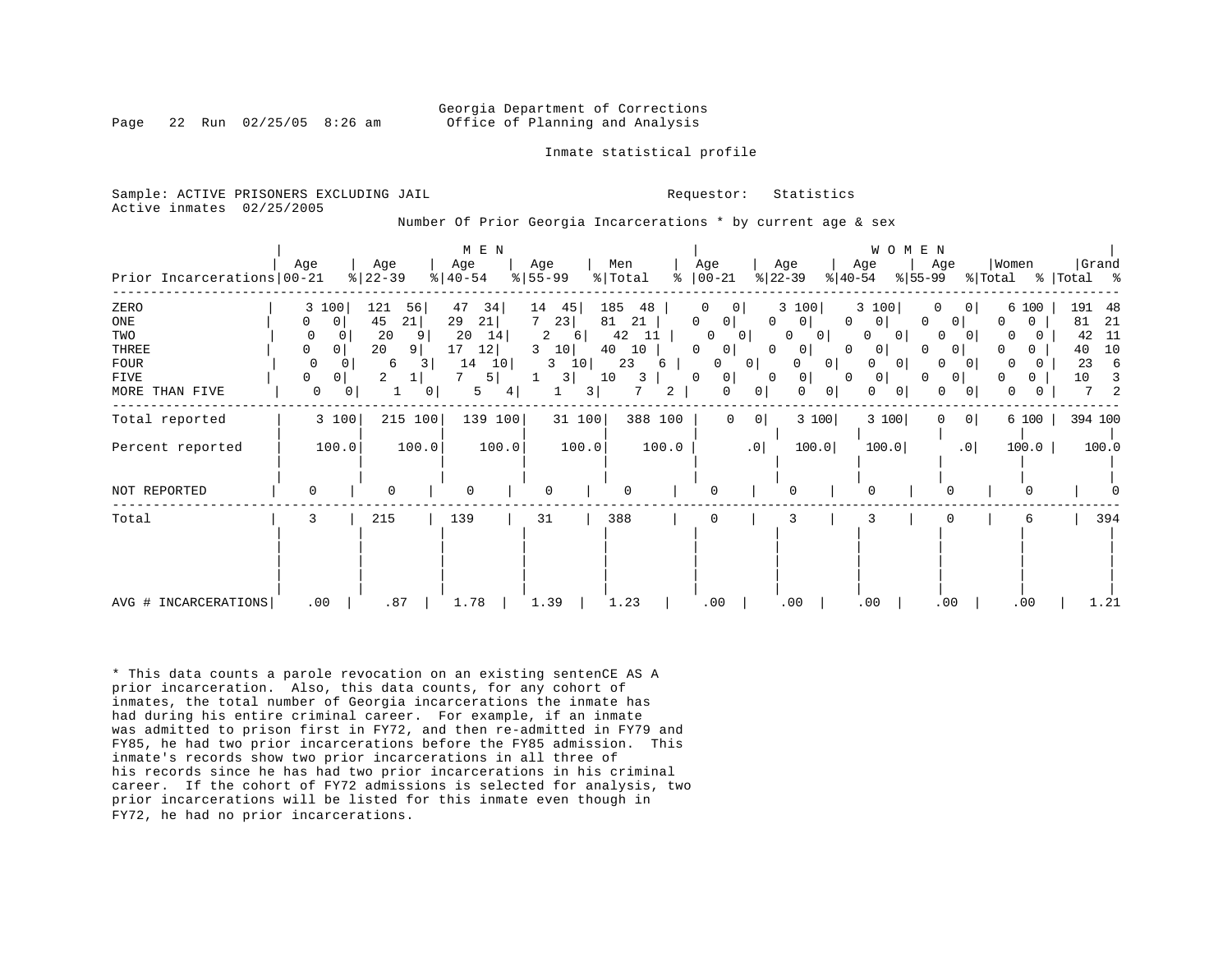Georgia Department of Corrections
Office of Planning and Analysis

Inmate statistical profile

Sample: ACTIVE PRISONERS EXCLUDING JAIL  Requestor: Statistics
Active inmates 02/25/2005

Number Of Prior Georgia Incarcerations * by current age & sex

| | MEN | | | | | | | | | | WOMEN | | | | | | | | | | | |
|---|---|---|---|---|---|---|---|---|---|---|---|---|---|---|---|---|---|---|---|---|---|---|
| Prior Incarcerations | Age 00-21 | % | Age 22-39 | % | Age 40-54 | % | Age 55-99 | % | Men Total | % | Age 00-21 | % | Age 22-39 | % | Age 40-54 | % | Age 55-99 | % | Women Total | % | Grand Total | % |
| ZERO | 3 | 100 | 121 | 56 | 47 | 34 | 14 | 45 | 185 | 48 | 0 | 0 | 3 | 100 | 3 | 100 | 0 | 0 | 6 | 100 | 191 | 48 |
| ONE | 0 | 0 | 45 | 21 | 29 | 21 | 7 | 23 | 81 | 21 | 0 | 0 | 0 | 0 | 0 | 0 | 0 | 0 | 0 | 0 | 81 | 21 |
| TWO | 0 | 0 | 20 | 9 | 20 | 14 | 2 | 6 | 42 | 11 | 0 | 0 | 0 | 0 | 0 | 0 | 0 | 0 | 0 | 0 | 42 | 11 |
| THREE | 0 | 0 | 20 | 9 | 17 | 12 | 3 | 10 | 40 | 10 | 0 | 0 | 0 | 0 | 0 | 0 | 0 | 0 | 0 | 0 | 40 | 10 |
| FOUR | 0 | 0 | 6 | 3 | 14 | 10 | 3 | 10 | 23 | 6 | 0 | 0 | 0 | 0 | 0 | 0 | 0 | 0 | 0 | 0 | 23 | 6 |
| FIVE | 0 | 0 | 2 | 1 | 7 | 5 | 1 | 3 | 10 | 3 | 0 | 0 | 0 | 0 | 0 | 0 | 0 | 0 | 0 | 0 | 10 | 3 |
| MORE THAN FIVE | 0 | 0 | 1 | 0 | 5 | 4 | 1 | 3 | 7 | 2 | 0 | 0 | 0 | 0 | 0 | 0 | 0 | 0 | 0 | 0 | 7 | 2 |
| Total reported | 3 | 100 | 215 | 100 | 139 | 100 | 31 | 100 | 388 | 100 | 0 | 0 | 3 | 100 | 3 | 100 | 0 | 0 | 6 | 100 | 394 | 100 |
| Percent reported | 100.0 | | 100.0 | | 100.0 | | 100.0 | | 100.0 | | .0 | | 100.0 | | 100.0 | | .0 | | 100.0 | | 100.0 | |
| NOT REPORTED | 0 | | 0 | | 0 | | 0 | | 0 | | 0 | | 0 | | 0 | | 0 | | 0 | | 0 | |
| Total | 3 | | 215 | | 139 | | 31 | | 388 | | 0 | | 3 | | 3 | | 0 | | 6 | | 394 | |
| AVG # INCARCERATIONS | .00 | | .87 | | 1.78 | | 1.39 | | 1.23 | | .00 | | .00 | | .00 | | .00 | | .00 | | 1.21 | |

* This data counts a parole revocation on an existing sentenCE AS A prior incarceration. Also, this data counts, for any cohort of inmates, the total number of Georgia incarcerations the inmate has had during his entire criminal career. For example, if an inmate was admitted to prison first in FY72, and then re-admitted in FY79 and FY85, he had two prior incarcerations before the FY85 admission. This inmate's records show two prior incarcerations in all three of his records since he has had two prior incarcerations in his criminal career. If the cohort of FY72 admissions is selected for analysis, two prior incarcerations will be listed for this inmate even though in FY72, he had no prior incarcerations.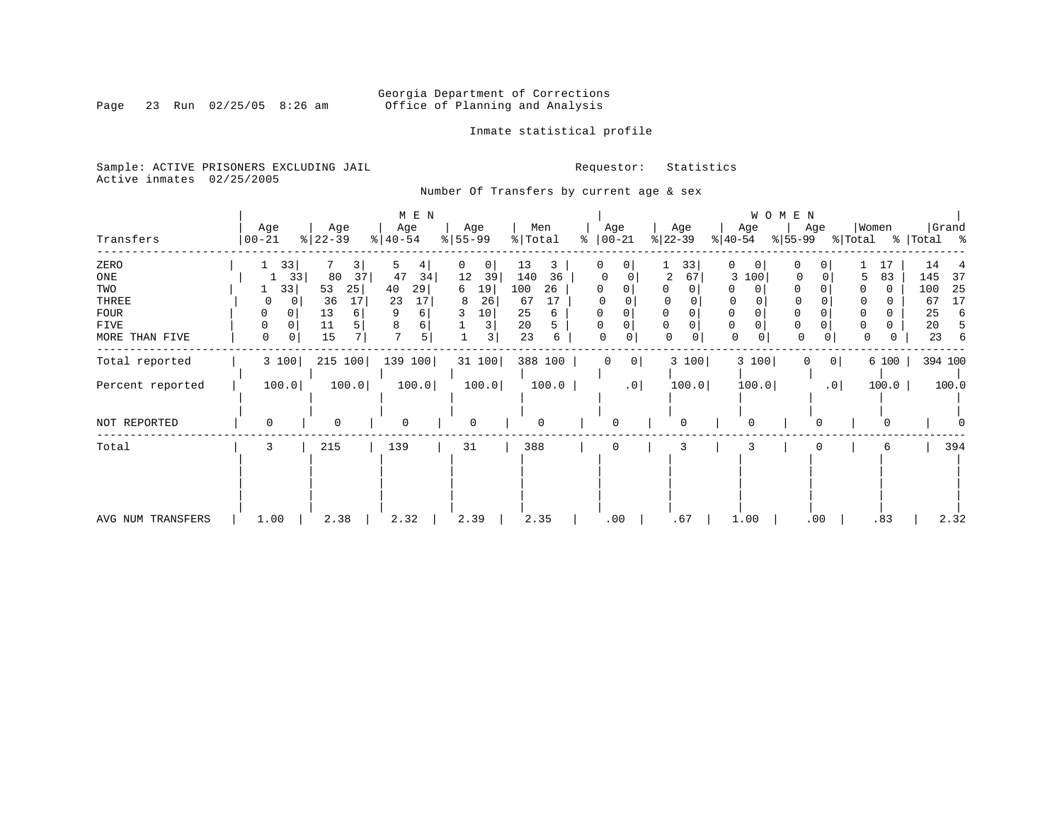Georgia Department of Corrections
Office of Planning and Analysis

Inmate statistical profile

Sample: ACTIVE PRISONERS EXCLUDING JAIL

Active inmates 02/25/2005

Requestor: Statistics

Number Of Transfers by current age & sex

| | MEN | | | | | | | | | | WOMEN | | | | | | | | | | | |
|---|---|---|---|---|---|---|---|---|---|---|---|---|---|---|---|---|---|---|---|---|---|---|
| Transfers | Age 00-21 | % | Age 22-39 | % | Age 40-54 | % | Age 55-99 | % | Men Total | % | Age 00-21 | % | Age 22-39 | % | Age 40-54 | % | Age 55-99 | % | Women Total | % | Grand Total | % |
| ZERO | 1 | 33 | 7 | 3 | 5 | 4 | 0 | 0 | 13 | 3 | 0 | 0 | 1 | 33 | 0 | 0 | 0 | 0 | 1 | 17 | 14 | 4 |
| ONE | 1 | 33 | 80 | 37 | 47 | 34 | 12 | 39 | 140 | 36 | 0 | 0 | 2 | 67 | 3 | 100 | 0 | 0 | 5 | 83 | 145 | 37 |
| TWO | 1 | 33 | 53 | 25 | 40 | 29 | 6 | 19 | 100 | 26 | 0 | 0 | 0 | 0 | 0 | 0 | 0 | 0 | 0 | 0 | 100 | 25 |
| THREE | 0 | 0 | 36 | 17 | 23 | 17 | 8 | 26 | 67 | 17 | 0 | 0 | 0 | 0 | 0 | 0 | 0 | 0 | 0 | 0 | 67 | 17 |
| FOUR | 0 | 0 | 13 | 6 | 9 | 6 | 3 | 10 | 25 | 6 | 0 | 0 | 0 | 0 | 0 | 0 | 0 | 0 | 0 | 0 | 25 | 6 |
| FIVE | 0 | 0 | 11 | 5 | 8 | 6 | 1 | 3 | 20 | 5 | 0 | 0 | 0 | 0 | 0 | 0 | 0 | 0 | 0 | 0 | 20 | 5 |
| MORE THAN FIVE | 0 | 0 | 15 | 7 | 7 | 5 | 1 | 3 | 23 | 6 | 0 | 0 | 0 | 0 | 0 | 0 | 0 | 0 | 0 | 0 | 23 | 6 |
| Total reported | 3 | 100 | 215 | 100 | 139 | 100 | 31 | 100 | 388 | 100 | 0 | 0 | 3 | 100 | 3 | 100 | 0 | 0 | 6 | 100 | 394 | 100 |
| Percent reported | 100.0 | | 100.0 | | 100.0 | | 100.0 | | 100.0 | | .0 | | 100.0 | | 100.0 | | .0 | | 100.0 | | 100.0 | |
| NOT REPORTED | 0 | | 0 | | 0 | | 0 | | 0 | | 0 | | 0 | | 0 | | 0 | | 0 | | 0 | |
| Total | 3 | | 215 | | 139 | | 31 | | 388 | | 0 | | 3 | | 3 | | 0 | | 6 | | 394 | |
| AVG NUM TRANSFERS | 1.00 | | 2.38 | | 2.32 | | 2.39 | | 2.35 | | .00 | | .67 | | 1.00 | | .00 | | .83 | | 2.32 | |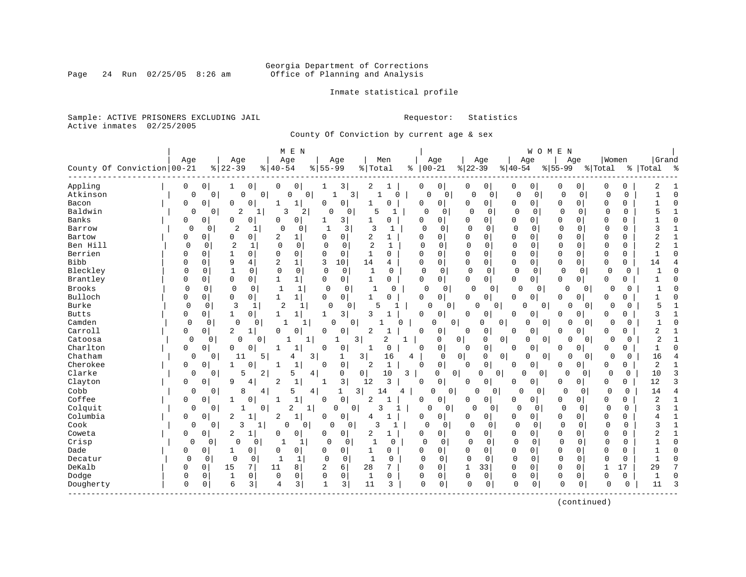Georgia Department of Corrections
Office of Planning and Analysis

Inmate statistical profile

Sample: ACTIVE PRISONERS EXCLUDING JAIL
Active inmates 02/25/2005

Requestor: Statistics

County Of Conviction by current age & sex

| County Of Conviction | MEN Age 00-21 | % | MEN Age 22-39 | % | MEN Age 40-54 | % | MEN Age 55-99 | % | Men Total | % | WOMEN Age 00-21 | % | WOMEN Age 22-39 | % | WOMEN Age 40-54 | % | WOMEN Age 55-99 | % | Women Total | % | Grand Total | % |
|---|---|---|---|---|---|---|---|---|---|---|---|---|---|---|---|---|---|---|---|---|---|---|
| Appling | 0 | 0 | 1 | 0 | 0 | 0 | 1 | 3 | 2 | 1 | 0 | 0 | 0 | 0 | 0 | 0 | 0 | 0 | 0 | 0 | 2 | 1 |
| Atkinson | 0 | 0 | 0 | 0 | 0 | 0 | 1 | 3 | 1 | 0 | 0 | 0 | 0 | 0 | 0 | 0 | 0 | 0 | 0 | 0 | 1 | 0 |
| Bacon | 0 | 0 | 0 | 0 | 1 | 1 | 0 | 0 | 1 | 0 | 0 | 0 | 0 | 0 | 0 | 0 | 0 | 0 | 0 | 0 | 1 | 0 |
| Baldwin | 0 | 0 | 2 | 1 | 3 | 2 | 0 | 0 | 5 | 1 | 0 | 0 | 0 | 0 | 0 | 0 | 0 | 0 | 0 | 0 | 5 | 1 |
| Banks | 0 | 0 | 0 | 0 | 0 | 0 | 1 | 3 | 1 | 0 | 0 | 0 | 0 | 0 | 0 | 0 | 0 | 0 | 0 | 0 | 1 | 0 |
| Barrow | 0 | 0 | 2 | 1 | 0 | 0 | 1 | 3 | 3 | 1 | 0 | 0 | 0 | 0 | 0 | 0 | 0 | 0 | 0 | 0 | 3 | 1 |
| Bartow | 0 | 0 | 0 | 0 | 2 | 1 | 0 | 0 | 2 | 1 | 0 | 0 | 0 | 0 | 0 | 0 | 0 | 0 | 0 | 0 | 2 | 1 |
| Ben Hill | 0 | 0 | 2 | 1 | 0 | 0 | 0 | 0 | 2 | 1 | 0 | 0 | 0 | 0 | 0 | 0 | 0 | 0 | 0 | 0 | 2 | 1 |
| Berrien | 0 | 0 | 1 | 0 | 0 | 0 | 0 | 0 | 1 | 0 | 0 | 0 | 0 | 0 | 0 | 0 | 0 | 0 | 0 | 0 | 1 | 0 |
| Bibb | 0 | 0 | 9 | 4 | 2 | 1 | 3 | 10 | 14 | 4 | 0 | 0 | 0 | 0 | 0 | 0 | 0 | 0 | 0 | 0 | 14 | 4 |
| Bleckley | 0 | 0 | 1 | 0 | 0 | 0 | 0 | 0 | 1 | 0 | 0 | 0 | 0 | 0 | 0 | 0 | 0 | 0 | 0 | 0 | 1 | 0 |
| Brantley | 0 | 0 | 0 | 0 | 1 | 1 | 0 | 0 | 1 | 0 | 0 | 0 | 0 | 0 | 0 | 0 | 0 | 0 | 0 | 0 | 1 | 0 |
| Brooks | 0 | 0 | 0 | 0 | 1 | 1 | 0 | 0 | 1 | 0 | 0 | 0 | 0 | 0 | 0 | 0 | 0 | 0 | 0 | 0 | 1 | 0 |
| Bulloch | 0 | 0 | 0 | 0 | 1 | 1 | 0 | 0 | 1 | 0 | 0 | 0 | 0 | 0 | 0 | 0 | 0 | 0 | 0 | 0 | 1 | 0 |
| Burke | 0 | 0 | 3 | 1 | 2 | 1 | 0 | 0 | 5 | 1 | 0 | 0 | 0 | 0 | 0 | 0 | 0 | 0 | 0 | 0 | 5 | 1 |
| Butts | 0 | 0 | 1 | 0 | 1 | 1 | 1 | 3 | 3 | 1 | 0 | 0 | 0 | 0 | 0 | 0 | 0 | 0 | 0 | 0 | 3 | 1 |
| Camden | 0 | 0 | 0 | 0 | 1 | 1 | 0 | 0 | 1 | 0 | 0 | 0 | 0 | 0 | 0 | 0 | 0 | 0 | 0 | 0 | 1 | 0 |
| Carroll | 0 | 0 | 2 | 1 | 0 | 0 | 0 | 0 | 2 | 1 | 0 | 0 | 0 | 0 | 0 | 0 | 0 | 0 | 0 | 0 | 2 | 1 |
| Catoosa | 0 | 0 | 0 | 0 | 1 | 1 | 1 | 3 | 2 | 1 | 0 | 0 | 0 | 0 | 0 | 0 | 0 | 0 | 0 | 0 | 2 | 1 |
| Charlton | 0 | 0 | 0 | 0 | 1 | 1 | 0 | 0 | 1 | 0 | 0 | 0 | 0 | 0 | 0 | 0 | 0 | 0 | 0 | 0 | 1 | 0 |
| Chatham | 0 | 0 | 11 | 5 | 4 | 3 | 1 | 3 | 16 | 4 | 0 | 0 | 0 | 0 | 0 | 0 | 0 | 0 | 0 | 0 | 16 | 4 |
| Cherokee | 0 | 0 | 1 | 0 | 1 | 1 | 0 | 0 | 2 | 1 | 0 | 0 | 0 | 0 | 0 | 0 | 0 | 0 | 0 | 0 | 2 | 1 |
| Clarke | 0 | 0 | 5 | 2 | 5 | 4 | 0 | 0 | 10 | 3 | 0 | 0 | 0 | 0 | 0 | 0 | 0 | 0 | 0 | 0 | 10 | 3 |
| Clayton | 0 | 0 | 9 | 4 | 2 | 1 | 1 | 3 | 12 | 3 | 0 | 0 | 0 | 0 | 0 | 0 | 0 | 0 | 0 | 0 | 12 | 3 |
| Cobb | 0 | 0 | 8 | 4 | 5 | 4 | 1 | 3 | 14 | 4 | 0 | 0 | 0 | 0 | 0 | 0 | 0 | 0 | 0 | 0 | 14 | 4 |
| Coffee | 0 | 0 | 1 | 0 | 1 | 1 | 0 | 0 | 2 | 1 | 0 | 0 | 0 | 0 | 0 | 0 | 0 | 0 | 0 | 0 | 2 | 1 |
| Colquit | 0 | 0 | 1 | 0 | 2 | 1 | 0 | 0 | 3 | 1 | 0 | 0 | 0 | 0 | 0 | 0 | 0 | 0 | 0 | 0 | 3 | 1 |
| Columbia | 0 | 0 | 2 | 1 | 2 | 1 | 0 | 0 | 4 | 1 | 0 | 0 | 0 | 0 | 0 | 0 | 0 | 0 | 0 | 0 | 4 | 1 |
| Cook | 0 | 0 | 3 | 1 | 0 | 0 | 0 | 0 | 3 | 1 | 0 | 0 | 0 | 0 | 0 | 0 | 0 | 0 | 0 | 0 | 3 | 1 |
| Coweta | 0 | 0 | 2 | 1 | 0 | 0 | 0 | 0 | 2 | 1 | 0 | 0 | 0 | 0 | 0 | 0 | 0 | 0 | 0 | 0 | 2 | 1 |
| Crisp | 0 | 0 | 0 | 0 | 1 | 1 | 0 | 0 | 1 | 0 | 0 | 0 | 0 | 0 | 0 | 0 | 0 | 0 | 0 | 0 | 1 | 0 |
| Dade | 0 | 0 | 1 | 0 | 0 | 0 | 0 | 0 | 1 | 0 | 0 | 0 | 0 | 0 | 0 | 0 | 0 | 0 | 0 | 0 | 1 | 0 |
| Decatur | 0 | 0 | 0 | 0 | 1 | 1 | 0 | 0 | 1 | 0 | 0 | 0 | 0 | 0 | 0 | 0 | 0 | 0 | 0 | 0 | 1 | 0 |
| DeKalb | 0 | 0 | 15 | 7 | 11 | 8 | 2 | 6 | 28 | 7 | 0 | 0 | 1 | 33 | 0 | 0 | 0 | 0 | 1 | 17 | 29 | 7 |
| Dodge | 0 | 0 | 1 | 0 | 0 | 0 | 0 | 0 | 1 | 0 | 0 | 0 | 0 | 0 | 0 | 0 | 0 | 0 | 0 | 0 | 1 | 0 |
| Dougherty | 0 | 0 | 6 | 3 | 4 | 3 | 1 | 3 | 11 | 3 | 0 | 0 | 0 | 0 | 0 | 0 | 0 | 0 | 0 | 0 | 11 | 3 |

(continued)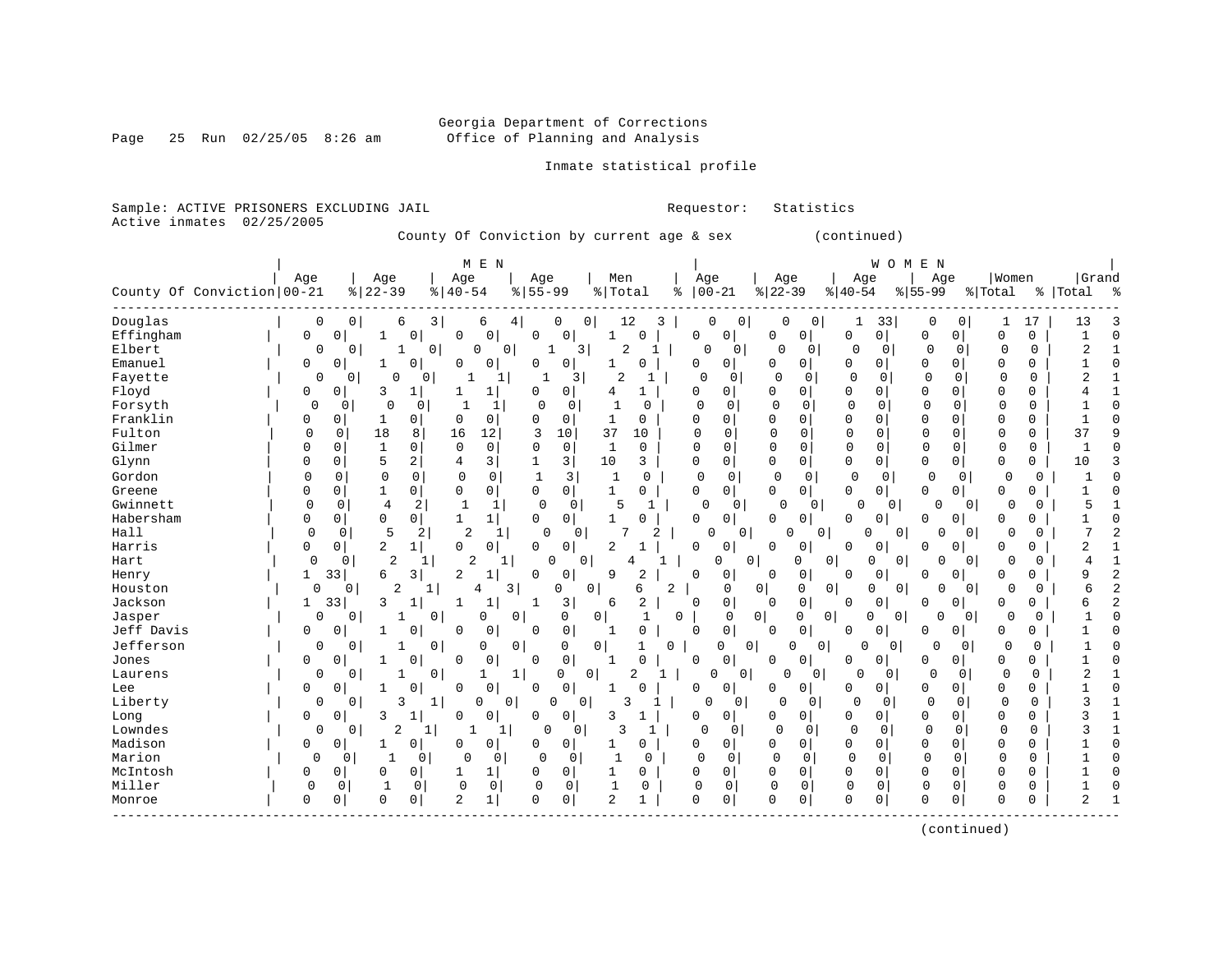Georgia Department of Corrections
Office of Planning and Analysis

Inmate statistical profile

Sample: ACTIVE PRISONERS EXCLUDING JAIL
Requestor: Statistics
Active inmates 02/25/2005

County Of Conviction by current age & sex (continued)

| County Of Conviction | MEN Age 00-21 | % | Age 22-39 | % | Age 40-54 | % | Age 55-99 | % | Men Total | % | WOMEN Age 00-21 | % | Age 22-39 | % | Age 40-54 | % | Age 55-99 | % | Women Total | % | Grand Total | % |
|---|---|---|---|---|---|---|---|---|---|---|---|---|---|---|---|---|---|---|---|---|---|---|
| Douglas | 0 | 0 | 6 | 3 | 6 | 4 | 0 | 0 | 12 | 3 | 0 | 0 | 0 | 0 | 1 | 33 | 0 | 0 | 1 | 17 | 13 | 3 |
| Effingham | 0 | 0 | 1 | 0 | 0 | 0 | 0 | 0 | 1 | 0 | 0 | 0 | 0 | 0 | 0 | 0 | 0 | 0 | 0 | 0 | 1 | 0 |
| Elbert | 0 | 0 | 1 | 0 | 0 | 0 | 1 | 3 | 2 | 1 | 0 | 0 | 0 | 0 | 0 | 0 | 0 | 0 | 0 | 0 | 2 | 1 |
| Emanuel | 0 | 0 | 1 | 0 | 0 | 0 | 0 | 0 | 1 | 0 | 0 | 0 | 0 | 0 | 0 | 0 | 0 | 0 | 0 | 0 | 1 | 0 |
| Fayette | 0 | 0 | 0 | 0 | 1 | 1 | 1 | 3 | 2 | 1 | 0 | 0 | 0 | 0 | 0 | 0 | 0 | 0 | 0 | 0 | 2 | 1 |
| Floyd | 0 | 0 | 3 | 1 | 1 | 1 | 0 | 0 | 4 | 1 | 0 | 0 | 0 | 0 | 0 | 0 | 0 | 0 | 0 | 0 | 4 | 1 |
| Forsyth | 0 | 0 | 0 | 0 | 1 | 1 | 0 | 0 | 1 | 0 | 0 | 0 | 0 | 0 | 0 | 0 | 0 | 0 | 0 | 0 | 1 | 0 |
| Franklin | 0 | 0 | 1 | 0 | 0 | 0 | 0 | 0 | 1 | 0 | 0 | 0 | 0 | 0 | 0 | 0 | 0 | 0 | 0 | 0 | 1 | 0 |
| Fulton | 0 | 0 | 18 | 8 | 16 | 12 | 3 | 10 | 37 | 10 | 0 | 0 | 0 | 0 | 0 | 0 | 0 | 0 | 0 | 0 | 37 | 9 |
| Gilmer | 0 | 0 | 1 | 0 | 0 | 0 | 0 | 0 | 1 | 0 | 0 | 0 | 0 | 0 | 0 | 0 | 0 | 0 | 0 | 0 | 1 | 0 |
| Glynn | 0 | 0 | 5 | 2 | 4 | 3 | 1 | 3 | 10 | 3 | 0 | 0 | 0 | 0 | 0 | 0 | 0 | 0 | 0 | 0 | 10 | 3 |
| Gordon | 0 | 0 | 0 | 0 | 0 | 0 | 1 | 3 | 1 | 0 | 0 | 0 | 0 | 0 | 0 | 0 | 0 | 0 | 0 | 0 | 1 | 0 |
| Greene | 0 | 0 | 1 | 0 | 0 | 0 | 0 | 0 | 1 | 0 | 0 | 0 | 0 | 0 | 0 | 0 | 0 | 0 | 0 | 0 | 1 | 0 |
| Gwinnett | 0 | 0 | 4 | 2 | 1 | 1 | 0 | 0 | 5 | 1 | 0 | 0 | 0 | 0 | 0 | 0 | 0 | 0 | 0 | 0 | 5 | 1 |
| Habersham | 0 | 0 | 0 | 0 | 1 | 1 | 0 | 0 | 1 | 0 | 0 | 0 | 0 | 0 | 0 | 0 | 0 | 0 | 0 | 0 | 1 | 0 |
| Hall | 0 | 0 | 5 | 2 | 2 | 1 | 0 | 0 | 7 | 2 | 0 | 0 | 0 | 0 | 0 | 0 | 0 | 0 | 0 | 0 | 7 | 2 |
| Harris | 0 | 0 | 2 | 1 | 0 | 0 | 0 | 0 | 2 | 1 | 0 | 0 | 0 | 0 | 0 | 0 | 0 | 0 | 0 | 0 | 2 | 1 |
| Hart | 0 | 0 | 2 | 1 | 2 | 1 | 0 | 0 | 4 | 1 | 0 | 0 | 0 | 0 | 0 | 0 | 0 | 0 | 0 | 0 | 4 | 1 |
| Henry | 1 | 33 | 6 | 3 | 2 | 1 | 0 | 0 | 9 | 2 | 0 | 0 | 0 | 0 | 0 | 0 | 0 | 0 | 0 | 0 | 9 | 2 |
| Houston | 0 | 0 | 2 | 1 | 4 | 3 | 0 | 0 | 6 | 2 | 0 | 0 | 0 | 0 | 0 | 0 | 0 | 0 | 0 | 0 | 6 | 2 |
| Jackson | 1 | 33 | 3 | 1 | 1 | 1 | 1 | 3 | 6 | 2 | 0 | 0 | 0 | 0 | 0 | 0 | 0 | 0 | 0 | 0 | 6 | 2 |
| Jasper | 0 | 0 | 1 | 0 | 0 | 0 | 0 | 0 | 1 | 0 | 0 | 0 | 0 | 0 | 0 | 0 | 0 | 0 | 0 | 0 | 1 | 0 |
| Jeff Davis | 0 | 0 | 1 | 0 | 0 | 0 | 0 | 0 | 1 | 0 | 0 | 0 | 0 | 0 | 0 | 0 | 0 | 0 | 0 | 0 | 1 | 0 |
| Jefferson | 0 | 0 | 1 | 0 | 0 | 0 | 0 | 0 | 1 | 0 | 0 | 0 | 0 | 0 | 0 | 0 | 0 | 0 | 0 | 0 | 1 | 0 |
| Jones | 0 | 0 | 1 | 0 | 0 | 0 | 0 | 0 | 1 | 0 | 0 | 0 | 0 | 0 | 0 | 0 | 0 | 0 | 0 | 0 | 1 | 0 |
| Laurens | 0 | 0 | 1 | 0 | 1 | 1 | 0 | 0 | 2 | 1 | 0 | 0 | 0 | 0 | 0 | 0 | 0 | 0 | 0 | 0 | 2 | 1 |
| Lee | 0 | 0 | 1 | 0 | 0 | 0 | 0 | 0 | 1 | 0 | 0 | 0 | 0 | 0 | 0 | 0 | 0 | 0 | 0 | 0 | 1 | 0 |
| Liberty | 0 | 0 | 3 | 1 | 0 | 0 | 0 | 0 | 3 | 1 | 0 | 0 | 0 | 0 | 0 | 0 | 0 | 0 | 0 | 0 | 3 | 1 |
| Long | 0 | 0 | 3 | 1 | 0 | 0 | 0 | 0 | 3 | 1 | 0 | 0 | 0 | 0 | 0 | 0 | 0 | 0 | 0 | 0 | 3 | 1 |
| Lowndes | 0 | 0 | 2 | 1 | 1 | 1 | 0 | 0 | 3 | 1 | 0 | 0 | 0 | 0 | 0 | 0 | 0 | 0 | 0 | 0 | 3 | 1 |
| Madison | 0 | 0 | 1 | 0 | 0 | 0 | 0 | 0 | 1 | 0 | 0 | 0 | 0 | 0 | 0 | 0 | 0 | 0 | 0 | 0 | 1 | 0 |
| Marion | 0 | 0 | 1 | 0 | 0 | 0 | 0 | 0 | 1 | 0 | 0 | 0 | 0 | 0 | 0 | 0 | 0 | 0 | 0 | 0 | 1 | 0 |
| McIntosh | 0 | 0 | 0 | 0 | 1 | 1 | 0 | 0 | 1 | 0 | 0 | 0 | 0 | 0 | 0 | 0 | 0 | 0 | 0 | 0 | 1 | 0 |
| Miller | 0 | 0 | 1 | 0 | 0 | 0 | 0 | 0 | 1 | 0 | 0 | 0 | 0 | 0 | 0 | 0 | 0 | 0 | 0 | 0 | 1 | 0 |
| Monroe | 0 | 0 | 0 | 0 | 2 | 1 | 0 | 0 | 2 | 1 | 0 | 0 | 0 | 0 | 0 | 0 | 0 | 0 | 0 | 0 | 2 | 1 |

(continued)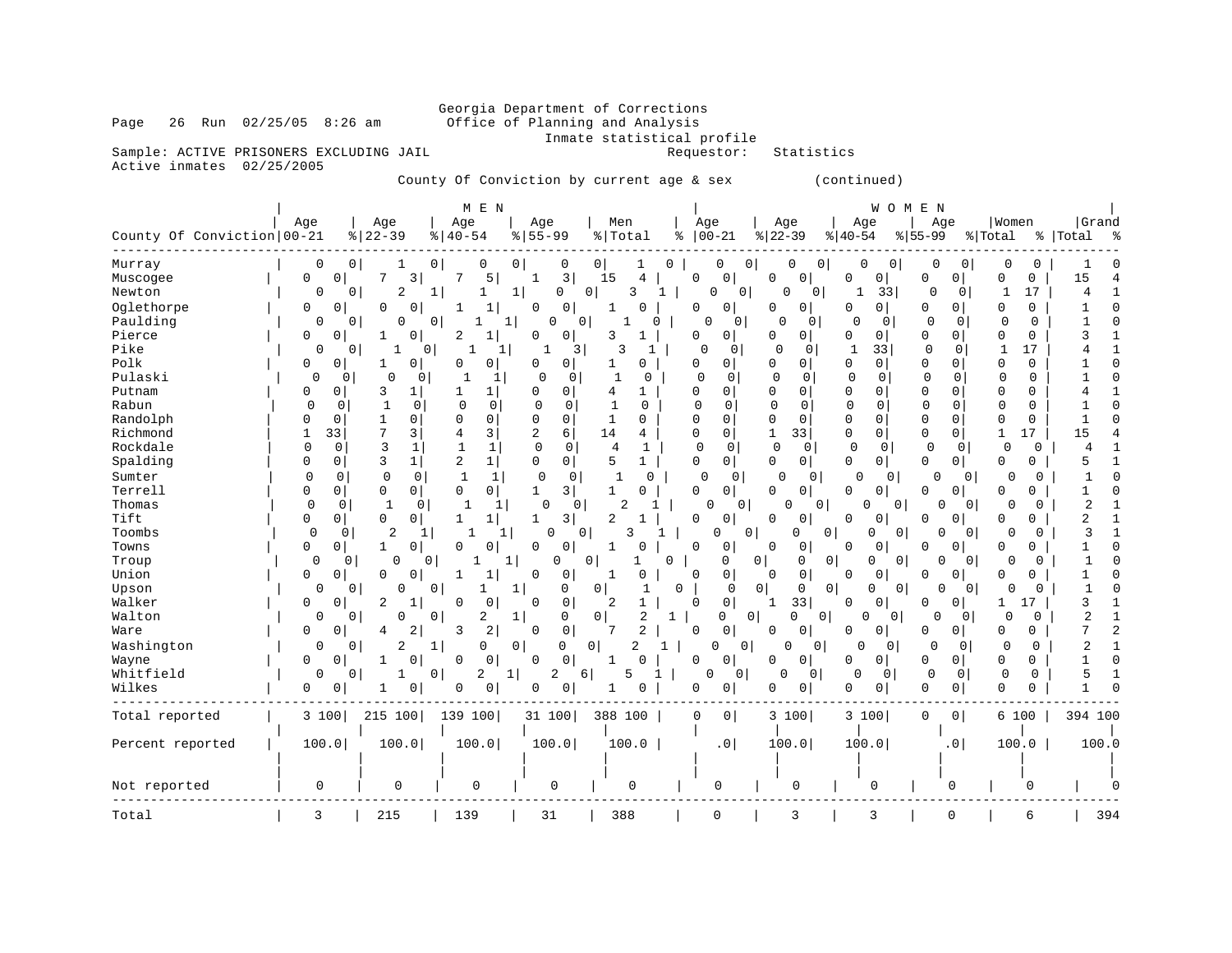Georgia Department of Corrections
Office of Planning and Analysis
Inmate statistical profile

Sample: ACTIVE PRISONERS EXCLUDING JAIL — Requestor: Statistics
Active inmates 02/25/2005

County Of Conviction by current age & sex (continued)

| County Of Conviction | MEN Age 00-21 | % | Age 22-39 | % | Age 40-54 | % | Age 55-99 | % | Men Total | % | WOMEN Age 00-21 | % | Age 22-39 | % | Age 40-54 | % | Age 55-99 | % | Women Total | % | Grand Total | % |
|---|---|---|---|---|---|---|---|---|---|---|---|---|---|---|---|---|---|---|---|---|---|---|
| Murray | 0 | 0 | 1 | 0 | 0 | 0 | 0 | 0 | 1 | 0 | 0 | 0 | 0 | 0 | 0 | 0 | 0 | 0 | 0 | 0 | 1 | 0 |
| Muscogee | 0 | 0 | 7 | 3 | 7 | 5 | 1 | 3 | 15 | 4 | 0 | 0 | 0 | 0 | 0 | 0 | 0 | 0 | 0 | 0 | 15 | 4 |
| Newton | 0 | 0 | 2 | 1 | 1 | 1 | 0 | 0 | 3 | 1 | 0 | 0 | 0 | 0 | 1 | 33 | 0 | 0 | 1 | 17 | 4 | 1 |
| Oglethorpe | 0 | 0 | 0 | 0 | 1 | 1 | 0 | 0 | 1 | 0 | 0 | 0 | 0 | 0 | 0 | 0 | 0 | 0 | 0 | 0 | 1 | 0 |
| Paulding | 0 | 0 | 0 | 0 | 1 | 1 | 0 | 0 | 1 | 0 | 0 | 0 | 0 | 0 | 0 | 0 | 0 | 0 | 0 | 0 | 1 | 0 |
| Pierce | 0 | 0 | 1 | 0 | 2 | 1 | 0 | 0 | 3 | 1 | 0 | 0 | 0 | 0 | 0 | 0 | 0 | 0 | 0 | 0 | 3 | 1 |
| Pike | 0 | 0 | 1 | 0 | 1 | 1 | 1 | 3 | 3 | 1 | 0 | 0 | 0 | 0 | 1 | 33 | 0 | 0 | 1 | 17 | 4 | 1 |
| Polk | 0 | 0 | 1 | 0 | 0 | 0 | 0 | 0 | 1 | 0 | 0 | 0 | 0 | 0 | 0 | 0 | 0 | 0 | 0 | 0 | 1 | 0 |
| Pulaski | 0 | 0 | 0 | 0 | 1 | 1 | 0 | 0 | 1 | 0 | 0 | 0 | 0 | 0 | 0 | 0 | 0 | 0 | 0 | 0 | 1 | 0 |
| Putnam | 0 | 0 | 3 | 1 | 1 | 1 | 0 | 0 | 4 | 1 | 0 | 0 | 0 | 0 | 0 | 0 | 0 | 0 | 0 | 0 | 4 | 1 |
| Rabun | 0 | 0 | 1 | 0 | 0 | 0 | 0 | 0 | 1 | 0 | 0 | 0 | 0 | 0 | 0 | 0 | 0 | 0 | 0 | 0 | 1 | 0 |
| Randolph | 0 | 0 | 1 | 0 | 0 | 0 | 0 | 0 | 1 | 0 | 0 | 0 | 0 | 0 | 0 | 0 | 0 | 0 | 0 | 0 | 1 | 0 |
| Richmond | 1 | 33 | 7 | 3 | 4 | 3 | 2 | 6 | 14 | 4 | 0 | 0 | 1 | 33 | 0 | 0 | 0 | 0 | 1 | 17 | 15 | 4 |
| Rockdale | 0 | 0 | 3 | 1 | 1 | 1 | 0 | 0 | 4 | 1 | 0 | 0 | 0 | 0 | 0 | 0 | 0 | 0 | 0 | 0 | 4 | 1 |
| Spalding | 0 | 0 | 3 | 1 | 2 | 1 | 0 | 0 | 5 | 1 | 0 | 0 | 0 | 0 | 0 | 0 | 0 | 0 | 0 | 0 | 5 | 1 |
| Sumter | 0 | 0 | 0 | 0 | 1 | 1 | 0 | 0 | 1 | 0 | 0 | 0 | 0 | 0 | 0 | 0 | 0 | 0 | 0 | 0 | 1 | 0 |
| Terrell | 0 | 0 | 0 | 0 | 0 | 0 | 1 | 3 | 1 | 0 | 0 | 0 | 0 | 0 | 0 | 0 | 0 | 0 | 0 | 0 | 1 | 0 |
| Thomas | 0 | 0 | 1 | 0 | 1 | 1 | 0 | 0 | 2 | 1 | 0 | 0 | 0 | 0 | 0 | 0 | 0 | 0 | 0 | 0 | 2 | 1 |
| Tift | 0 | 0 | 0 | 0 | 1 | 1 | 1 | 3 | 2 | 1 | 0 | 0 | 0 | 0 | 0 | 0 | 0 | 0 | 0 | 0 | 2 | 1 |
| Toombs | 0 | 0 | 2 | 1 | 1 | 1 | 0 | 0 | 3 | 1 | 0 | 0 | 0 | 0 | 0 | 0 | 0 | 0 | 0 | 0 | 3 | 1 |
| Towns | 0 | 0 | 1 | 0 | 0 | 0 | 0 | 0 | 1 | 0 | 0 | 0 | 0 | 0 | 0 | 0 | 0 | 0 | 0 | 0 | 1 | 0 |
| Troup | 0 | 0 | 0 | 0 | 1 | 1 | 0 | 0 | 1 | 0 | 0 | 0 | 0 | 0 | 0 | 0 | 0 | 0 | 0 | 0 | 1 | 0 |
| Union | 0 | 0 | 0 | 0 | 1 | 1 | 0 | 0 | 1 | 0 | 0 | 0 | 0 | 0 | 0 | 0 | 0 | 0 | 0 | 0 | 1 | 0 |
| Upson | 0 | 0 | 0 | 0 | 1 | 1 | 0 | 0 | 1 | 0 | 0 | 0 | 0 | 0 | 0 | 0 | 0 | 0 | 0 | 0 | 1 | 0 |
| Walker | 0 | 0 | 2 | 1 | 0 | 0 | 0 | 0 | 2 | 1 | 0 | 0 | 1 | 33 | 0 | 0 | 0 | 0 | 1 | 17 | 3 | 1 |
| Walton | 0 | 0 | 0 | 0 | 2 | 1 | 0 | 0 | 2 | 1 | 0 | 0 | 0 | 0 | 0 | 0 | 0 | 0 | 0 | 0 | 2 | 1 |
| Ware | 0 | 0 | 4 | 2 | 3 | 2 | 0 | 0 | 7 | 2 | 0 | 0 | 0 | 0 | 0 | 0 | 0 | 0 | 0 | 0 | 7 | 2 |
| Washington | 0 | 0 | 2 | 1 | 0 | 0 | 0 | 0 | 2 | 1 | 0 | 0 | 0 | 0 | 0 | 0 | 0 | 0 | 0 | 0 | 2 | 1 |
| Wayne | 0 | 0 | 1 | 0 | 0 | 0 | 0 | 0 | 1 | 0 | 0 | 0 | 0 | 0 | 0 | 0 | 0 | 0 | 0 | 0 | 1 | 0 |
| Whitfield | 0 | 0 | 1 | 0 | 2 | 1 | 2 | 6 | 5 | 1 | 0 | 0 | 0 | 0 | 0 | 0 | 0 | 0 | 0 | 0 | 5 | 1 |
| Wilkes | 0 | 0 | 1 | 0 | 0 | 0 | 0 | 0 | 1 | 0 | 0 | 0 | 0 | 0 | 0 | 0 | 0 | 0 | 0 | 0 | 1 | 0 |
| Total reported | 3 | 100 | 215 | 100 | 139 | 100 | 31 | 100 | 388 | 100 | 0 | 0 | 3 | 100 | 3 | 100 | 0 | 0 | 6 | 100 | 394 | 100 |
| Percent reported | 100.0 | | 100.0 | | 100.0 | | 100.0 | | 100.0 | | .0 | | 100.0 | | 100.0 | | .0 | | 100.0 | | 100.0 | |
| Not reported | 0 | | 0 | | 0 | | 0 | | 0 | | 0 | | 0 | | 0 | | 0 | | 0 | | 0 | |
| Total | 3 | | 215 | | 139 | | 31 | | 388 | | 0 | | 3 | | 3 | | 0 | | 6 | | 394 | |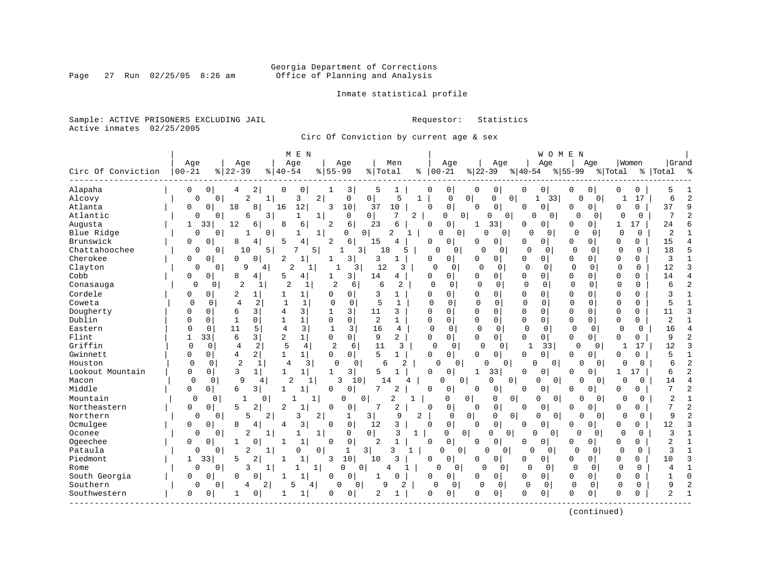Georgia Department of Corrections
Office of Planning and Analysis

Inmate statistical profile

Sample: ACTIVE PRISONERS EXCLUDING JAIL

Requestor: Statistics

Active inmates 02/25/2005

Circ Of Conviction by current age & sex

| | MEN | | | | | | | | | | WOMEN | | | | | | | | | | | |
|---|---|---|---|---|---|---|---|---|---|---|---|---|---|---|---|---|---|---|---|---|---|---|
| Circ Of Conviction | Age 00-21 | % | Age 22-39 | % | Age 40-54 | % | Age 55-99 | % | Men Total | % | Age 00-21 | % | Age 22-39 | % | Age 40-54 | % | Age 55-99 | % | Women Total | % | Grand Total | % |
| Alapaha | 0 | 0 | 4 | 2 | 0 | 0 | 1 | 3 | 5 | 1 | 0 | 0 | 0 | 0 | 0 | 0 | 0 | 0 | 0 | 0 | 5 | 1 |
| Alcovy | 0 | 0 | 2 | 1 | 3 | 2 | 0 | 0 | 5 | 1 | 0 | 0 | 0 | 0 | 1 | 33 | 0 | 0 | 1 | 17 | 6 | 2 |
| Atlanta | 0 | 0 | 18 | 8 | 16 | 12 | 3 | 10 | 37 | 10 | 0 | 0 | 0 | 0 | 0 | 0 | 0 | 0 | 0 | 0 | 37 | 9 |
| Atlantic | 0 | 0 | 6 | 3 | 1 | 1 | 0 | 0 | 7 | 2 | 0 | 0 | 0 | 0 | 0 | 0 | 0 | 0 | 0 | 0 | 7 | 2 |
| Augusta | 1 | 33 | 12 | 6 | 8 | 6 | 2 | 6 | 23 | 6 | 0 | 0 | 1 | 33 | 0 | 0 | 0 | 0 | 1 | 17 | 24 | 6 |
| Blue Ridge | 0 | 0 | 1 | 0 | 1 | 1 | 0 | 0 | 2 | 1 | 0 | 0 | 0 | 0 | 0 | 0 | 0 | 0 | 0 | 0 | 2 | 1 |
| Brunswick | 0 | 0 | 8 | 4 | 5 | 4 | 2 | 6 | 15 | 4 | 0 | 0 | 0 | 0 | 0 | 0 | 0 | 0 | 0 | 0 | 15 | 4 |
| Chattahoochee | 0 | 0 | 10 | 5 | 7 | 5 | 1 | 3 | 18 | 5 | 0 | 0 | 0 | 0 | 0 | 0 | 0 | 0 | 0 | 0 | 18 | 5 |
| Cherokee | 0 | 0 | 0 | 0 | 2 | 1 | 1 | 3 | 3 | 1 | 0 | 0 | 0 | 0 | 0 | 0 | 0 | 0 | 0 | 0 | 3 | 1 |
| Clayton | 0 | 0 | 9 | 4 | 2 | 1 | 1 | 3 | 12 | 3 | 0 | 0 | 0 | 0 | 0 | 0 | 0 | 0 | 0 | 0 | 12 | 3 |
| Cobb | 0 | 0 | 8 | 4 | 5 | 4 | 1 | 3 | 14 | 4 | 0 | 0 | 0 | 0 | 0 | 0 | 0 | 0 | 0 | 0 | 14 | 4 |
| Conasauga | 0 | 0 | 2 | 1 | 2 | 1 | 2 | 6 | 6 | 2 | 0 | 0 | 0 | 0 | 0 | 0 | 0 | 0 | 0 | 0 | 6 | 2 |
| Cordele | 0 | 0 | 2 | 1 | 1 | 1 | 0 | 0 | 3 | 1 | 0 | 0 | 0 | 0 | 0 | 0 | 0 | 0 | 0 | 0 | 3 | 1 |
| Coweta | 0 | 0 | 4 | 2 | 1 | 1 | 0 | 0 | 5 | 1 | 0 | 0 | 0 | 0 | 0 | 0 | 0 | 0 | 0 | 0 | 5 | 1 |
| Dougherty | 0 | 0 | 6 | 3 | 4 | 3 | 1 | 3 | 11 | 3 | 0 | 0 | 0 | 0 | 0 | 0 | 0 | 0 | 0 | 0 | 11 | 3 |
| Dublin | 0 | 0 | 1 | 0 | 1 | 1 | 0 | 0 | 2 | 1 | 0 | 0 | 0 | 0 | 0 | 0 | 0 | 0 | 0 | 0 | 2 | 1 |
| Eastern | 0 | 0 | 11 | 5 | 4 | 3 | 1 | 3 | 16 | 4 | 0 | 0 | 0 | 0 | 0 | 0 | 0 | 0 | 0 | 0 | 16 | 4 |
| Flint | 1 | 33 | 6 | 3 | 2 | 1 | 0 | 0 | 9 | 2 | 0 | 0 | 0 | 0 | 0 | 0 | 0 | 0 | 0 | 0 | 9 | 2 |
| Griffin | 0 | 0 | 4 | 2 | 5 | 4 | 2 | 6 | 11 | 3 | 0 | 0 | 0 | 0 | 1 | 33 | 0 | 0 | 1 | 17 | 12 | 3 |
| Gwinnett | 0 | 0 | 4 | 2 | 1 | 1 | 0 | 0 | 5 | 1 | 0 | 0 | 0 | 0 | 0 | 0 | 0 | 0 | 0 | 0 | 5 | 1 |
| Houston | 0 | 0 | 2 | 1 | 4 | 3 | 0 | 0 | 6 | 2 | 0 | 0 | 0 | 0 | 0 | 0 | 0 | 0 | 0 | 0 | 6 | 2 |
| Lookout Mountain | 0 | 0 | 3 | 1 | 1 | 1 | 1 | 3 | 5 | 1 | 0 | 0 | 1 | 33 | 0 | 0 | 0 | 0 | 1 | 17 | 6 | 2 |
| Macon | 0 | 0 | 9 | 4 | 2 | 1 | 3 | 10 | 14 | 4 | 0 | 0 | 0 | 0 | 0 | 0 | 0 | 0 | 0 | 0 | 14 | 4 |
| Middle | 0 | 0 | 6 | 3 | 1 | 1 | 0 | 0 | 7 | 2 | 0 | 0 | 0 | 0 | 0 | 0 | 0 | 0 | 0 | 0 | 7 | 2 |
| Mountain | 0 | 0 | 1 | 0 | 1 | 1 | 0 | 0 | 2 | 1 | 0 | 0 | 0 | 0 | 0 | 0 | 0 | 0 | 0 | 0 | 2 | 1 |
| Northeastern | 0 | 0 | 5 | 2 | 2 | 1 | 0 | 0 | 7 | 2 | 0 | 0 | 0 | 0 | 0 | 0 | 0 | 0 | 0 | 0 | 7 | 2 |
| Northern | 0 | 0 | 5 | 2 | 3 | 2 | 1 | 3 | 9 | 2 | 0 | 0 | 0 | 0 | 0 | 0 | 0 | 0 | 0 | 0 | 9 | 2 |
| Ocmulgee | 0 | 0 | 8 | 4 | 4 | 3 | 0 | 0 | 12 | 3 | 0 | 0 | 0 | 0 | 0 | 0 | 0 | 0 | 0 | 0 | 12 | 3 |
| Oconee | 0 | 0 | 2 | 1 | 1 | 1 | 0 | 0 | 3 | 1 | 0 | 0 | 0 | 0 | 0 | 0 | 0 | 0 | 0 | 0 | 3 | 1 |
| Ogeechee | 0 | 0 | 1 | 0 | 1 | 1 | 0 | 0 | 2 | 1 | 0 | 0 | 0 | 0 | 0 | 0 | 0 | 0 | 0 | 0 | 2 | 1 |
| Pataula | 0 | 0 | 2 | 1 | 0 | 0 | 1 | 3 | 3 | 1 | 0 | 0 | 0 | 0 | 0 | 0 | 0 | 0 | 0 | 0 | 3 | 1 |
| Piedmont | 1 | 33 | 5 | 2 | 1 | 1 | 3 | 10 | 10 | 3 | 0 | 0 | 0 | 0 | 0 | 0 | 0 | 0 | 0 | 0 | 10 | 3 |
| Rome | 0 | 0 | 3 | 1 | 1 | 1 | 0 | 0 | 4 | 1 | 0 | 0 | 0 | 0 | 0 | 0 | 0 | 0 | 0 | 0 | 4 | 1 |
| South Georgia | 0 | 0 | 0 | 0 | 1 | 1 | 0 | 0 | 1 | 0 | 0 | 0 | 0 | 0 | 0 | 0 | 0 | 0 | 0 | 0 | 1 | 0 |
| Southern | 0 | 0 | 4 | 2 | 5 | 4 | 0 | 0 | 9 | 2 | 0 | 0 | 0 | 0 | 0 | 0 | 0 | 0 | 0 | 0 | 9 | 2 |
| Southwestern | 0 | 0 | 1 | 0 | 1 | 1 | 0 | 0 | 2 | 1 | 0 | 0 | 0 | 0 | 0 | 0 | 0 | 0 | 0 | 0 | 2 | 1 |

(continued)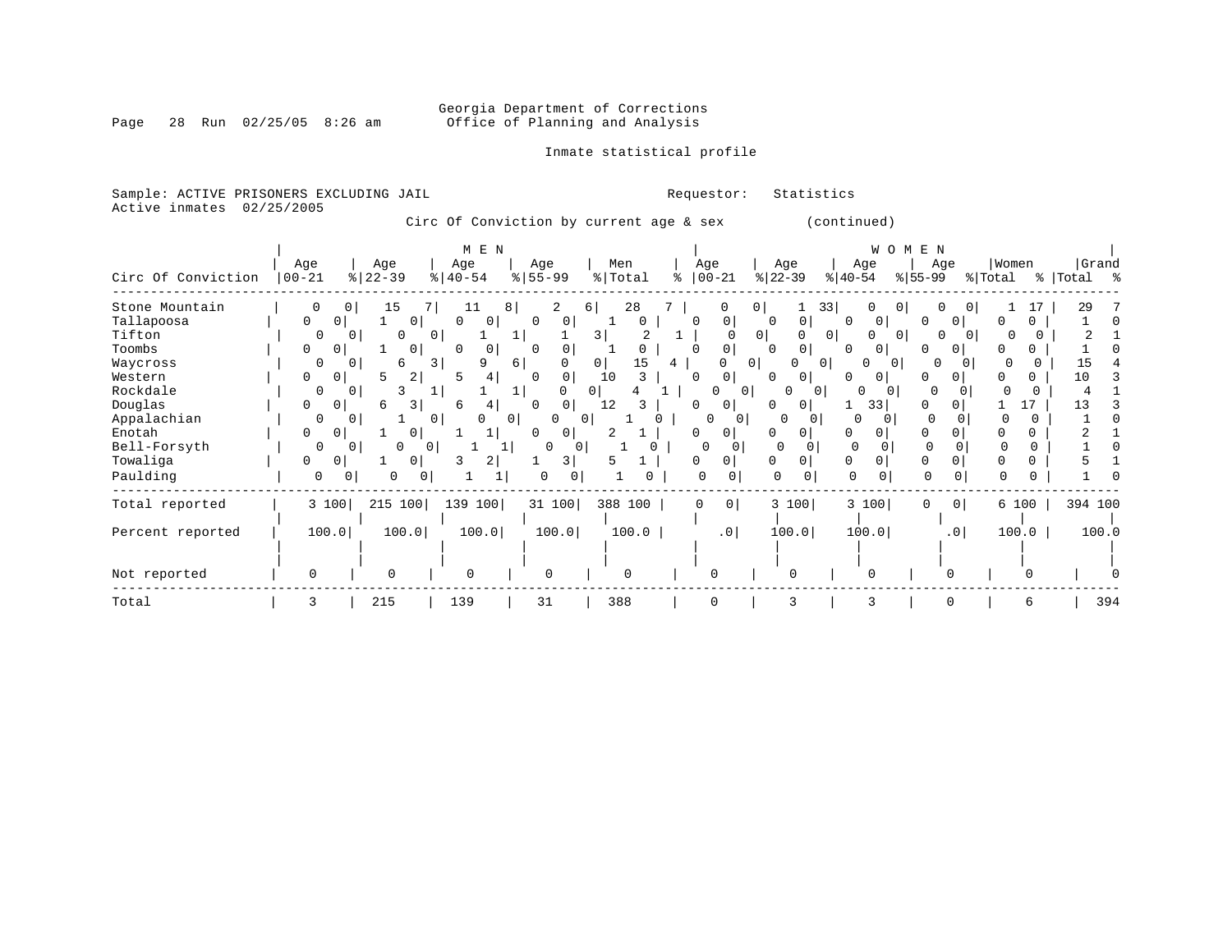Georgia Department of Corrections
Office of Planning and Analysis

Inmate statistical profile

Sample: ACTIVE PRISONERS EXCLUDING JAIL

Active inmates 02/25/2005

Requestor: Statistics

Circ Of Conviction by current age & sex (continued)

| Circ Of Conviction | MEN Age 00-21 | % | Age 22-39 | % | Age 40-54 | % | Age 55-99 | % | Men Total | % | WOMEN Age 00-21 | % | Age 22-39 | % | Age 40-54 | % | Age 55-99 | % | Women Total | % | Grand Total | % |
|---|---|---|---|---|---|---|---|---|---|---|---|---|---|---|---|---|---|---|---|---|---|---|
| Stone Mountain | 0 | 0 | 15 | 7 | 11 | 8 | 2 | 6 | 28 | 7 | 0 | 0 | 1 | 33 | 0 | 0 | 0 | 0 | 1 | 17 | 29 | 7 |
| Tallapoosa | 0 | 0 | 1 | 0 | 0 | 0 | 0 | 0 | 1 | 0 | 0 | 0 | 0 | 0 | 0 | 0 | 0 | 0 | 0 | 0 | 1 | 0 |
| Tifton | 0 | 0 | 0 | 0 | 1 | 1 | 1 | 3 | 2 | 1 | 0 | 0 | 0 | 0 | 0 | 0 | 0 | 0 | 0 | 0 | 2 | 1 |
| Toombs | 0 | 0 | 1 | 0 | 0 | 0 | 0 | 0 | 1 | 0 | 0 | 0 | 0 | 0 | 0 | 0 | 0 | 0 | 0 | 0 | 1 | 0 |
| Waycross | 0 | 0 | 6 | 3 | 9 | 6 | 0 | 0 | 15 | 4 | 0 | 0 | 0 | 0 | 0 | 0 | 0 | 0 | 0 | 0 | 15 | 4 |
| Western | 0 | 0 | 5 | 2 | 5 | 4 | 0 | 0 | 10 | 3 | 0 | 0 | 0 | 0 | 0 | 0 | 0 | 0 | 0 | 0 | 10 | 3 |
| Rockdale | 0 | 0 | 3 | 1 | 1 | 1 | 0 | 0 | 4 | 1 | 0 | 0 | 0 | 0 | 0 | 0 | 0 | 0 | 0 | 0 | 4 | 1 |
| Douglas | 0 | 0 | 6 | 3 | 6 | 4 | 0 | 0 | 12 | 3 | 0 | 0 | 0 | 0 | 1 | 33 | 0 | 0 | 1 | 17 | 13 | 3 |
| Appalachian | 0 | 0 | 1 | 0 | 0 | 0 | 0 | 0 | 1 | 0 | 0 | 0 | 0 | 0 | 0 | 0 | 0 | 0 | 0 | 0 | 1 | 0 |
| Enotah | 0 | 0 | 1 | 0 | 1 | 1 | 0 | 0 | 2 | 1 | 0 | 0 | 0 | 0 | 0 | 0 | 0 | 0 | 0 | 0 | 2 | 1 |
| Bell-Forsyth | 0 | 0 | 0 | 0 | 1 | 1 | 0 | 0 | 1 | 0 | 0 | 0 | 0 | 0 | 0 | 0 | 0 | 0 | 0 | 0 | 1 | 0 |
| Towaliga | 0 | 0 | 1 | 0 | 3 | 2 | 1 | 3 | 5 | 1 | 0 | 0 | 0 | 0 | 0 | 0 | 0 | 0 | 0 | 0 | 5 | 1 |
| Paulding | 0 | 0 | 0 | 0 | 1 | 1 | 0 | 0 | 1 | 0 | 0 | 0 | 0 | 0 | 0 | 0 | 0 | 0 | 0 | 0 | 1 | 0 |
| Total reported | 3 | 100 | 215 | 100 | 139 | 100 | 31 | 100 | 388 | 100 | 0 | 0 | 3 | 100 | 3 | 100 | 0 | 0 | 6 | 100 | 394 | 100 |
| Percent reported | 100.0 | | 100.0 | | 100.0 | | 100.0 | | 100.0 | | .0 | | 100.0 | | 100.0 | | .0 | | 100.0 | | 100.0 | |
| Not reported | 0 | | 0 | | 0 | | 0 | | 0 | | 0 | | 0 | | 0 | | 0 | | 0 | | 0 | |
| Total | 3 | | 215 | | 139 | | 31 | | 388 | | 0 | | 3 | | 3 | | 0 | | 6 | | 394 | |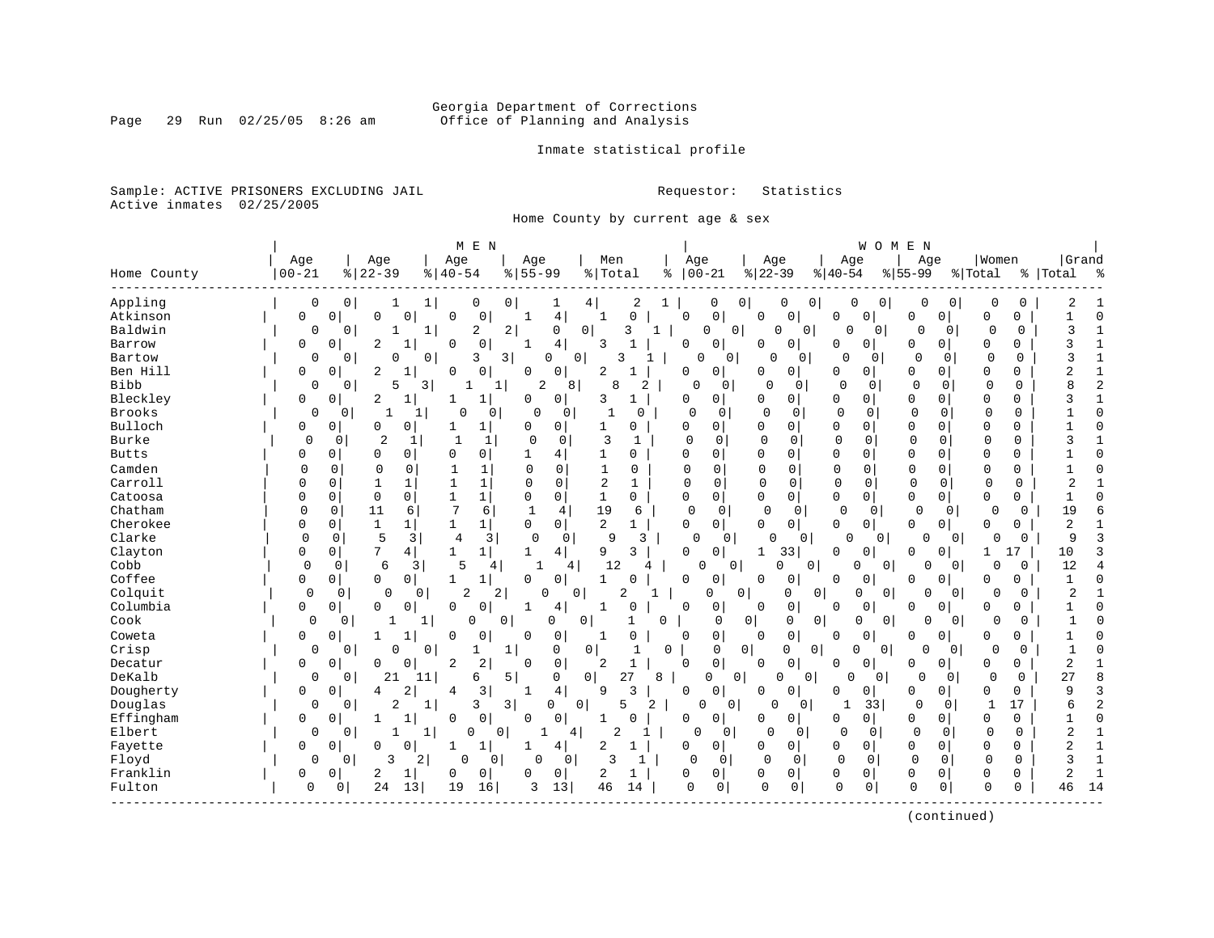Georgia Department of Corrections
Office of Planning and Analysis

Inmate statistical profile

Sample: ACTIVE PRISONERS EXCLUDING JAIL
Active inmates 02/25/2005

Requestor: Statistics

Home County by current age & sex

| Home County | MEN Age 00-21 | % | Age 22-39 | % | Age 40-54 | % | Age 55-99 | % | Men Total | % | WOMEN Age 00-21 | % | Age 22-39 | % | Age 40-54 | % | Age 55-99 | % | Women Total | % | Grand Total | % |
|---|---|---|---|---|---|---|---|---|---|---|---|---|---|---|---|---|---|---|---|---|---|---|
| Appling | 0 | 0 | 1 | 1 | 0 | 0 | 1 | 4 | 2 | 1 | 0 | 0 | 0 | 0 | 0 | 0 | 0 | 0 | 0 | 0 | 2 | 1 |
| Atkinson | 0 | 0 | 0 | 0 | 0 | 0 | 1 | 4 | 1 | 0 | 0 | 0 | 0 | 0 | 0 | 0 | 0 | 0 | 0 | 0 | 1 | 0 |
| Baldwin | 0 | 0 | 1 | 1 | 2 | 2 | 0 | 0 | 3 | 1 | 0 | 0 | 0 | 0 | 0 | 0 | 0 | 0 | 0 | 0 | 3 | 1 |
| Barrow | 0 | 0 | 2 | 1 | 0 | 0 | 1 | 4 | 3 | 1 | 0 | 0 | 0 | 0 | 0 | 0 | 0 | 0 | 0 | 0 | 3 | 1 |
| Bartow | 0 | 0 | 0 | 0 | 3 | 3 | 0 | 0 | 3 | 1 | 0 | 0 | 0 | 0 | 0 | 0 | 0 | 0 | 0 | 0 | 3 | 1 |
| Ben Hill | 0 | 0 | 2 | 1 | 0 | 0 | 0 | 0 | 2 | 1 | 0 | 0 | 0 | 0 | 0 | 0 | 0 | 0 | 0 | 0 | 2 | 1 |
| Bibb | 0 | 0 | 5 | 3 | 1 | 1 | 2 | 8 | 8 | 2 | 0 | 0 | 0 | 0 | 0 | 0 | 0 | 0 | 0 | 0 | 8 | 2 |
| Bleckley | 0 | 0 | 2 | 1 | 1 | 1 | 0 | 0 | 3 | 1 | 0 | 0 | 0 | 0 | 0 | 0 | 0 | 0 | 0 | 0 | 3 | 1 |
| Brooks | 0 | 0 | 1 | 1 | 0 | 0 | 0 | 0 | 1 | 0 | 0 | 0 | 0 | 0 | 0 | 0 | 0 | 0 | 0 | 0 | 1 | 0 |
| Bulloch | 0 | 0 | 0 | 0 | 1 | 1 | 0 | 0 | 1 | 0 | 0 | 0 | 0 | 0 | 0 | 0 | 0 | 0 | 0 | 0 | 1 | 0 |
| Burke | 0 | 0 | 2 | 1 | 1 | 1 | 0 | 0 | 3 | 1 | 0 | 0 | 0 | 0 | 0 | 0 | 0 | 0 | 0 | 0 | 3 | 1 |
| Butts | 0 | 0 | 0 | 0 | 0 | 0 | 1 | 4 | 1 | 0 | 0 | 0 | 0 | 0 | 0 | 0 | 0 | 0 | 0 | 0 | 1 | 0 |
| Camden | 0 | 0 | 0 | 0 | 1 | 1 | 0 | 0 | 1 | 0 | 0 | 0 | 0 | 0 | 0 | 0 | 0 | 0 | 0 | 0 | 1 | 0 |
| Carroll | 0 | 0 | 1 | 1 | 1 | 1 | 0 | 0 | 2 | 1 | 0 | 0 | 0 | 0 | 0 | 0 | 0 | 0 | 0 | 0 | 2 | 1 |
| Catoosa | 0 | 0 | 0 | 0 | 1 | 1 | 0 | 0 | 1 | 0 | 0 | 0 | 0 | 0 | 0 | 0 | 0 | 0 | 0 | 0 | 1 | 0 |
| Chatham | 0 | 0 | 11 | 6 | 7 | 6 | 1 | 4 | 19 | 6 | 0 | 0 | 0 | 0 | 0 | 0 | 0 | 0 | 0 | 0 | 19 | 6 |
| Cherokee | 0 | 0 | 1 | 1 | 1 | 1 | 0 | 0 | 2 | 1 | 0 | 0 | 0 | 0 | 0 | 0 | 0 | 0 | 0 | 0 | 2 | 1 |
| Clarke | 0 | 0 | 5 | 3 | 4 | 3 | 0 | 0 | 9 | 3 | 0 | 0 | 0 | 0 | 0 | 0 | 0 | 0 | 0 | 0 | 9 | 3 |
| Clayton | 0 | 0 | 7 | 4 | 1 | 1 | 1 | 4 | 9 | 3 | 0 | 0 | 1 | 33 | 0 | 0 | 0 | 0 | 1 | 17 | 10 | 3 |
| Cobb | 0 | 0 | 6 | 3 | 5 | 4 | 1 | 4 | 12 | 4 | 0 | 0 | 0 | 0 | 0 | 0 | 0 | 0 | 0 | 0 | 12 | 4 |
| Coffee | 0 | 0 | 0 | 0 | 1 | 1 | 0 | 0 | 1 | 0 | 0 | 0 | 0 | 0 | 0 | 0 | 0 | 0 | 0 | 0 | 1 | 0 |
| Colquit | 0 | 0 | 0 | 0 | 2 | 2 | 0 | 0 | 2 | 1 | 0 | 0 | 0 | 0 | 0 | 0 | 0 | 0 | 0 | 0 | 2 | 1 |
| Columbia | 0 | 0 | 0 | 0 | 0 | 0 | 1 | 4 | 1 | 0 | 0 | 0 | 0 | 0 | 0 | 0 | 0 | 0 | 0 | 0 | 1 | 0 |
| Cook | 0 | 0 | 1 | 1 | 0 | 0 | 0 | 0 | 1 | 0 | 0 | 0 | 0 | 0 | 0 | 0 | 0 | 0 | 0 | 0 | 1 | 0 |
| Coweta | 0 | 0 | 1 | 1 | 0 | 0 | 0 | 0 | 1 | 0 | 0 | 0 | 0 | 0 | 0 | 0 | 0 | 0 | 0 | 0 | 1 | 0 |
| Crisp | 0 | 0 | 0 | 0 | 1 | 1 | 0 | 0 | 1 | 0 | 0 | 0 | 0 | 0 | 0 | 0 | 0 | 0 | 0 | 0 | 1 | 0 |
| Decatur | 0 | 0 | 0 | 0 | 2 | 2 | 0 | 0 | 2 | 1 | 0 | 0 | 0 | 0 | 0 | 0 | 0 | 0 | 0 | 0 | 2 | 1 |
| DeKalb | 0 | 0 | 21 | 11 | 6 | 5 | 0 | 0 | 27 | 8 | 0 | 0 | 0 | 0 | 0 | 0 | 0 | 0 | 0 | 0 | 27 | 8 |
| Dougherty | 0 | 0 | 4 | 2 | 4 | 3 | 1 | 4 | 9 | 3 | 0 | 0 | 0 | 0 | 0 | 0 | 0 | 0 | 0 | 0 | 9 | 3 |
| Douglas | 0 | 0 | 2 | 1 | 3 | 3 | 0 | 0 | 5 | 2 | 0 | 0 | 0 | 0 | 1 | 33 | 0 | 0 | 1 | 17 | 6 | 2 |
| Effingham | 0 | 0 | 1 | 1 | 0 | 0 | 0 | 0 | 1 | 0 | 0 | 0 | 0 | 0 | 0 | 0 | 0 | 0 | 0 | 0 | 1 | 0 |
| Elbert | 0 | 0 | 1 | 1 | 0 | 0 | 1 | 4 | 2 | 1 | 0 | 0 | 0 | 0 | 0 | 0 | 0 | 0 | 0 | 0 | 2 | 1 |
| Fayette | 0 | 0 | 0 | 0 | 1 | 1 | 1 | 4 | 2 | 1 | 0 | 0 | 0 | 0 | 0 | 0 | 0 | 0 | 0 | 0 | 2 | 1 |
| Floyd | 0 | 0 | 3 | 2 | 0 | 0 | 0 | 0 | 3 | 1 | 0 | 0 | 0 | 0 | 0 | 0 | 0 | 0 | 0 | 0 | 3 | 1 |
| Franklin | 0 | 0 | 2 | 1 | 0 | 0 | 0 | 0 | 2 | 1 | 0 | 0 | 0 | 0 | 0 | 0 | 0 | 0 | 0 | 0 | 2 | 1 |
| Fulton | 0 | 0 | 24 | 13 | 19 | 16 | 3 | 13 | 46 | 14 | 0 | 0 | 0 | 0 | 0 | 0 | 0 | 0 | 0 | 0 | 46 | 14 |

(continued)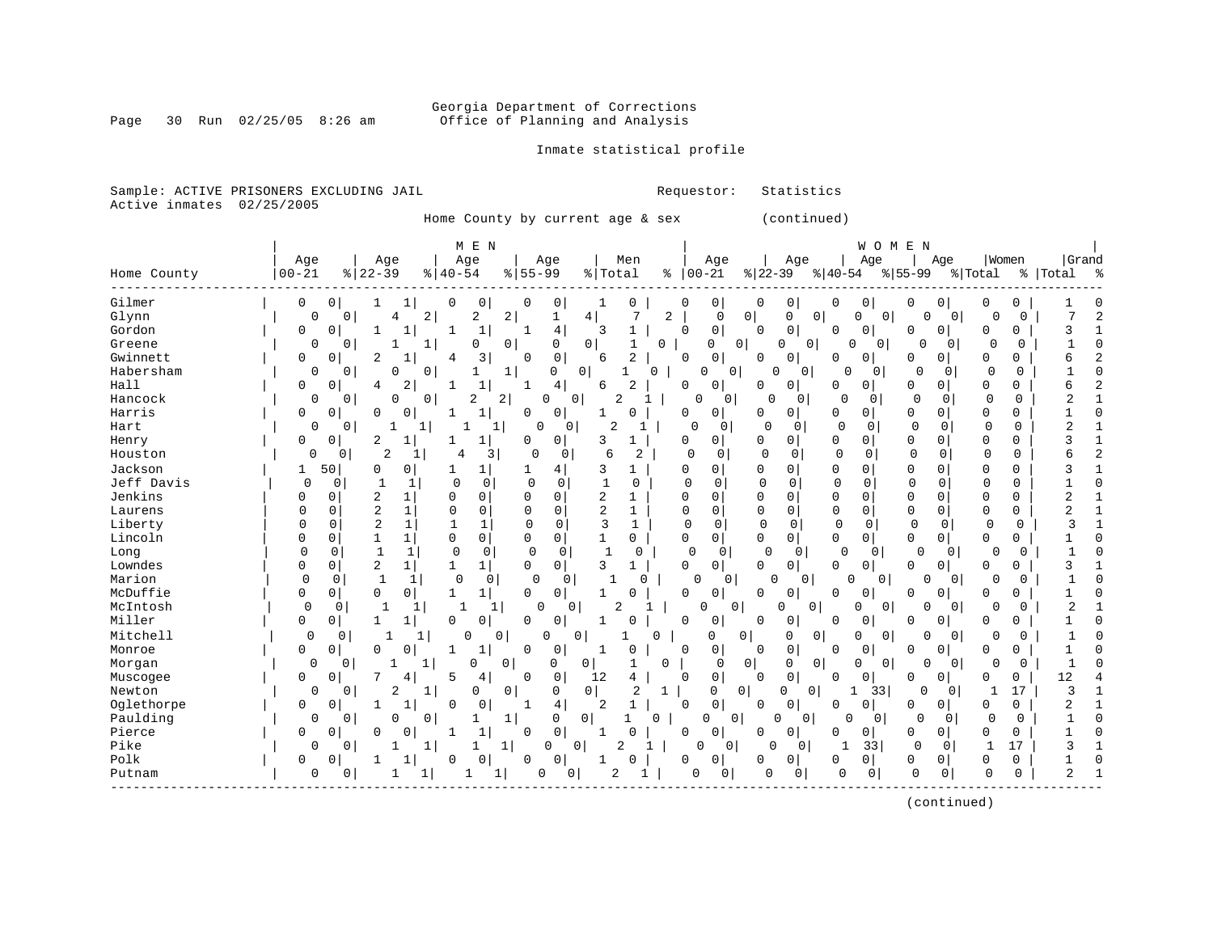Georgia Department of Corrections
Office of Planning and Analysis

Inmate statistical profile

Sample: ACTIVE PRISONERS EXCLUDING JAIL

Active inmates 02/25/2005

Requestor: Statistics

Home County by current age & sex (continued)

| | MEN | | | | | | | | | | WOMEN | | | | | | | | | | | |
|---|---|---|---|---|---|---|---|---|---|---|---|---|---|---|---|---|---|---|---|---|---|---|
| Home County | Age 00-21 | % | Age 22-39 | % | Age 40-54 | % | Age 55-99 | % | Men Total | % | Age 00-21 | % | Age 22-39 | % | Age 40-54 | % | Age 55-99 | % | Women Total | % | Grand Total | % |
| Gilmer | 0 | 0 | 1 | 1 | 0 | 0 | 0 | 0 | 1 | 0 | 0 | 0 | 0 | 0 | 0 | 0 | 0 | 0 | 0 | 0 | 1 | 0 |
| Glynn | 0 | 0 | 4 | 2 | 2 | 2 | 1 | 4 | 7 | 2 | 0 | 0 | 0 | 0 | 0 | 0 | 0 | 0 | 0 | 0 | 7 | 2 |
| Gordon | 0 | 0 | 1 | 1 | 1 | 1 | 1 | 4 | 3 | 1 | 0 | 0 | 0 | 0 | 0 | 0 | 0 | 0 | 0 | 0 | 3 | 1 |
| Greene | 0 | 0 | 1 | 1 | 0 | 0 | 0 | 0 | 1 | 0 | 0 | 0 | 0 | 0 | 0 | 0 | 0 | 0 | 0 | 0 | 1 | 0 |
| Gwinnett | 0 | 0 | 2 | 1 | 4 | 3 | 0 | 0 | 6 | 2 | 0 | 0 | 0 | 0 | 0 | 0 | 0 | 0 | 0 | 0 | 6 | 2 |
| Habersham | 0 | 0 | 0 | 0 | 1 | 1 | 0 | 0 | 1 | 0 | 0 | 0 | 0 | 0 | 0 | 0 | 0 | 0 | 0 | 0 | 1 | 0 |
| Hall | 0 | 0 | 4 | 2 | 1 | 1 | 1 | 4 | 6 | 2 | 0 | 0 | 0 | 0 | 0 | 0 | 0 | 0 | 0 | 0 | 6 | 2 |
| Hancock | 0 | 0 | 0 | 0 | 2 | 2 | 0 | 0 | 2 | 1 | 0 | 0 | 0 | 0 | 0 | 0 | 0 | 0 | 0 | 0 | 2 | 1 |
| Harris | 0 | 0 | 0 | 0 | 1 | 1 | 0 | 0 | 1 | 0 | 0 | 0 | 0 | 0 | 0 | 0 | 0 | 0 | 0 | 0 | 1 | 0 |
| Hart | 0 | 0 | 1 | 1 | 1 | 1 | 0 | 0 | 2 | 1 | 0 | 0 | 0 | 0 | 0 | 0 | 0 | 0 | 0 | 0 | 2 | 1 |
| Henry | 0 | 0 | 2 | 1 | 1 | 1 | 0 | 0 | 3 | 1 | 0 | 0 | 0 | 0 | 0 | 0 | 0 | 0 | 0 | 0 | 3 | 1 |
| Houston | 0 | 0 | 2 | 1 | 4 | 3 | 0 | 0 | 6 | 2 | 0 | 0 | 0 | 0 | 0 | 0 | 0 | 0 | 0 | 0 | 6 | 2 |
| Jackson | 1 | 50 | 0 | 0 | 1 | 1 | 1 | 4 | 3 | 1 | 0 | 0 | 0 | 0 | 0 | 0 | 0 | 0 | 0 | 0 | 3 | 1 |
| Jeff Davis | 0 | 0 | 1 | 1 | 0 | 0 | 0 | 0 | 1 | 0 | 0 | 0 | 0 | 0 | 0 | 0 | 0 | 0 | 0 | 0 | 1 | 0 |
| Jenkins | 0 | 0 | 2 | 1 | 0 | 0 | 0 | 0 | 2 | 1 | 0 | 0 | 0 | 0 | 0 | 0 | 0 | 0 | 0 | 0 | 2 | 1 |
| Laurens | 0 | 0 | 2 | 1 | 0 | 0 | 0 | 0 | 2 | 1 | 0 | 0 | 0 | 0 | 0 | 0 | 0 | 0 | 0 | 0 | 2 | 1 |
| Liberty | 0 | 0 | 2 | 1 | 1 | 1 | 0 | 0 | 3 | 1 | 0 | 0 | 0 | 0 | 0 | 0 | 0 | 0 | 0 | 0 | 3 | 1 |
| Lincoln | 0 | 0 | 1 | 1 | 0 | 0 | 0 | 0 | 1 | 0 | 0 | 0 | 0 | 0 | 0 | 0 | 0 | 0 | 0 | 0 | 1 | 0 |
| Long | 0 | 0 | 1 | 1 | 0 | 0 | 0 | 0 | 1 | 0 | 0 | 0 | 0 | 0 | 0 | 0 | 0 | 0 | 0 | 0 | 1 | 0 |
| Lowndes | 0 | 0 | 2 | 1 | 1 | 1 | 0 | 0 | 3 | 1 | 0 | 0 | 0 | 0 | 0 | 0 | 0 | 0 | 0 | 0 | 3 | 1 |
| Marion | 0 | 0 | 1 | 1 | 0 | 0 | 0 | 0 | 1 | 0 | 0 | 0 | 0 | 0 | 0 | 0 | 0 | 0 | 0 | 0 | 1 | 0 |
| McDuffie | 0 | 0 | 0 | 0 | 1 | 1 | 0 | 0 | 1 | 0 | 0 | 0 | 0 | 0 | 0 | 0 | 0 | 0 | 0 | 0 | 1 | 0 |
| McIntosh | 0 | 0 | 1 | 1 | 1 | 1 | 0 | 0 | 2 | 1 | 0 | 0 | 0 | 0 | 0 | 0 | 0 | 0 | 0 | 0 | 2 | 1 |
| Miller | 0 | 0 | 1 | 1 | 0 | 0 | 0 | 0 | 1 | 0 | 0 | 0 | 0 | 0 | 0 | 0 | 0 | 0 | 0 | 0 | 1 | 0 |
| Mitchell | 0 | 0 | 1 | 1 | 0 | 0 | 0 | 0 | 1 | 0 | 0 | 0 | 0 | 0 | 0 | 0 | 0 | 0 | 0 | 0 | 1 | 0 |
| Monroe | 0 | 0 | 0 | 0 | 1 | 1 | 0 | 0 | 1 | 0 | 0 | 0 | 0 | 0 | 0 | 0 | 0 | 0 | 0 | 0 | 1 | 0 |
| Morgan | 0 | 0 | 1 | 1 | 0 | 0 | 0 | 0 | 1 | 0 | 0 | 0 | 0 | 0 | 0 | 0 | 0 | 0 | 0 | 0 | 1 | 0 |
| Muscogee | 0 | 0 | 7 | 4 | 5 | 4 | 0 | 0 | 12 | 4 | 0 | 0 | 0 | 0 | 0 | 0 | 0 | 0 | 0 | 0 | 12 | 4 |
| Newton | 0 | 0 | 2 | 1 | 0 | 0 | 0 | 0 | 2 | 1 | 0 | 0 | 0 | 0 | 1 | 33 | 0 | 0 | 1 | 17 | 3 | 1 |
| Oglethorpe | 0 | 0 | 1 | 1 | 0 | 0 | 1 | 4 | 2 | 1 | 0 | 0 | 0 | 0 | 0 | 0 | 0 | 0 | 0 | 0 | 2 | 1 |
| Paulding | 0 | 0 | 0 | 0 | 1 | 1 | 0 | 0 | 1 | 0 | 0 | 0 | 0 | 0 | 0 | 0 | 0 | 0 | 0 | 0 | 1 | 0 |
| Pierce | 0 | 0 | 0 | 0 | 1 | 1 | 0 | 0 | 1 | 0 | 0 | 0 | 0 | 0 | 0 | 0 | 0 | 0 | 0 | 0 | 1 | 0 |
| Pike | 0 | 0 | 1 | 1 | 1 | 1 | 0 | 0 | 2 | 1 | 0 | 0 | 0 | 0 | 1 | 33 | 0 | 0 | 1 | 17 | 3 | 1 |
| Polk | 0 | 0 | 1 | 1 | 0 | 0 | 0 | 0 | 1 | 0 | 0 | 0 | 0 | 0 | 0 | 0 | 0 | 0 | 0 | 0 | 1 | 0 |
| Putnam | 0 | 0 | 1 | 1 | 1 | 1 | 0 | 0 | 2 | 1 | 0 | 0 | 0 | 0 | 0 | 0 | 0 | 0 | 0 | 0 | 2 | 1 |

(continued)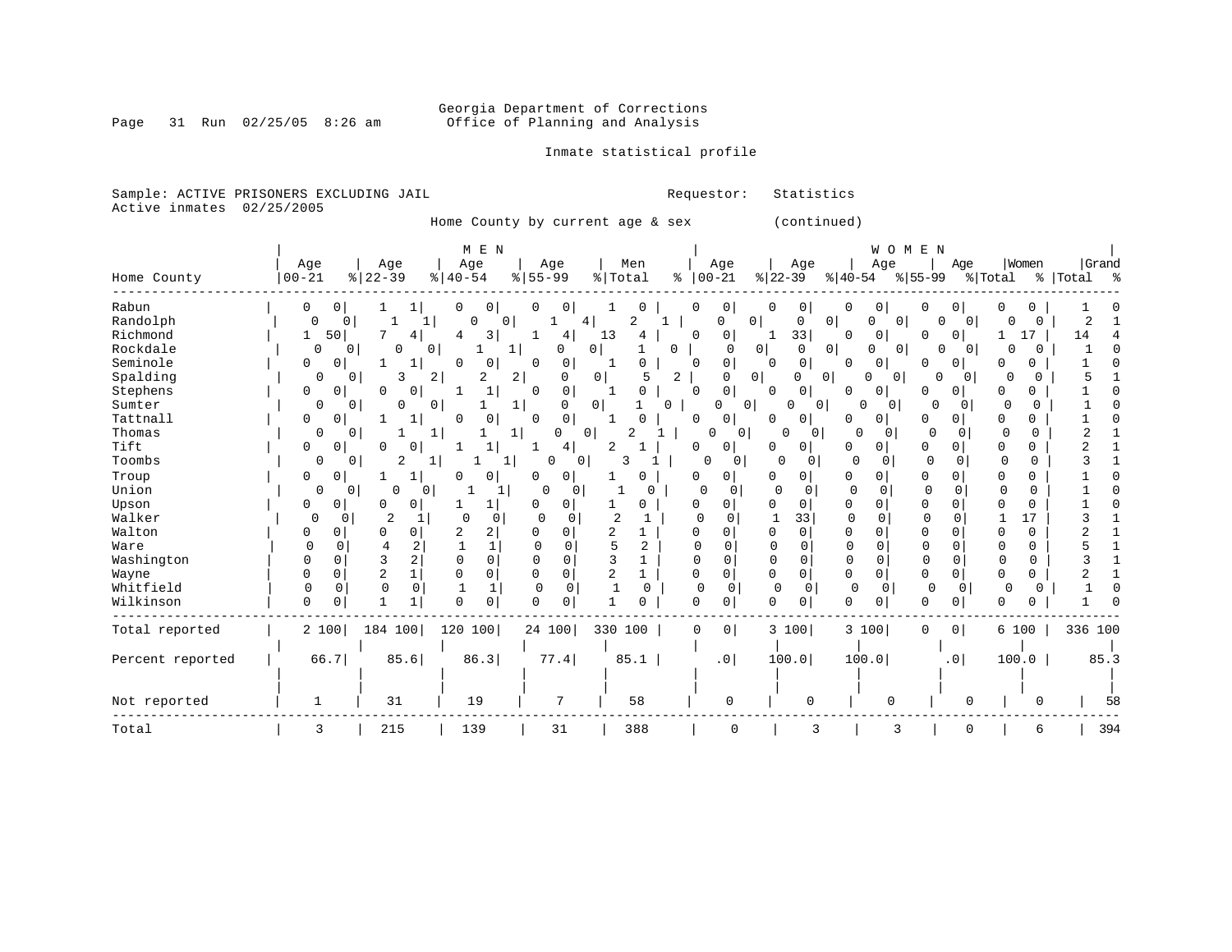Georgia Department of Corrections
Office of Planning and Analysis

Inmate statistical profile

Sample: ACTIVE PRISONERS EXCLUDING JAIL Requestor: Statistics
Active inmates 02/25/2005

Home County by current age & sex (continued)

| | MEN | | | | | | | | | | WOMEN | | | | | | | | | | | |
|---|---|---|---|---|---|---|---|---|---|---|---|---|---|---|---|---|---|---|---|---|---|---|
| Home County | Age 00-21 | % | Age 22-39 | % | Age 40-54 | % | Age 55-99 | % | Men Total | % | Age 00-21 | % | Age 22-39 | % | Age 40-54 | % | Age 55-99 | % | Women Total | % | Grand Total | % |
| Rabun | 0 | 0 | 1 | 1 | 0 | 0 | 0 | 0 | 1 | 0 | 0 | 0 | 0 | 0 | 0 | 0 | 0 | 0 | 0 | 0 | 1 | 0 |
| Randolph | 0 | 0 | 1 | 1 | 0 | 0 | 1 | 4 | 2 | 1 | 0 | 0 | 0 | 0 | 0 | 0 | 0 | 0 | 0 | 0 | 2 | 1 |
| Richmond | 1 | 50 | 7 | 4 | 4 | 3 | 1 | 4 | 13 | 4 | 0 | 0 | 1 | 33 | 0 | 0 | 0 | 0 | 1 | 17 | 14 | 4 |
| Rockdale | 0 | 0 | 0 | 0 | 1 | 1 | 0 | 0 | 1 | 0 | 0 | 0 | 0 | 0 | 0 | 0 | 0 | 0 | 0 | 0 | 1 | 0 |
| Seminole | 0 | 0 | 1 | 1 | 0 | 0 | 0 | 0 | 1 | 0 | 0 | 0 | 0 | 0 | 0 | 0 | 0 | 0 | 0 | 0 | 1 | 0 |
| Spalding | 0 | 0 | 3 | 2 | 2 | 2 | 0 | 0 | 5 | 2 | 0 | 0 | 0 | 0 | 0 | 0 | 0 | 0 | 0 | 0 | 5 | 1 |
| Stephens | 0 | 0 | 0 | 0 | 1 | 1 | 0 | 0 | 1 | 0 | 0 | 0 | 0 | 0 | 0 | 0 | 0 | 0 | 0 | 0 | 1 | 0 |
| Sumter | 0 | 0 | 0 | 0 | 1 | 1 | 0 | 0 | 1 | 0 | 0 | 0 | 0 | 0 | 0 | 0 | 0 | 0 | 0 | 0 | 1 | 0 |
| Tattnall | 0 | 0 | 1 | 1 | 0 | 0 | 0 | 0 | 1 | 0 | 0 | 0 | 0 | 0 | 0 | 0 | 0 | 0 | 0 | 0 | 1 | 0 |
| Thomas | 0 | 0 | 1 | 1 | 1 | 1 | 0 | 0 | 2 | 1 | 0 | 0 | 0 | 0 | 0 | 0 | 0 | 0 | 0 | 0 | 2 | 1 |
| Tift | 0 | 0 | 0 | 0 | 1 | 1 | 1 | 4 | 2 | 1 | 0 | 0 | 0 | 0 | 0 | 0 | 0 | 0 | 0 | 0 | 2 | 1 |
| Toombs | 0 | 0 | 2 | 1 | 1 | 1 | 0 | 0 | 3 | 1 | 0 | 0 | 0 | 0 | 0 | 0 | 0 | 0 | 0 | 0 | 3 | 1 |
| Troup | 0 | 0 | 1 | 1 | 0 | 0 | 0 | 0 | 1 | 0 | 0 | 0 | 0 | 0 | 0 | 0 | 0 | 0 | 0 | 0 | 1 | 0 |
| Union | 0 | 0 | 0 | 0 | 1 | 1 | 0 | 0 | 1 | 0 | 0 | 0 | 0 | 0 | 0 | 0 | 0 | 0 | 0 | 0 | 1 | 0 |
| Upson | 0 | 0 | 0 | 0 | 1 | 1 | 0 | 0 | 1 | 0 | 0 | 0 | 0 | 0 | 0 | 0 | 0 | 0 | 0 | 0 | 1 | 0 |
| Walker | 0 | 0 | 2 | 1 | 0 | 0 | 0 | 0 | 2 | 1 | 0 | 0 | 1 | 33 | 0 | 0 | 0 | 0 | 1 | 17 | 3 | 1 |
| Walton | 0 | 0 | 0 | 0 | 2 | 2 | 0 | 0 | 2 | 1 | 0 | 0 | 0 | 0 | 0 | 0 | 0 | 0 | 0 | 0 | 2 | 1 |
| Ware | 0 | 0 | 4 | 2 | 1 | 1 | 0 | 0 | 5 | 2 | 0 | 0 | 0 | 0 | 0 | 0 | 0 | 0 | 0 | 0 | 5 | 1 |
| Washington | 0 | 0 | 3 | 2 | 0 | 0 | 0 | 0 | 3 | 1 | 0 | 0 | 0 | 0 | 0 | 0 | 0 | 0 | 0 | 0 | 3 | 1 |
| Wayne | 0 | 0 | 2 | 1 | 0 | 0 | 0 | 0 | 2 | 1 | 0 | 0 | 0 | 0 | 0 | 0 | 0 | 0 | 0 | 0 | 2 | 1 |
| Whitfield | 0 | 0 | 0 | 0 | 1 | 1 | 0 | 0 | 1 | 0 | 0 | 0 | 0 | 0 | 0 | 0 | 0 | 0 | 0 | 0 | 1 | 0 |
| Wilkinson | 0 | 0 | 1 | 1 | 0 | 0 | 0 | 0 | 1 | 0 | 0 | 0 | 0 | 0 | 0 | 0 | 0 | 0 | 0 | 0 | 1 | 0 |
| Total reported | 2 | 100 | 184 | 100 | 120 | 100 | 24 | 100 | 330 | 100 | 0 | 0 | 3 | 100 | 3 | 100 | 0 | 0 | 6 | 100 | 336 | 100 |
| Percent reported | 66.7 | | 85.6 | | 86.3 | | 77.4 | | 85.1 | | .0 | | 100.0 | | 100.0 | | .0 | | 100.0 | | 85.3 | |
| Not reported | 1 | | 31 | | 19 | | 7 | | 58 | | 0 | | 0 | | 0 | | 0 | | 0 | | 58 | |
| Total | 3 | | 215 | | 139 | | 31 | | 388 | | 0 | | 3 | | 3 | | 0 | | 6 | | 394 | |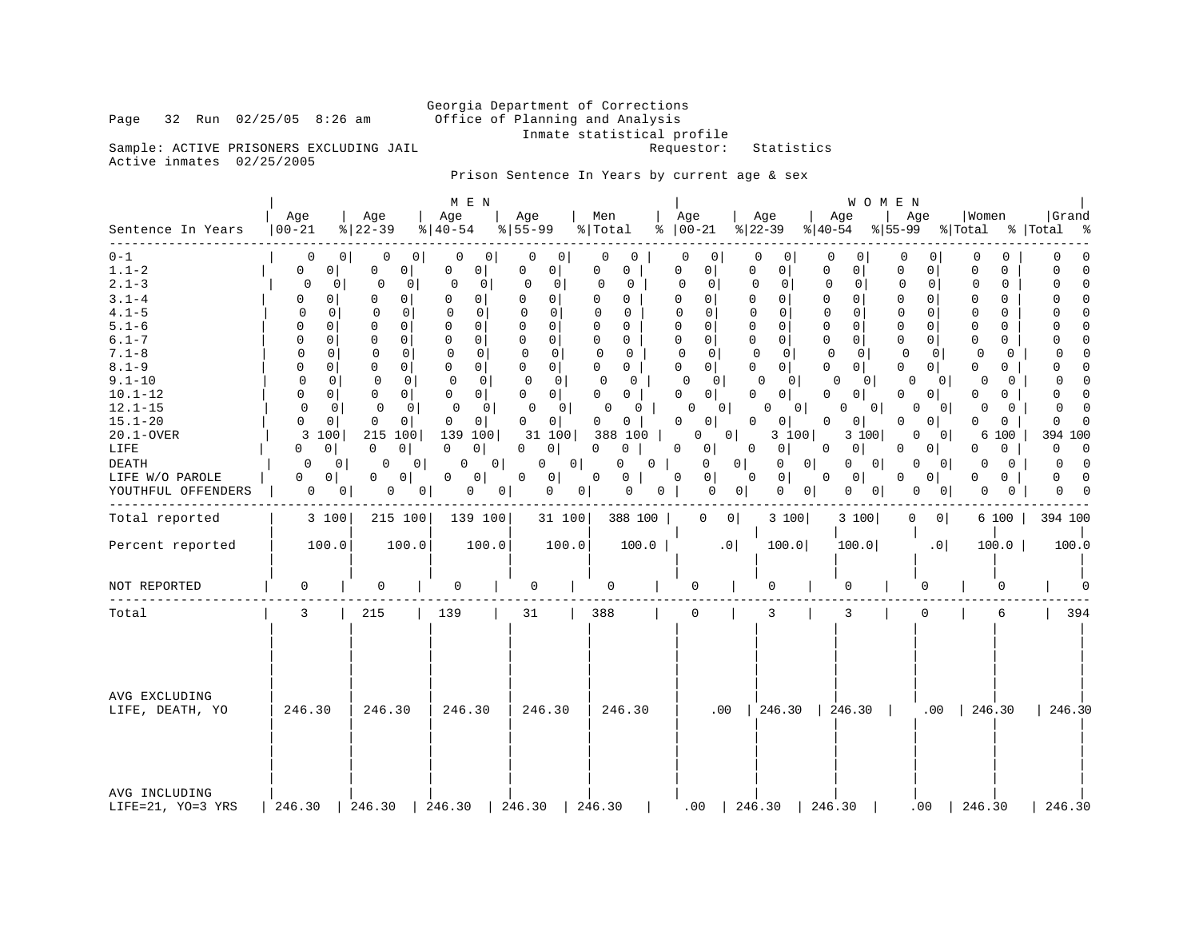Georgia Department of Corrections
Office of Planning and Analysis
Inmate statistical profile

Page 32 Run 02/25/05 8:26 am

Sample: ACTIVE PRISONERS EXCLUDING JAIL — Requestor: Statistics

Active inmates 02/25/2005

Prison Sentence In Years by current age & sex

| | MEN | | | | | | | | | | WOMEN | | | | | | | | | | | |
|---|---|---|---|---|---|---|---|---|---|---|---|---|---|---|---|---|---|---|---|---|---|---|
| Sentence In Years | Age 00-21 | % | Age 22-39 | % | Age 40-54 | % | Age 55-99 | % | Men Total | % | Age 00-21 | % | Age 22-39 | % | Age 40-54 | % | Age 55-99 | % | Women Total | % | Grand Total | % |
| 0-1 | 0 | 0 | 0 | 0 | 0 | 0 | 0 | 0 | 0 | 0 | 0 | 0 | 0 | 0 | 0 | 0 | 0 | 0 | 0 | 0 | 0 | 0 |
| 1.1-2 | 0 | 0 | 0 | 0 | 0 | 0 | 0 | 0 | 0 | 0 | 0 | 0 | 0 | 0 | 0 | 0 | 0 | 0 | 0 | 0 | 0 | 0 |
| 2.1-3 | 0 | 0 | 0 | 0 | 0 | 0 | 0 | 0 | 0 | 0 | 0 | 0 | 0 | 0 | 0 | 0 | 0 | 0 | 0 | 0 | 0 | 0 |
| 3.1-4 | 0 | 0 | 0 | 0 | 0 | 0 | 0 | 0 | 0 | 0 | 0 | 0 | 0 | 0 | 0 | 0 | 0 | 0 | 0 | 0 | 0 | 0 |
| 4.1-5 | 0 | 0 | 0 | 0 | 0 | 0 | 0 | 0 | 0 | 0 | 0 | 0 | 0 | 0 | 0 | 0 | 0 | 0 | 0 | 0 | 0 | 0 |
| 5.1-6 | 0 | 0 | 0 | 0 | 0 | 0 | 0 | 0 | 0 | 0 | 0 | 0 | 0 | 0 | 0 | 0 | 0 | 0 | 0 | 0 | 0 | 0 |
| 6.1-7 | 0 | 0 | 0 | 0 | 0 | 0 | 0 | 0 | 0 | 0 | 0 | 0 | 0 | 0 | 0 | 0 | 0 | 0 | 0 | 0 | 0 | 0 |
| 7.1-8 | 0 | 0 | 0 | 0 | 0 | 0 | 0 | 0 | 0 | 0 | 0 | 0 | 0 | 0 | 0 | 0 | 0 | 0 | 0 | 0 | 0 | 0 |
| 8.1-9 | 0 | 0 | 0 | 0 | 0 | 0 | 0 | 0 | 0 | 0 | 0 | 0 | 0 | 0 | 0 | 0 | 0 | 0 | 0 | 0 | 0 | 0 |
| 9.1-10 | 0 | 0 | 0 | 0 | 0 | 0 | 0 | 0 | 0 | 0 | 0 | 0 | 0 | 0 | 0 | 0 | 0 | 0 | 0 | 0 | 0 | 0 |
| 10.1-12 | 0 | 0 | 0 | 0 | 0 | 0 | 0 | 0 | 0 | 0 | 0 | 0 | 0 | 0 | 0 | 0 | 0 | 0 | 0 | 0 | 0 | 0 |
| 12.1-15 | 0 | 0 | 0 | 0 | 0 | 0 | 0 | 0 | 0 | 0 | 0 | 0 | 0 | 0 | 0 | 0 | 0 | 0 | 0 | 0 | 0 | 0 |
| 15.1-20 | 0 | 0 | 0 | 0 | 0 | 0 | 0 | 0 | 0 | 0 | 0 | 0 | 0 | 0 | 0 | 0 | 0 | 0 | 0 | 0 | 0 | 0 |
| 20.1-OVER | 3 | 100 | 215 | 100 | 139 | 100 | 31 | 100 | 388 | 100 | 0 | 0 | 3 | 100 | 3 | 100 | 0 | 0 | 6 | 100 | 394 | 100 |
| LIFE | 0 | 0 | 0 | 0 | 0 | 0 | 0 | 0 | 0 | 0 | 0 | 0 | 0 | 0 | 0 | 0 | 0 | 0 | 0 | 0 | 0 | 0 |
| DEATH | 0 | 0 | 0 | 0 | 0 | 0 | 0 | 0 | 0 | 0 | 0 | 0 | 0 | 0 | 0 | 0 | 0 | 0 | 0 | 0 | 0 | 0 |
| LIFE W/O PAROLE | 0 | 0 | 0 | 0 | 0 | 0 | 0 | 0 | 0 | 0 | 0 | 0 | 0 | 0 | 0 | 0 | 0 | 0 | 0 | 0 | 0 | 0 |
| YOUTHFUL OFFENDERS | 0 | 0 | 0 | 0 | 0 | 0 | 0 | 0 | 0 | 0 | 0 | 0 | 0 | 0 | 0 | 0 | 0 | 0 | 0 | 0 | 0 | 0 |
| Total reported | 3 | 100 | 215 | 100 | 139 | 100 | 31 | 100 | 388 | 100 | 0 | 0 | 3 | 100 | 3 | 100 | 0 | 0 | 6 | 100 | 394 | 100 |
| Percent reported | 100.0 | | 100.0 | | 100.0 | | 100.0 | | 100.0 | | .0 | | 100.0 | | 100.0 | | .0 | | 100.0 | | 100.0 | |
| NOT REPORTED | 0 | | 0 | | 0 | | 0 | | 0 | | 0 | | 0 | | 0 | | 0 | | 0 | | 0 | |
| Total | 3 | | 215 | | 139 | | 31 | | 388 | | 0 | | 3 | | 3 | | 0 | | 6 | | 394 | |
| AVG EXCLUDING LIFE, DEATH, YO | 246.30 | | 246.30 | | 246.30 | | 246.30 | | 246.30 | | .00 | | 246.30 | | 246.30 | | .00 | | 246.30 | | 246.30 | |
| AVG INCLUDING LIFE=21, YO=3 YRS | 246.30 | | 246.30 | | 246.30 | | 246.30 | | 246.30 | | .00 | | 246.30 | | 246.30 | | .00 | | 246.30 | | 246.30 | |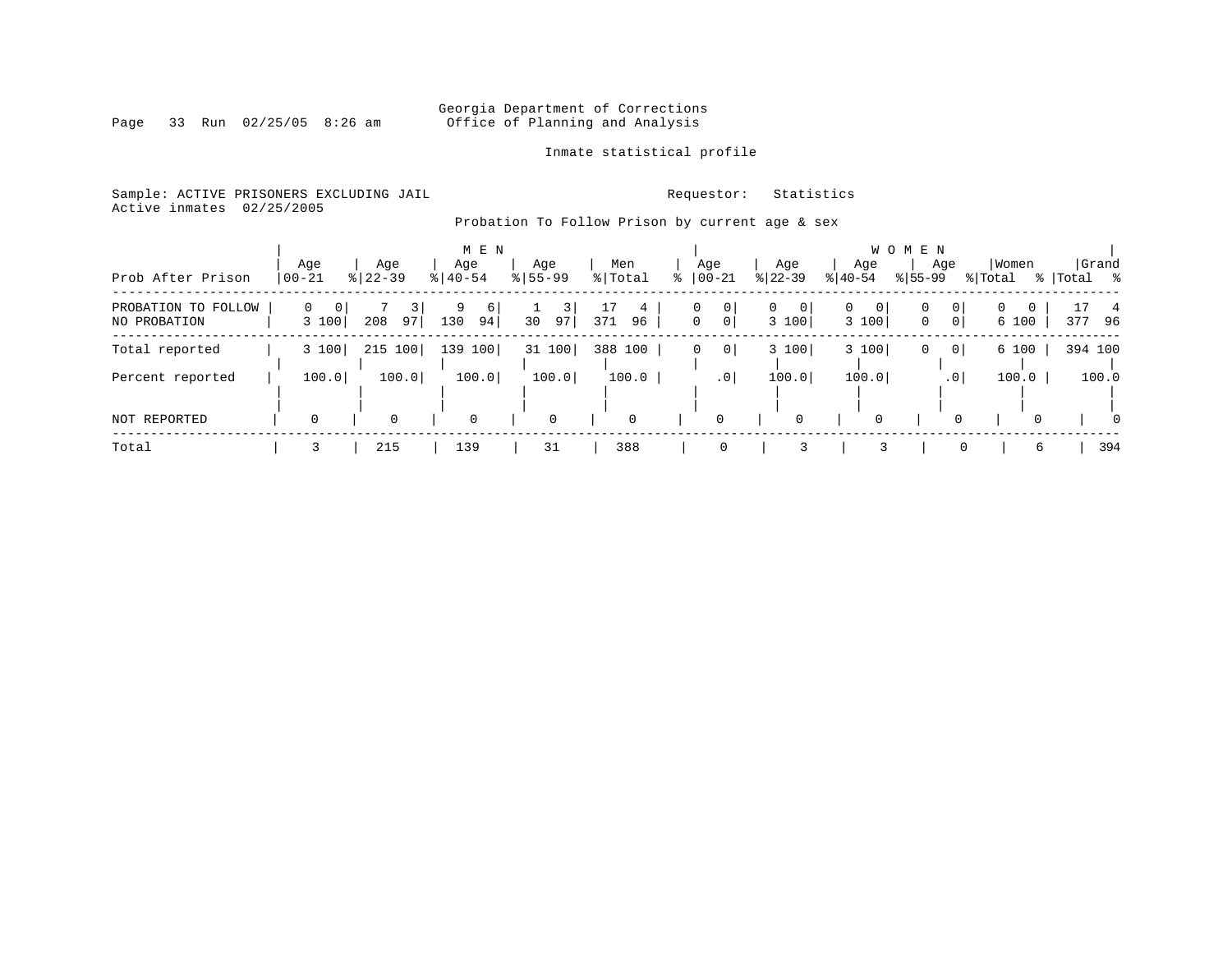Georgia Department of Corrections
Office of Planning and Analysis

Inmate statistical profile

Sample: ACTIVE PRISONERS EXCLUDING JAIL
Active inmates 02/25/2005

Requestor: Statistics

Probation To Follow Prison by current age & sex

| Prob After Prison | MEN Age 00-21 | % | Age 22-39 | % | Age 40-54 | % | Age 55-99 | % | Men Total | % | WOMEN Age 00-21 | % | Age 22-39 | % | Age 40-54 | % | Age 55-99 | % | Women Total | % | Grand Total | % |
|---|---|---|---|---|---|---|---|---|---|---|---|---|---|---|---|---|---|---|---|---|---|---|
| PROBATION TO FOLLOW | 0 | 0 | 7 | 3 | 9 | 6 | 1 | 3 | 17 | 4 | 0 | 0 | 0 | 0 | 0 | 0 | 0 | 0 | 0 | 0 | 17 | 4 |
| NO PROBATION | 3 | 100 | 208 | 97 | 130 | 94 | 30 | 97 | 371 | 96 | 0 | 0 | 3 | 100 | 3 | 100 | 0 | 0 | 6 | 100 | 377 | 96 |
| Total reported | 3 | 100 | 215 | 100 | 139 | 100 | 31 | 100 | 388 | 100 | 0 | 0 | 3 | 100 | 3 | 100 | 0 | 0 | 6 | 100 | 394 | 100 |
| Percent reported | 100.0 | | 100.0 | | 100.0 | | 100.0 | | 100.0 | | .0 | | 100.0 | | 100.0 | | .0 | | 100.0 | | 100.0 | |
| NOT REPORTED | 0 | | 0 | | 0 | | 0 | | 0 | | 0 | | 0 | | 0 | | 0 | | 0 | | 0 | |
| Total | 3 | | 215 | | 139 | | 31 | | 388 | | 0 | | 3 | | 3 | | 0 | | 6 | | 394 | |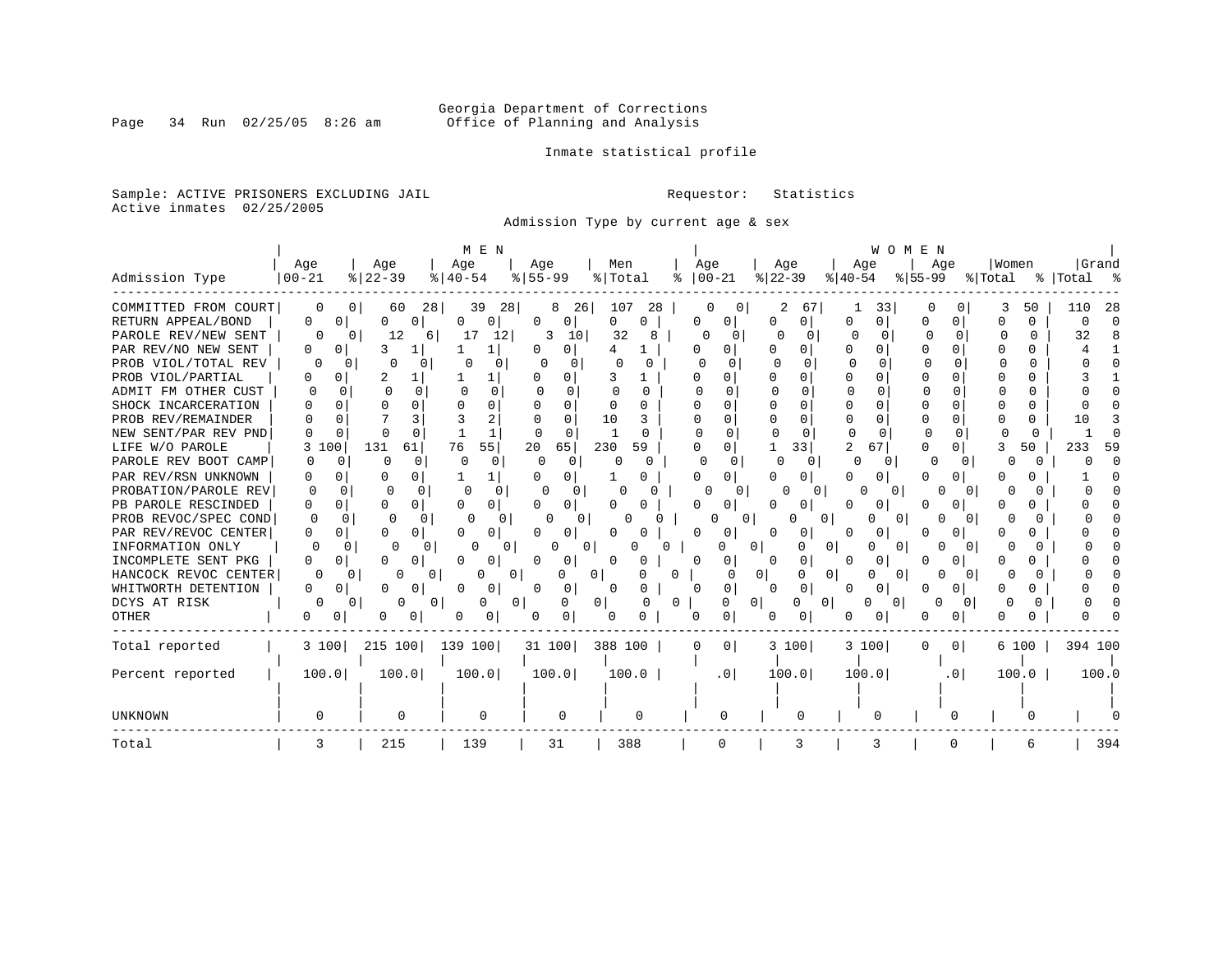Georgia Department of Corrections
Office of Planning and Analysis

Inmate statistical profile

Sample: ACTIVE PRISONERS EXCLUDING JAIL
Active inmates 02/25/2005

Requestor: Statistics

Admission Type by current age & sex

| | MEN | | | | | | | | | | WOMEN | | | | | | | | | | | |
|---|---|---|---|---|---|---|---|---|---|---|---|---|---|---|---|---|---|---|---|---|---|---|
| Admission Type | Age 00-21 | % | Age 22-39 | % | Age 40-54 | % | Age 55-99 | % | Men Total | % | Age 00-21 | % | Age 22-39 | % | Age 40-54 | % | Age 55-99 | % | Women Total | % | Grand Total | % |
| COMMITTED FROM COURT | 0 | 0 | 60 | 28 | 39 | 28 | 8 | 26 | 107 | 28 | 0 | 0 | 2 | 67 | 1 | 33 | 0 | 0 | 3 | 50 | 110 | 28 |
| RETURN APPEAL/BOND | 0 | 0 | 0 | 0 | 0 | 0 | 0 | 0 | 0 | 0 | 0 | 0 | 0 | 0 | 0 | 0 | 0 | 0 | 0 | 0 | 0 | 0 |
| PAROLE REV/NEW SENT | 0 | 0 | 12 | 6 | 17 | 12 | 3 | 10 | 32 | 8 | 0 | 0 | 0 | 0 | 0 | 0 | 0 | 0 | 0 | 0 | 32 | 8 |
| PAR REV/NO NEW SENT | 0 | 0 | 3 | 1 | 1 | 1 | 0 | 0 | 4 | 1 | 0 | 0 | 0 | 0 | 0 | 0 | 0 | 0 | 0 | 0 | 4 | 1 |
| PROB VIOL/TOTAL REV | 0 | 0 | 0 | 0 | 0 | 0 | 0 | 0 | 0 | 0 | 0 | 0 | 0 | 0 | 0 | 0 | 0 | 0 | 0 | 0 | 0 | 0 |
| PROB VIOL/PARTIAL | 0 | 0 | 2 | 1 | 1 | 1 | 0 | 0 | 3 | 1 | 0 | 0 | 0 | 0 | 0 | 0 | 0 | 0 | 0 | 0 | 3 | 1 |
| ADMIT FM OTHER CUST | 0 | 0 | 0 | 0 | 0 | 0 | 0 | 0 | 0 | 0 | 0 | 0 | 0 | 0 | 0 | 0 | 0 | 0 | 0 | 0 | 0 | 0 |
| SHOCK INCARCERATION | 0 | 0 | 0 | 0 | 0 | 0 | 0 | 0 | 0 | 0 | 0 | 0 | 0 | 0 | 0 | 0 | 0 | 0 | 0 | 0 | 0 | 0 |
| PROB REV/REMAINDER | 0 | 0 | 7 | 3 | 3 | 2 | 0 | 0 | 10 | 3 | 0 | 0 | 0 | 0 | 0 | 0 | 0 | 0 | 0 | 0 | 10 | 3 |
| NEW SENT/PAR REV PND | 0 | 0 | 0 | 0 | 1 | 1 | 0 | 0 | 1 | 0 | 0 | 0 | 0 | 0 | 0 | 0 | 0 | 0 | 0 | 0 | 1 | 0 |
| LIFE W/O PAROLE | 3 | 100 | 131 | 61 | 76 | 55 | 20 | 65 | 230 | 59 | 0 | 0 | 1 | 33 | 2 | 67 | 0 | 0 | 3 | 50 | 233 | 59 |
| PAROLE REV BOOT CAMP | 0 | 0 | 0 | 0 | 0 | 0 | 0 | 0 | 0 | 0 | 0 | 0 | 0 | 0 | 0 | 0 | 0 | 0 | 0 | 0 | 0 | 0 |
| PAR REV/RSN UNKNOWN | 0 | 0 | 0 | 0 | 1 | 1 | 0 | 0 | 1 | 0 | 0 | 0 | 0 | 0 | 0 | 0 | 0 | 0 | 0 | 0 | 1 | 0 |
| PROBATION/PAROLE REV | 0 | 0 | 0 | 0 | 0 | 0 | 0 | 0 | 0 | 0 | 0 | 0 | 0 | 0 | 0 | 0 | 0 | 0 | 0 | 0 | 0 | 0 |
| PB PAROLE RESCINDED | 0 | 0 | 0 | 0 | 0 | 0 | 0 | 0 | 0 | 0 | 0 | 0 | 0 | 0 | 0 | 0 | 0 | 0 | 0 | 0 | 0 | 0 |
| PROB REVOC/SPEC COND | 0 | 0 | 0 | 0 | 0 | 0 | 0 | 0 | 0 | 0 | 0 | 0 | 0 | 0 | 0 | 0 | 0 | 0 | 0 | 0 | 0 | 0 |
| PAR REV/REVOC CENTER | 0 | 0 | 0 | 0 | 0 | 0 | 0 | 0 | 0 | 0 | 0 | 0 | 0 | 0 | 0 | 0 | 0 | 0 | 0 | 0 | 0 | 0 |
| INFORMATION ONLY | 0 | 0 | 0 | 0 | 0 | 0 | 0 | 0 | 0 | 0 | 0 | 0 | 0 | 0 | 0 | 0 | 0 | 0 | 0 | 0 | 0 | 0 |
| INCOMPLETE SENT PKG | 0 | 0 | 0 | 0 | 0 | 0 | 0 | 0 | 0 | 0 | 0 | 0 | 0 | 0 | 0 | 0 | 0 | 0 | 0 | 0 | 0 | 0 |
| HANCOCK REVOC CENTER | 0 | 0 | 0 | 0 | 0 | 0 | 0 | 0 | 0 | 0 | 0 | 0 | 0 | 0 | 0 | 0 | 0 | 0 | 0 | 0 | 0 | 0 |
| WHITWORTH DETENTION | 0 | 0 | 0 | 0 | 0 | 0 | 0 | 0 | 0 | 0 | 0 | 0 | 0 | 0 | 0 | 0 | 0 | 0 | 0 | 0 | 0 | 0 |
| DCYS AT RISK | 0 | 0 | 0 | 0 | 0 | 0 | 0 | 0 | 0 | 0 | 0 | 0 | 0 | 0 | 0 | 0 | 0 | 0 | 0 | 0 | 0 | 0 |
| OTHER | 0 | 0 | 0 | 0 | 0 | 0 | 0 | 0 | 0 | 0 | 0 | 0 | 0 | 0 | 0 | 0 | 0 | 0 | 0 | 0 | 0 | 0 |
| Total reported | 3 | 100 | 215 | 100 | 139 | 100 | 31 | 100 | 388 | 100 | 0 | 0 | 3 | 100 | 3 | 100 | 0 | 0 | 6 | 100 | 394 | 100 |
| Percent reported | 100.0 | | 100.0 | | 100.0 | | 100.0 | | 100.0 | | .0 | | 100.0 | | 100.0 | | .0 | | 100.0 | | 100.0 | |
| UNKNOWN | 0 | | 0 | | 0 | | 0 | | 0 | | 0 | | 0 | | 0 | | 0 | | 0 | | 0 | |
| Total | 3 | | 215 | | 139 | | 31 | | 388 | | 0 | | 3 | | 3 | | 0 | | 6 | | 394 | |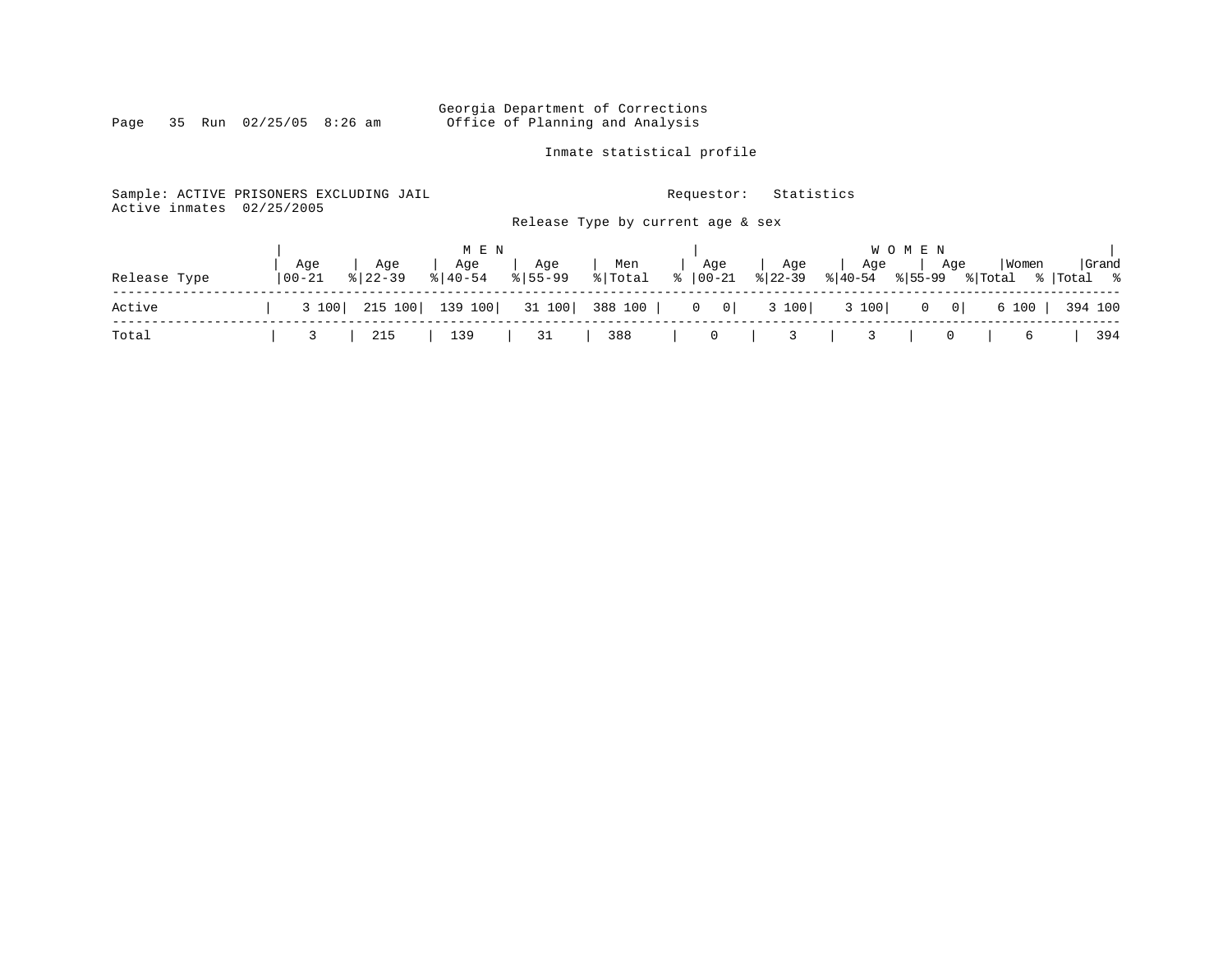Georgia Department of Corrections
Office of Planning and Analysis

Inmate statistical profile

Sample: ACTIVE PRISONERS EXCLUDING JAIL
Active inmates 02/25/2005

Requestor: Statistics

Release Type by current age & sex

| | MEN | | | | | | | | | | WOMEN | | | | | | | | | | | |
|---|---|---|---|---|---|---|---|---|---|---|---|---|---|---|---|---|---|---|---|---|---|---|
| Release Type | Age 00-21 | % | Age 22-39 | % | Age 40-54 | % | Age 55-99 | % | Men Total | % | Age 00-21 | % | Age 22-39 | % | Age 40-54 | % | Age 55-99 | % | Women Total | % | Grand Total | % |
| Active | 3 | 100 | 215 | 100 | 139 | 100 | 31 | 100 | 388 | 100 | 0 | 0 | 3 | 100 | 3 | 100 | 0 | 0 | 6 | 100 | 394 | 100 |
| Total | 3 | | 215 | | 139 | | 31 | | 388 | | 0 | | 3 | | 3 | | 0 | | 6 | | 394 | |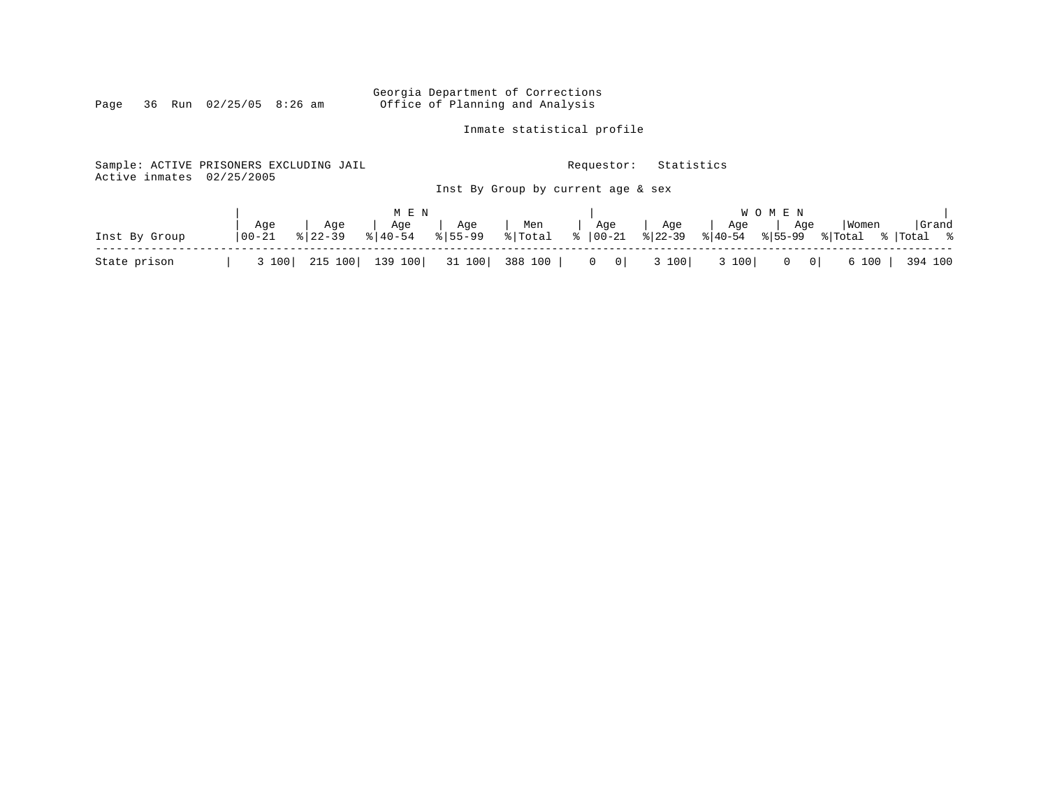Georgia Department of Corrections
Office of Planning and Analysis

Inmate statistical profile

Sample: ACTIVE PRISONERS EXCLUDING JAIL  Requestor: Statistics
Active inmates 02/25/2005

Inst By Group by current age & sex

| | M E N | | | | | | | | | | W O M E N | | | | | | | | | | | |
|---|---|---|---|---|---|---|---|---|---|---|---|---|---|---|---|---|---|---|---|---|---|---|
| Inst By Group | Age 00-21 | % | Age 22-39 | % | Age 40-54 | % | Age 55-99 | % | Men Total | % | Age 00-21 | % | Age 22-39 | % | Age 40-54 | % | Age 55-99 | % | Women Total | % | Grand Total | % |
| State prison | 3 | 100 | 215 | 100 | 139 | 100 | 31 | 100 | 388 | 100 | 0 | 0 | 3 | 100 | 3 | 100 | 0 | 0 | 6 | 100 | 394 | 100 |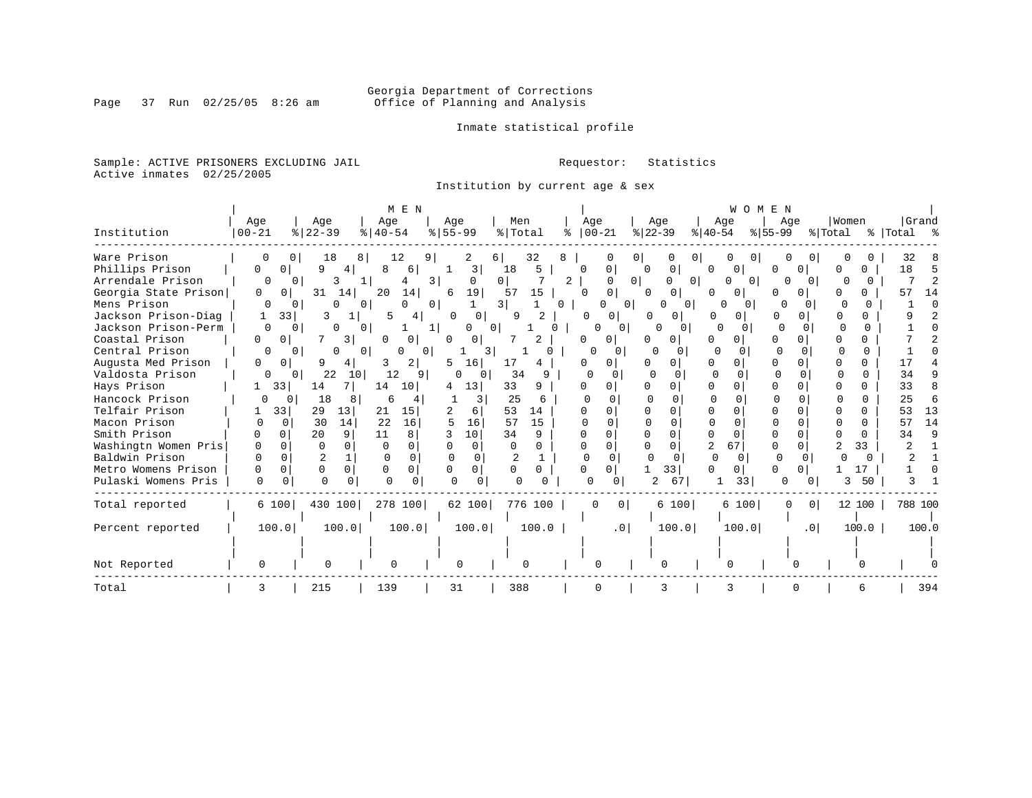Georgia Department of Corrections
Office of Planning and Analysis

Instate statistical profile

Sample: ACTIVE PRISONERS EXCLUDING JAIL
Active inmates 02/25/2005

Requestor: Statistics

Institution by current age & sex

| Institution | MEN Age 00-21 | % | Age 22-39 | % | Age 40-54 | % | Age 55-99 | % | Men Total | % | WOMEN Age 00-21 | % | Age 22-39 | % | Age 40-54 | % | Age 55-99 | % | Women Total | % | Grand Total | % |
|---|---|---|---|---|---|---|---|---|---|---|---|---|---|---|---|---|---|---|---|---|---|---|
| Ware Prison | 0 | 0 | 18 | 8 | 12 | 9 | 2 | 6 | 32 | 8 | 0 | 0 | 0 | 0 | 0 | 0 | 0 | 0 | 0 | 0 | 32 | 8 |
| Phillips Prison | 0 | 0 | 9 | 4 | 8 | 6 | 1 | 3 | 18 | 5 | 0 | 0 | 0 | 0 | 0 | 0 | 0 | 0 | 0 | 0 | 18 | 5 |
| Arrendale Prison | 0 | 0 | 3 | 1 | 4 | 3 | 0 | 0 | 7 | 2 | 0 | 0 | 0 | 0 | 0 | 0 | 0 | 0 | 0 | 0 | 7 | 2 |
| Georgia State Prison | 0 | 0 | 31 | 14 | 20 | 14 | 6 | 19 | 57 | 15 | 0 | 0 | 0 | 0 | 0 | 0 | 0 | 0 | 0 | 0 | 57 | 14 |
| Mens Prison | 0 | 0 | 0 | 0 | 0 | 0 | 1 | 3 | 1 | 0 | 0 | 0 | 0 | 0 | 0 | 0 | 0 | 0 | 0 | 0 | 1 | 0 |
| Jackson Prison-Diag | 1 | 33 | 3 | 1 | 5 | 4 | 0 | 0 | 9 | 2 | 0 | 0 | 0 | 0 | 0 | 0 | 0 | 0 | 0 | 0 | 9 | 2 |
| Jackson Prison-Perm | 0 | 0 | 0 | 0 | 1 | 1 | 0 | 0 | 1 | 0 | 0 | 0 | 0 | 0 | 0 | 0 | 0 | 0 | 0 | 0 | 1 | 0 |
| Coastal Prison | 0 | 0 | 7 | 3 | 0 | 0 | 0 | 0 | 7 | 2 | 0 | 0 | 0 | 0 | 0 | 0 | 0 | 0 | 0 | 0 | 7 | 2 |
| Central Prison | 0 | 0 | 0 | 0 | 0 | 0 | 1 | 3 | 1 | 0 | 0 | 0 | 0 | 0 | 0 | 0 | 0 | 0 | 0 | 0 | 1 | 0 |
| Augusta Med Prison | 0 | 0 | 9 | 4 | 3 | 2 | 5 | 16 | 17 | 4 | 0 | 0 | 0 | 0 | 0 | 0 | 0 | 0 | 0 | 0 | 17 | 4 |
| Valdosta Prison | 0 | 0 | 22 | 10 | 12 | 9 | 0 | 0 | 34 | 9 | 0 | 0 | 0 | 0 | 0 | 0 | 0 | 0 | 0 | 0 | 34 | 9 |
| Hays Prison | 1 | 33 | 14 | 7 | 14 | 10 | 4 | 13 | 33 | 9 | 0 | 0 | 0 | 0 | 0 | 0 | 0 | 0 | 0 | 0 | 33 | 8 |
| Hancock Prison | 0 | 0 | 18 | 8 | 6 | 4 | 1 | 3 | 25 | 6 | 0 | 0 | 0 | 0 | 0 | 0 | 0 | 0 | 0 | 0 | 25 | 6 |
| Telfair Prison | 1 | 33 | 29 | 13 | 21 | 15 | 2 | 6 | 53 | 14 | 0 | 0 | 0 | 0 | 0 | 0 | 0 | 0 | 0 | 0 | 53 | 13 |
| Macon Prison | 0 | 0 | 30 | 14 | 22 | 16 | 5 | 16 | 57 | 15 | 0 | 0 | 0 | 0 | 0 | 0 | 0 | 0 | 0 | 0 | 57 | 14 |
| Smith Prison | 0 | 0 | 20 | 9 | 11 | 8 | 3 | 10 | 34 | 9 | 0 | 0 | 0 | 0 | 0 | 0 | 0 | 0 | 0 | 0 | 34 | 9 |
| Washingtn Women Pris | 0 | 0 | 0 | 0 | 0 | 0 | 0 | 0 | 0 | 0 | 0 | 0 | 0 | 0 | 2 | 67 | 0 | 0 | 2 | 33 | 2 | 1 |
| Baldwin Prison | 0 | 0 | 2 | 1 | 0 | 0 | 0 | 0 | 2 | 1 | 0 | 0 | 0 | 0 | 0 | 0 | 0 | 0 | 0 | 0 | 2 | 1 |
| Metro Womens Prison | 0 | 0 | 0 | 0 | 0 | 0 | 0 | 0 | 0 | 0 | 0 | 0 | 1 | 33 | 0 | 0 | 0 | 0 | 1 | 17 | 1 | 0 |
| Pulaski Womens Pris | 0 | 0 | 0 | 0 | 0 | 0 | 0 | 0 | 0 | 0 | 0 | 0 | 2 | 67 | 1 | 33 | 0 | 0 | 3 | 50 | 3 | 1 |
| Total reported | 6 | 100 | 430 | 100 | 278 | 100 | 62 | 100 | 776 | 100 | 0 | 0 | 6 | 100 | 6 | 100 | 0 | 0 | 12 | 100 | 788 | 100 |
| Percent reported | 100.0 | | 100.0 | | 100.0 | | 100.0 | | 100.0 | | .0 | | 100.0 | | 100.0 | | .0 | | 100.0 | | 100.0 | |
| Not Reported | 0 | | 0 | | 0 | | 0 | | 0 | | 0 | | 0 | | 0 | | 0 | | 0 | | 0 | |
| Total | 3 | | 215 | | 139 | | 31 | | 388 | | 0 | | 3 | | 3 | | 0 | | 6 | | 394 | |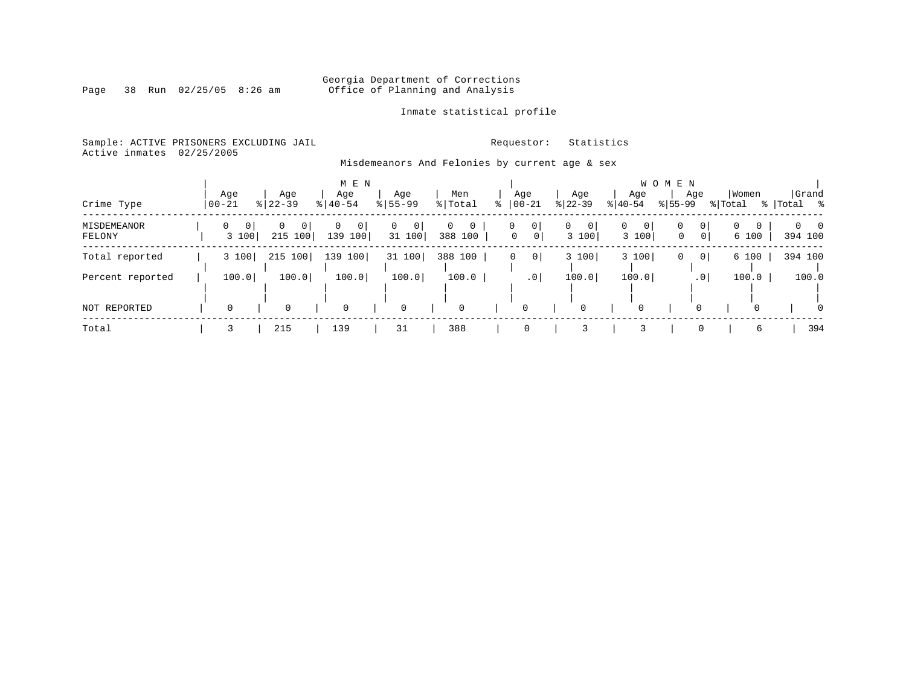Georgia Department of Corrections
Office of Planning and Analysis

Inmate statistical profile

Sample: ACTIVE PRISONERS EXCLUDING JAIL

Requestor: Statistics

Active inmates 02/25/2005

Misdemeanors And Felonies by current age & sex

| Crime Type | MEN Age 00-21 | % | Age 22-39 | % | Age 40-54 | % | Age 55-99 | % | Men Total | % | WOMEN Age 00-21 | % | Age 22-39 | % | Age 40-54 | % | Age 55-99 | % | Women Total | % | Grand Total | % |
|---|---|---|---|---|---|---|---|---|---|---|---|---|---|---|---|---|---|---|---|---|---|---|
| MISDEMEANOR | 0 | 0 | 0 | 0 | 0 | 0 | 0 | 0 | 0 | 0 | 0 | 0 | 0 | 0 | 0 | 0 | 0 | 0 | 0 | 0 | 0 | 0 |
| FELONY | 3 | 100 | 215 | 100 | 139 | 100 | 31 | 100 | 388 | 100 | 0 | 0 | 3 | 100 | 3 | 100 | 0 | 0 | 6 | 100 | 394 | 100 |
| Total reported | 3 | 100 | 215 | 100 | 139 | 100 | 31 | 100 | 388 | 100 | 0 | 0 | 3 | 100 | 3 | 100 | 0 | 0 | 6 | 100 | 394 | 100 |
| Percent reported | 100.0 | | 100.0 | | 100.0 | | 100.0 | | 100.0 | | .0 | | 100.0 | | 100.0 | | .0 | | 100.0 | | 100.0 | |
| NOT REPORTED | 0 | | 0 | | 0 | | 0 | | 0 | | 0 | | 0 | | 0 | | 0 | | 0 | | 0 | |
| Total | 3 | | 215 | | 139 | | 31 | | 388 | | 0 | | 3 | | 3 | | 0 | | 6 | | 394 | |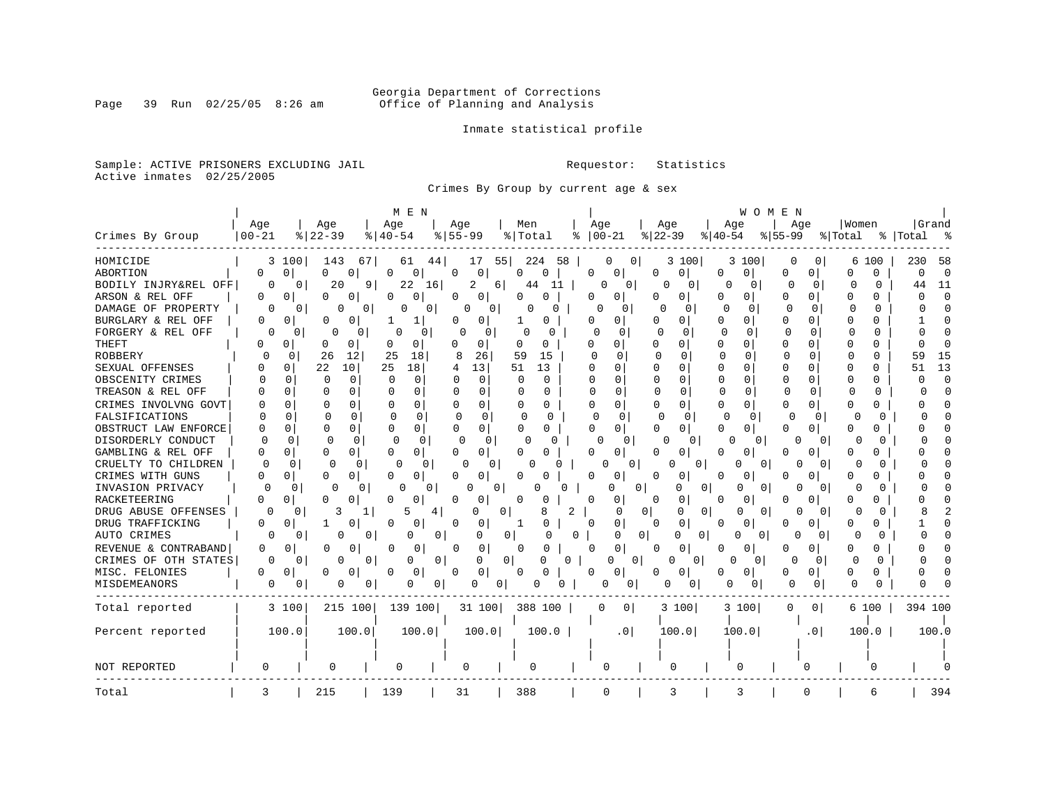Georgia Department of Corrections
Office of Planning and Analysis

Inmate statistical profile

Sample: ACTIVE PRISONERS EXCLUDING JAIL
Active inmates 02/25/2005

Requestor: Statistics

Crimes By Group by current age & sex

| | MEN | | | | | | | | | | WOMEN | | | | | | | | | | | |
|---|---|---|---|---|---|---|---|---|---|---|---|---|---|---|---|---|---|---|---|---|---|---|
| Crimes By Group | Age 00-21 | % | Age 22-39 | % | Age 40-54 | % | Age 55-99 | % | Men Total | % | Age 00-21 | % | Age 22-39 | % | Age 40-54 | % | Age 55-99 | % | Women Total | % | Grand Total | % |
| HOMICIDE | 3 | 100 | 143 | 67 | 61 | 44 | 17 | 55 | 224 | 58 | 0 | 0 | 3 | 100 | 3 | 100 | 0 | 0 | 6 | 100 | 230 | 58 |
| ABORTION | 0 | 0 | 0 | 0 | 0 | 0 | 0 | 0 | 0 | 0 | 0 | 0 | 0 | 0 | 0 | 0 | 0 | 0 | 0 | 0 | 0 | 0 |
| BODILY INJRY&REL OFF | 0 | 0 | 20 | 9 | 22 | 16 | 2 | 6 | 44 | 11 | 0 | 0 | 0 | 0 | 0 | 0 | 0 | 0 | 0 | 0 | 44 | 11 |
| ARSON & REL OFF | 0 | 0 | 0 | 0 | 0 | 0 | 0 | 0 | 0 | 0 | 0 | 0 | 0 | 0 | 0 | 0 | 0 | 0 | 0 | 0 | 0 | 0 |
| DAMAGE OF PROPERTY | 0 | 0 | 0 | 0 | 0 | 0 | 0 | 0 | 0 | 0 | 0 | 0 | 0 | 0 | 0 | 0 | 0 | 0 | 0 | 0 | 0 | 0 |
| BURGLARY & REL OFF | 0 | 0 | 0 | 0 | 1 | 1 | 0 | 0 | 1 | 0 | 0 | 0 | 0 | 0 | 0 | 0 | 0 | 0 | 0 | 0 | 1 | 0 |
| FORGERY & REL OFF | 0 | 0 | 0 | 0 | 0 | 0 | 0 | 0 | 0 | 0 | 0 | 0 | 0 | 0 | 0 | 0 | 0 | 0 | 0 | 0 | 0 | 0 |
| THEFT | 0 | 0 | 0 | 0 | 0 | 0 | 0 | 0 | 0 | 0 | 0 | 0 | 0 | 0 | 0 | 0 | 0 | 0 | 0 | 0 | 0 | 0 |
| ROBBERY | 0 | 0 | 26 | 12 | 25 | 18 | 8 | 26 | 59 | 15 | 0 | 0 | 0 | 0 | 0 | 0 | 0 | 0 | 0 | 0 | 59 | 15 |
| SEXUAL OFFENSES | 0 | 0 | 22 | 10 | 25 | 18 | 4 | 13 | 51 | 13 | 0 | 0 | 0 | 0 | 0 | 0 | 0 | 0 | 0 | 0 | 51 | 13 |
| OBSCENITY CRIMES | 0 | 0 | 0 | 0 | 0 | 0 | 0 | 0 | 0 | 0 | 0 | 0 | 0 | 0 | 0 | 0 | 0 | 0 | 0 | 0 | 0 | 0 |
| TREASON & REL OFF | 0 | 0 | 0 | 0 | 0 | 0 | 0 | 0 | 0 | 0 | 0 | 0 | 0 | 0 | 0 | 0 | 0 | 0 | 0 | 0 | 0 | 0 |
| CRIMES INVOLVNG GOVT | 0 | 0 | 0 | 0 | 0 | 0 | 0 | 0 | 0 | 0 | 0 | 0 | 0 | 0 | 0 | 0 | 0 | 0 | 0 | 0 | 0 | 0 |
| FALSIFICATIONS | 0 | 0 | 0 | 0 | 0 | 0 | 0 | 0 | 0 | 0 | 0 | 0 | 0 | 0 | 0 | 0 | 0 | 0 | 0 | 0 | 0 | 0 |
| OBSTRUCT LAW ENFORCE | 0 | 0 | 0 | 0 | 0 | 0 | 0 | 0 | 0 | 0 | 0 | 0 | 0 | 0 | 0 | 0 | 0 | 0 | 0 | 0 | 0 | 0 |
| DISORDERLY CONDUCT | 0 | 0 | 0 | 0 | 0 | 0 | 0 | 0 | 0 | 0 | 0 | 0 | 0 | 0 | 0 | 0 | 0 | 0 | 0 | 0 | 0 | 0 |
| GAMBLING & REL OFF | 0 | 0 | 0 | 0 | 0 | 0 | 0 | 0 | 0 | 0 | 0 | 0 | 0 | 0 | 0 | 0 | 0 | 0 | 0 | 0 | 0 | 0 |
| CRUELTY TO CHILDREN | 0 | 0 | 0 | 0 | 0 | 0 | 0 | 0 | 0 | 0 | 0 | 0 | 0 | 0 | 0 | 0 | 0 | 0 | 0 | 0 | 0 | 0 |
| CRIMES WITH GUNS | 0 | 0 | 0 | 0 | 0 | 0 | 0 | 0 | 0 | 0 | 0 | 0 | 0 | 0 | 0 | 0 | 0 | 0 | 0 | 0 | 0 | 0 |
| INVASION PRIVACY | 0 | 0 | 0 | 0 | 0 | 0 | 0 | 0 | 0 | 0 | 0 | 0 | 0 | 0 | 0 | 0 | 0 | 0 | 0 | 0 | 0 | 0 |
| RACKETEERING | 0 | 0 | 0 | 0 | 0 | 0 | 0 | 0 | 0 | 0 | 0 | 0 | 0 | 0 | 0 | 0 | 0 | 0 | 0 | 0 | 0 | 0 |
| DRUG ABUSE OFFENSES | 0 | 0 | 3 | 1 | 5 | 4 | 0 | 0 | 8 | 2 | 0 | 0 | 0 | 0 | 0 | 0 | 0 | 0 | 0 | 0 | 8 | 2 |
| DRUG TRAFFICKING | 0 | 0 | 1 | 0 | 0 | 0 | 0 | 0 | 1 | 0 | 0 | 0 | 0 | 0 | 0 | 0 | 0 | 0 | 0 | 0 | 1 | 0 |
| AUTO CRIMES | 0 | 0 | 0 | 0 | 0 | 0 | 0 | 0 | 0 | 0 | 0 | 0 | 0 | 0 | 0 | 0 | 0 | 0 | 0 | 0 | 0 | 0 |
| REVENUE & CONTRABAND | 0 | 0 | 0 | 0 | 0 | 0 | 0 | 0 | 0 | 0 | 0 | 0 | 0 | 0 | 0 | 0 | 0 | 0 | 0 | 0 | 0 | 0 |
| CRIMES OF OTH STATES | 0 | 0 | 0 | 0 | 0 | 0 | 0 | 0 | 0 | 0 | 0 | 0 | 0 | 0 | 0 | 0 | 0 | 0 | 0 | 0 | 0 | 0 |
| MISC. FELONIES | 0 | 0 | 0 | 0 | 0 | 0 | 0 | 0 | 0 | 0 | 0 | 0 | 0 | 0 | 0 | 0 | 0 | 0 | 0 | 0 | 0 | 0 |
| MISDEMEANORS | 0 | 0 | 0 | 0 | 0 | 0 | 0 | 0 | 0 | 0 | 0 | 0 | 0 | 0 | 0 | 0 | 0 | 0 | 0 | 0 | 0 | 0 |
| Total reported | 3 | 100 | 215 | 100 | 139 | 100 | 31 | 100 | 388 | 100 | 0 | 0 | 3 | 100 | 3 | 100 | 0 | 0 | 6 | 100 | 394 | 100 |
| Percent reported | 100.0 | | 100.0 | | 100.0 | | 100.0 | | 100.0 | | .0 | | 100.0 | | 100.0 | | .0 | | 100.0 | | 100.0 | |
| NOT REPORTED | 0 | | 0 | | 0 | | 0 | | 0 | | 0 | | 0 | | 0 | | 0 | | 0 | | 0 | |
| Total | 3 | | 215 | | 139 | | 31 | | 388 | | 0 | | 3 | | 3 | | 0 | | 6 | | 394 | |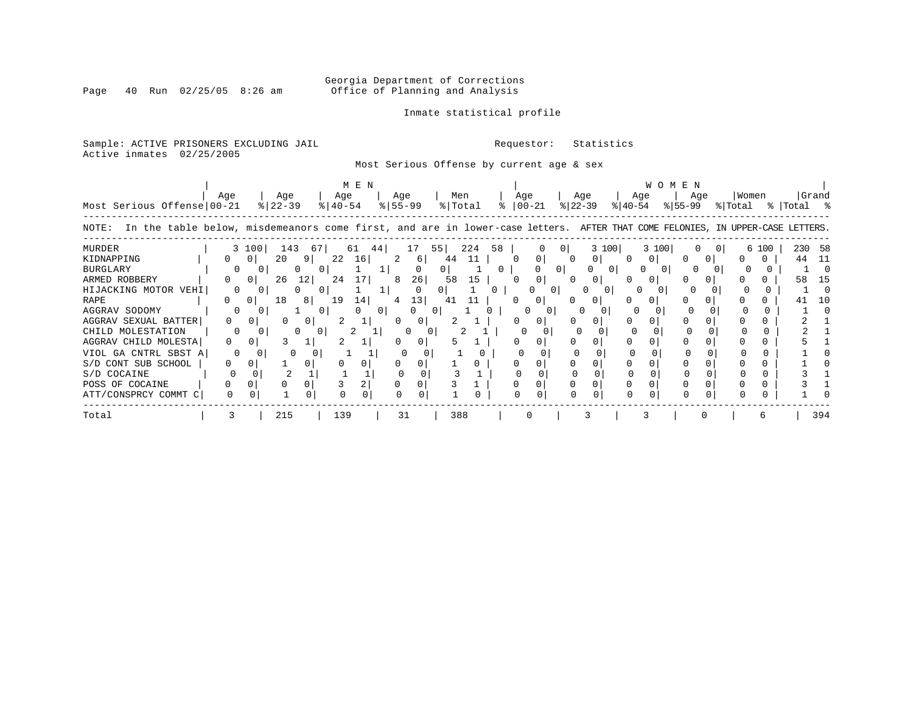Georgia Department of Corrections
Office of Planning and Analysis

Inmate statistical profile

Sample: ACTIVE PRISONERS EXCLUDING JAIL

Requestor: Statistics

Active inmates 02/25/2005

Most Serious Offense by current age & sex

NOTE: In the table below, misdemeanors come first, and are in lower-case letters. AFTER THAT COME FELONIES, IN UPPER-CASE LETTERS.

| Most Serious Offense | MEN Age 00-21 | % | MEN Age 22-39 | % | MEN Age 40-54 | % | MEN Age 55-99 | % | Men Total | % | WOMEN Age 00-21 | % | WOMEN Age 22-39 | % | WOMEN Age 40-54 | % | WOMEN Age 55-99 | % | Women Total | % | Grand Total | % |
|---|---|---|---|---|---|---|---|---|---|---|---|---|---|---|---|---|---|---|---|---|---|---|
| MURDER | 3 | 100 | 143 | 67 | 61 | 44 | 17 | 55 | 224 | 58 | 0 | 0 | 3 | 100 | 3 | 100 | 0 | 0 | 6 | 100 | 230 | 58 |
| KIDNAPPING | 0 | 0 | 20 | 9 | 22 | 16 | 2 | 6 | 44 | 11 | 0 | 0 | 0 | 0 | 0 | 0 | 0 | 0 | 0 | 0 | 44 | 11 |
| BURGLARY | 0 | 0 | 0 | 0 | 1 | 1 | 0 | 0 | 1 | 0 | 0 | 0 | 0 | 0 | 0 | 0 | 0 | 0 | 0 | 0 | 1 | 0 |
| ARMED ROBBERY | 0 | 0 | 26 | 12 | 24 | 17 | 8 | 26 | 58 | 15 | 0 | 0 | 0 | 0 | 0 | 0 | 0 | 0 | 0 | 0 | 58 | 15 |
| HIJACKING MOTOR VEHI | 0 | 0 | 0 | 0 | 1 | 1 | 0 | 0 | 1 | 0 | 0 | 0 | 0 | 0 | 0 | 0 | 0 | 0 | 0 | 0 | 1 | 0 |
| RAPE | 0 | 0 | 18 | 8 | 19 | 14 | 4 | 13 | 41 | 11 | 0 | 0 | 0 | 0 | 0 | 0 | 0 | 0 | 0 | 0 | 41 | 10 |
| AGGRAV SODOMY | 0 | 0 | 1 | 0 | 0 | 0 | 0 | 0 | 1 | 0 | 0 | 0 | 0 | 0 | 0 | 0 | 0 | 0 | 0 | 0 | 1 | 0 |
| AGGRAV SEXUAL BATTER | 0 | 0 | 0 | 0 | 2 | 1 | 0 | 0 | 2 | 1 | 0 | 0 | 0 | 0 | 0 | 0 | 0 | 0 | 0 | 0 | 2 | 1 |
| CHILD MOLESTATION | 0 | 0 | 0 | 0 | 2 | 1 | 0 | 0 | 2 | 1 | 0 | 0 | 0 | 0 | 0 | 0 | 0 | 0 | 0 | 0 | 2 | 1 |
| AGGRAV CHILD MOLESTA | 0 | 0 | 3 | 1 | 2 | 1 | 0 | 0 | 5 | 1 | 0 | 0 | 0 | 0 | 0 | 0 | 0 | 0 | 0 | 0 | 5 | 1 |
| VIOL GA CNTRL SBST A | 0 | 0 | 0 | 0 | 1 | 1 | 0 | 0 | 1 | 0 | 0 | 0 | 0 | 0 | 0 | 0 | 0 | 0 | 0 | 0 | 1 | 0 |
| S/D CONT SUB SCHOOL | 0 | 0 | 1 | 0 | 0 | 0 | 0 | 0 | 1 | 0 | 0 | 0 | 0 | 0 | 0 | 0 | 0 | 0 | 0 | 0 | 1 | 0 |
| S/D COCAINE | 0 | 0 | 2 | 1 | 1 | 1 | 0 | 0 | 3 | 1 | 0 | 0 | 0 | 0 | 0 | 0 | 0 | 0 | 0 | 0 | 3 | 1 |
| POSS OF COCAINE | 0 | 0 | 0 | 0 | 3 | 2 | 0 | 0 | 3 | 1 | 0 | 0 | 0 | 0 | 0 | 0 | 0 | 0 | 0 | 0 | 3 | 1 |
| ATT/CONSPRCY COMMT C | 0 | 0 | 1 | 0 | 0 | 0 | 0 | 0 | 1 | 0 | 0 | 0 | 0 | 0 | 0 | 0 | 0 | 0 | 0 | 0 | 1 | 0 |
| Total | 3 | | 215 | | 139 | | 31 | | 388 | | 0 | | 3 | | 3 | | 0 | | 6 | | 394 | |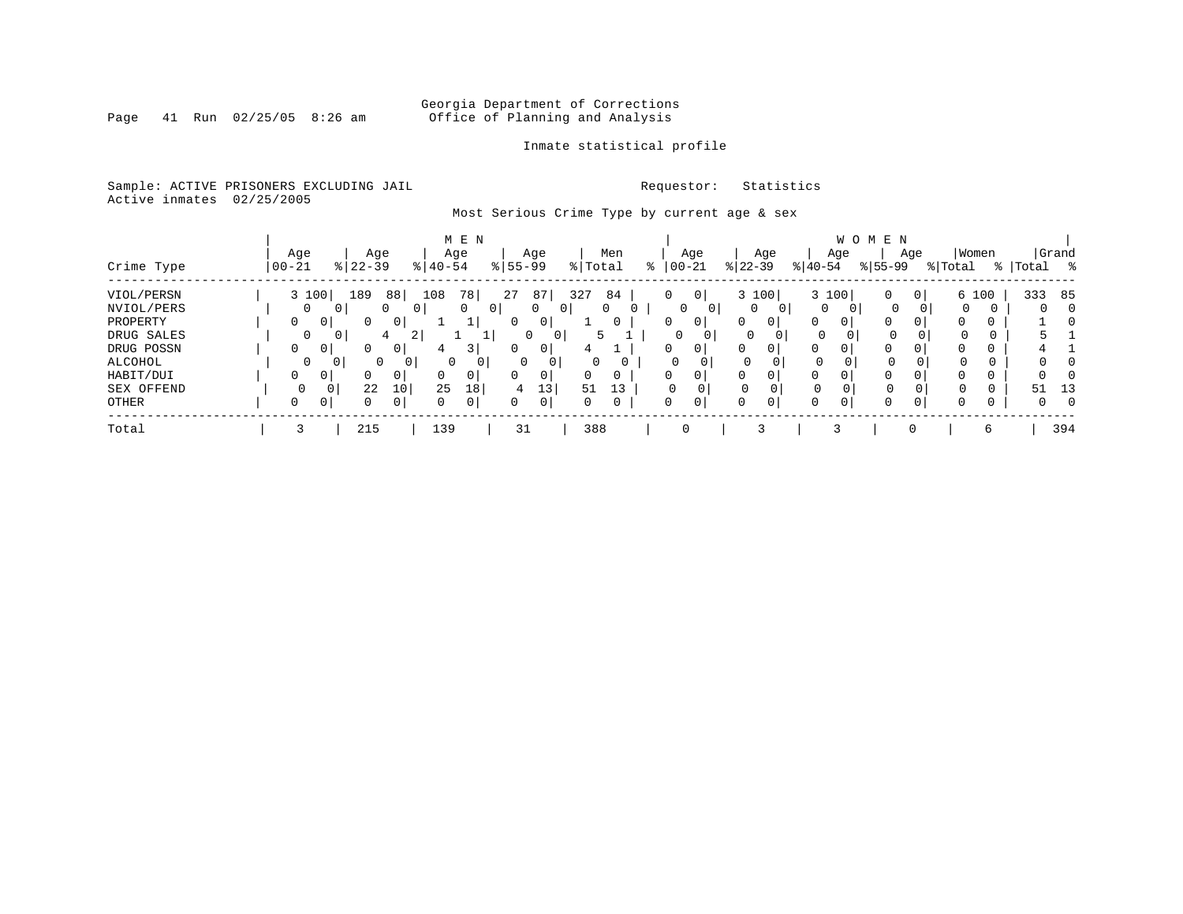Georgia Department of Corrections
Office of Planning and Analysis

Inmate statistical profile

Sample: ACTIVE PRISONERS EXCLUDING JAIL
Active inmates 02/25/2005

Requestor: Statistics

Most Serious Crime Type by current age & sex

| | MEN | | | | | | | | | | WOMEN | | | | | | | | | | Grand | |
|---|---|---|---|---|---|---|---|---|---|---|---|---|---|---|---|---|---|---|---|---|---|---|
| Crime Type | Age 00-21 | % | Age 22-39 | % | Age 40-54 | % | Age 55-99 | % | Men Total | % | Age 00-21 | % | Age 22-39 | % | Age 40-54 | % | Age 55-99 | % | Women Total | % | Total | % |
| VIOL/PERSN | 3 | 100 | 189 | 88 | 108 | 78 | 27 | 87 | 327 | 84 | 0 | 0 | 3 | 100 | 3 | 100 | 0 | 0 | 6 | 100 | 333 | 85 |
| NVIOL/PERS | 0 | 0 | 0 | 0 | 0 | 0 | 0 | 0 | 0 | 0 | 0 | 0 | 0 | 0 | 0 | 0 | 0 | 0 | 0 | 0 | 0 | 0 |
| PROPERTY | 0 | 0 | 0 | 0 | 1 | 1 | 0 | 0 | 1 | 0 | 0 | 0 | 0 | 0 | 0 | 0 | 0 | 0 | 0 | 0 | 1 | 0 |
| DRUG SALES | 0 | 0 | 4 | 2 | 1 | 1 | 0 | 0 | 5 | 1 | 0 | 0 | 0 | 0 | 0 | 0 | 0 | 0 | 0 | 0 | 5 | 1 |
| DRUG POSSN | 0 | 0 | 0 | 0 | 4 | 3 | 0 | 0 | 4 | 1 | 0 | 0 | 0 | 0 | 0 | 0 | 0 | 0 | 0 | 0 | 4 | 1 |
| ALCOHOL | 0 | 0 | 0 | 0 | 0 | 0 | 0 | 0 | 0 | 0 | 0 | 0 | 0 | 0 | 0 | 0 | 0 | 0 | 0 | 0 | 0 | 0 |
| HABIT/DUI | 0 | 0 | 0 | 0 | 0 | 0 | 0 | 0 | 0 | 0 | 0 | 0 | 0 | 0 | 0 | 0 | 0 | 0 | 0 | 0 | 0 | 0 |
| SEX OFFEND | 0 | 0 | 22 | 10 | 25 | 18 | 4 | 13 | 51 | 13 | 0 | 0 | 0 | 0 | 0 | 0 | 0 | 0 | 0 | 0 | 51 | 13 |
| OTHER | 0 | 0 | 0 | 0 | 0 | 0 | 0 | 0 | 0 | 0 | 0 | 0 | 0 | 0 | 0 | 0 | 0 | 0 | 0 | 0 | 0 | 0 |
| Total | 3 | | 215 | | 139 | | 31 | | 388 | | 0 | | 3 | | 3 | | 0 | | 6 | | 394 | |